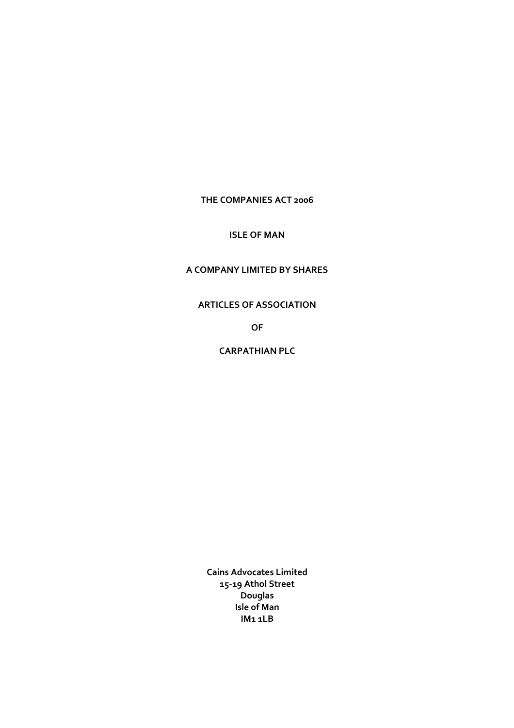**THE COMPANIES ACT 2006**

**ISLE OF MAN**

**A COMPANY LIMITED BY SHARES**

**ARTICLES OF ASSOCIATION**

**OF**

**CARPATHIAN PLC**

**Cains Advocates Limited**
**15-19 Athol Street**
**Douglas**
**Isle of Man**
**IM1 1LB**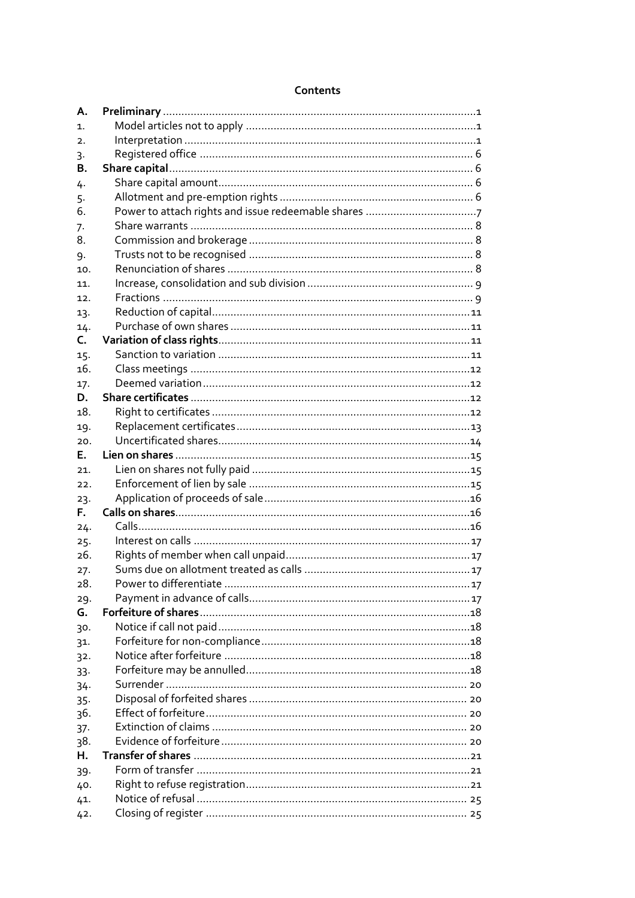# Contents

| | | |
|---|---|---|
| **A.** | **Preliminary** | 1 |
| 1. | Model articles not to apply | 1 |
| 2. | Interpretation | 1 |
| 3. | Registered office | 6 |
| **B.** | **Share capital** | 6 |
| 4. | Share capital amount | 6 |
| 5. | Allotment and pre-emption rights | 6 |
| 6. | Power to attach rights and issue redeemable shares | 7 |
| 7. | Share warrants | 8 |
| 8. | Commission and brokerage | 8 |
| 9. | Trusts not to be recognised | 8 |
| 10. | Renunciation of shares | 8 |
| 11. | Increase, consolidation and sub division | 9 |
| 12. | Fractions | 9 |
| 13. | Reduction of capital | 11 |
| 14. | Purchase of own shares | 11 |
| **C.** | **Variation of class rights** | 11 |
| 15. | Sanction to variation | 11 |
| 16. | Class meetings | 12 |
| 17. | Deemed variation | 12 |
| **D.** | **Share certificates** | 12 |
| 18. | Right to certificates | 12 |
| 19. | Replacement certificates | 13 |
| 20. | Uncertificated shares | 14 |
| **E.** | **Lien on shares** | 15 |
| 21. | Lien on shares not fully paid | 15 |
| 22. | Enforcement of lien by sale | 15 |
| 23. | Application of proceeds of sale | 16 |
| **F.** | **Calls on shares** | 16 |
| 24. | Calls | 16 |
| 25. | Interest on calls | 17 |
| 26. | Rights of member when call unpaid | 17 |
| 27. | Sums due on allotment treated as calls | 17 |
| 28. | Power to differentiate | 17 |
| 29. | Payment in advance of calls | 17 |
| **G.** | **Forfeiture of shares** | 18 |
| 30. | Notice if call not paid | 18 |
| 31. | Forfeiture for non-compliance | 18 |
| 32. | Notice after forfeiture | 18 |
| 33. | Forfeiture may be annulled | 18 |
| 34. | Surrender | 20 |
| 35. | Disposal of forfeited shares | 20 |
| 36. | Effect of forfeiture | 20 |
| 37. | Extinction of claims | 20 |
| 38. | Evidence of forfeiture | 20 |
| **H.** | **Transfer of shares** | 21 |
| 39. | Form of transfer | 21 |
| 40. | Right to refuse registration | 21 |
| 41. | Notice of refusal | 25 |
| 42. | Closing of register | 25 |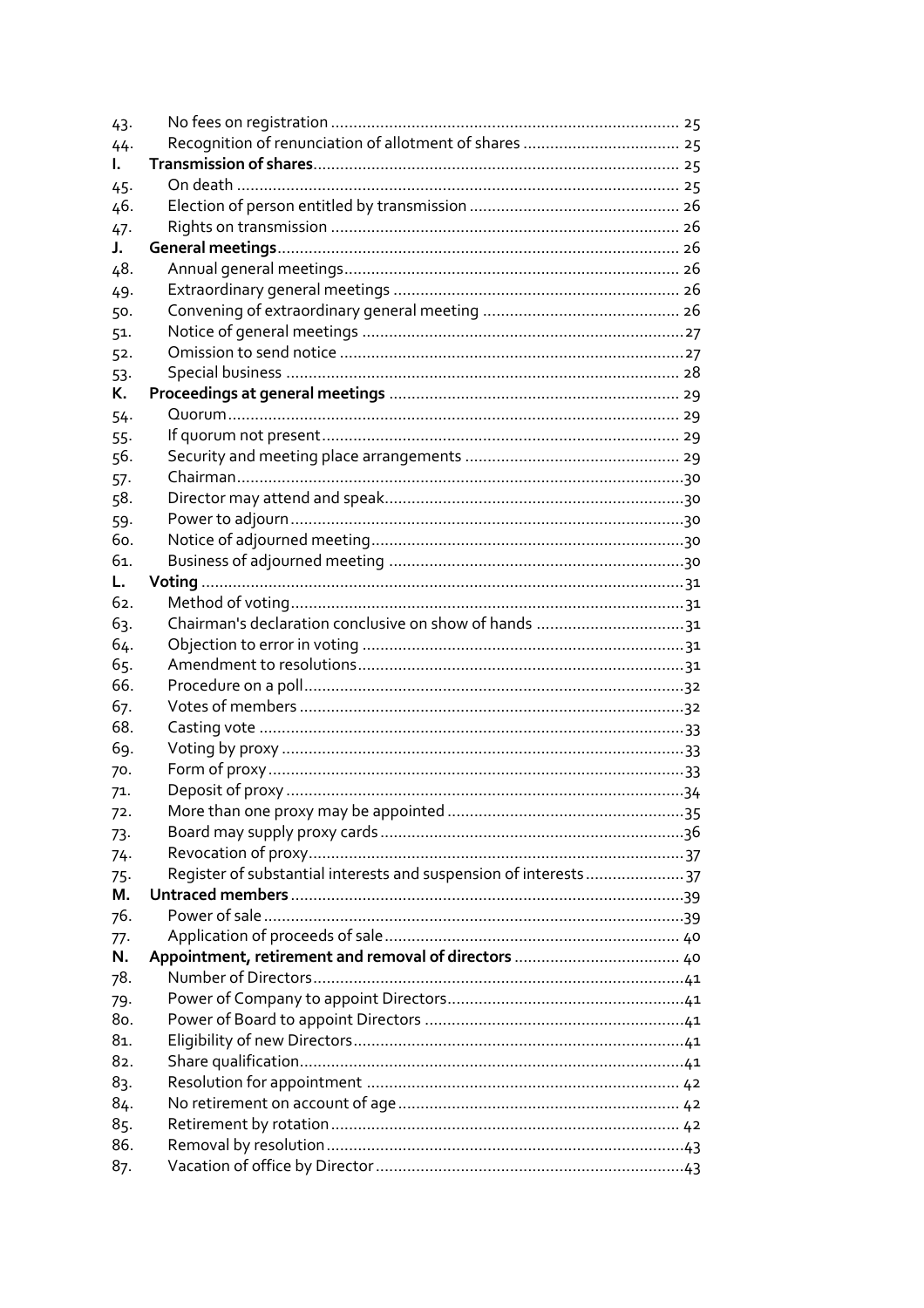| | | |
|---|---|---|
| 43. | No fees on registration | 25 |
| 44. | Recognition of renunciation of allotment of shares | 25 |
| **I.** | **Transmission of shares** | 25 |
| 45. | On death | 25 |
| 46. | Election of person entitled by transmission | 26 |
| 47. | Rights on transmission | 26 |
| **J.** | **General meetings** | 26 |
| 48. | Annual general meetings | 26 |
| 49. | Extraordinary general meetings | 26 |
| 50. | Convening of extraordinary general meeting | 26 |
| 51. | Notice of general meetings | 27 |
| 52. | Omission to send notice | 27 |
| 53. | Special business | 28 |
| **K.** | **Proceedings at general meetings** | 29 |
| 54. | Quorum | 29 |
| 55. | If quorum not present | 29 |
| 56. | Security and meeting place arrangements | 29 |
| 57. | Chairman | 30 |
| 58. | Director may attend and speak | 30 |
| 59. | Power to adjourn | 30 |
| 60. | Notice of adjourned meeting | 30 |
| 61. | Business of adjourned meeting | 30 |
| **L.** | **Voting** | 31 |
| 62. | Method of voting | 31 |
| 63. | Chairman's declaration conclusive on show of hands | 31 |
| 64. | Objection to error in voting | 31 |
| 65. | Amendment to resolutions | 31 |
| 66. | Procedure on a poll | 32 |
| 67. | Votes of members | 32 |
| 68. | Casting vote | 33 |
| 69. | Voting by proxy | 33 |
| 70. | Form of proxy | 33 |
| 71. | Deposit of proxy | 34 |
| 72. | More than one proxy may be appointed | 35 |
| 73. | Board may supply proxy cards | 36 |
| 74. | Revocation of proxy | 37 |
| 75. | Register of substantial interests and suspension of interests | 37 |
| **M.** | **Untraced members** | 39 |
| 76. | Power of sale | 39 |
| 77. | Application of proceeds of sale | 40 |
| **N.** | **Appointment, retirement and removal of directors** | 40 |
| 78. | Number of Directors | 41 |
| 79. | Power of Company to appoint Directors | 41 |
| 80. | Power of Board to appoint Directors | 41 |
| 81. | Eligibility of new Directors | 41 |
| 82. | Share qualification | 41 |
| 83. | Resolution for appointment | 42 |
| 84. | No retirement on account of age | 42 |
| 85. | Retirement by rotation | 42 |
| 86. | Removal by resolution | 43 |
| 87. | Vacation of office by Director | 43 |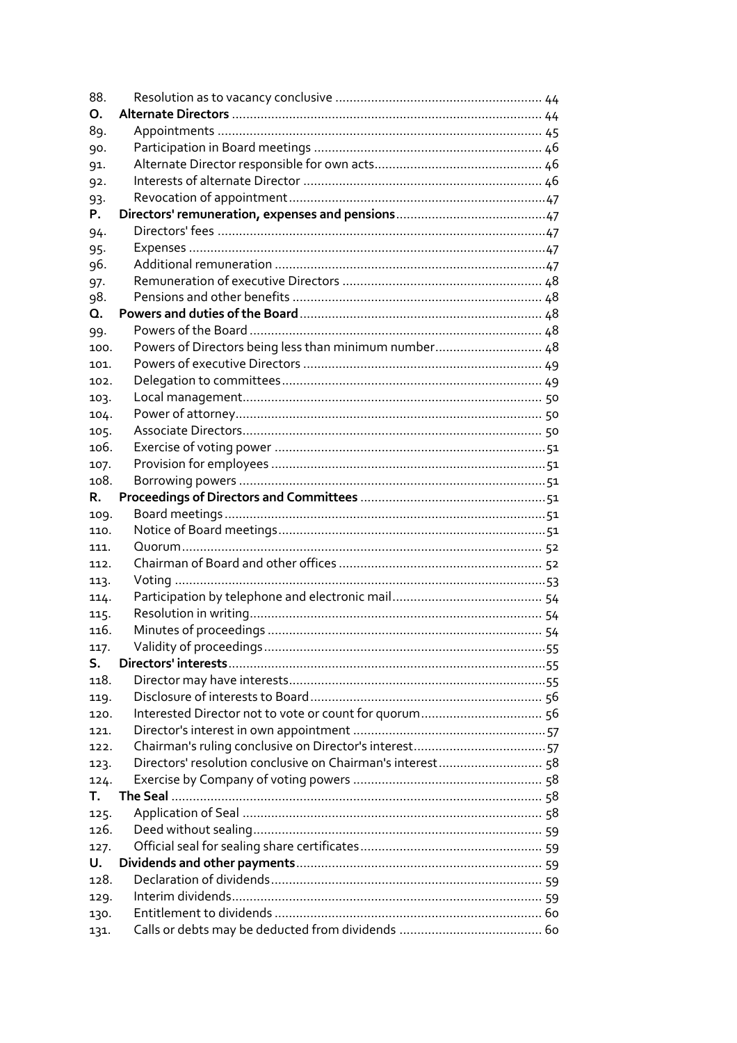| | | |
|---|---|---|
| 88. | Resolution as to vacancy conclusive | 44 |
| **O.** | **Alternate Directors** | 44 |
| 89. | Appointments | 45 |
| 90. | Participation in Board meetings | 46 |
| 91. | Alternate Director responsible for own acts | 46 |
| 92. | Interests of alternate Director | 46 |
| 93. | Revocation of appointment | 47 |
| **P.** | **Directors' remuneration, expenses and pensions** | 47 |
| 94. | Directors' fees | 47 |
| 95. | Expenses | 47 |
| 96. | Additional remuneration | 47 |
| 97. | Remuneration of executive Directors | 48 |
| 98. | Pensions and other benefits | 48 |
| **Q.** | **Powers and duties of the Board** | 48 |
| 99. | Powers of the Board | 48 |
| 100. | Powers of Directors being less than minimum number | 48 |
| 101. | Powers of executive Directors | 49 |
| 102. | Delegation to committees | 49 |
| 103. | Local management | 50 |
| 104. | Power of attorney | 50 |
| 105. | Associate Directors | 50 |
| 106. | Exercise of voting power | 51 |
| 107. | Provision for employees | 51 |
| 108. | Borrowing powers | 51 |
| **R.** | **Proceedings of Directors and Committees** | 51 |
| 109. | Board meetings | 51 |
| 110. | Notice of Board meetings | 51 |
| 111. | Quorum | 52 |
| 112. | Chairman of Board and other offices | 52 |
| 113. | Voting | 53 |
| 114. | Participation by telephone and electronic mail | 54 |
| 115. | Resolution in writing | 54 |
| 116. | Minutes of proceedings | 54 |
| 117. | Validity of proceedings | 55 |
| **S.** | **Directors' interests** | 55 |
| 118. | Director may have interests | 55 |
| 119. | Disclosure of interests to Board | 56 |
| 120. | Interested Director not to vote or count for quorum | 56 |
| 121. | Director's interest in own appointment | 57 |
| 122. | Chairman's ruling conclusive on Director's interest | 57 |
| 123. | Directors' resolution conclusive on Chairman's interest | 58 |
| 124. | Exercise by Company of voting powers | 58 |
| **T.** | **The Seal** | 58 |
| 125. | Application of Seal | 58 |
| 126. | Deed without sealing | 59 |
| 127. | Official seal for sealing share certificates | 59 |
| **U.** | **Dividends and other payments** | 59 |
| 128. | Declaration of dividends | 59 |
| 129. | Interim dividends | 59 |
| 130. | Entitlement to dividends | 60 |
| 131. | Calls or debts may be deducted from dividends | 60 |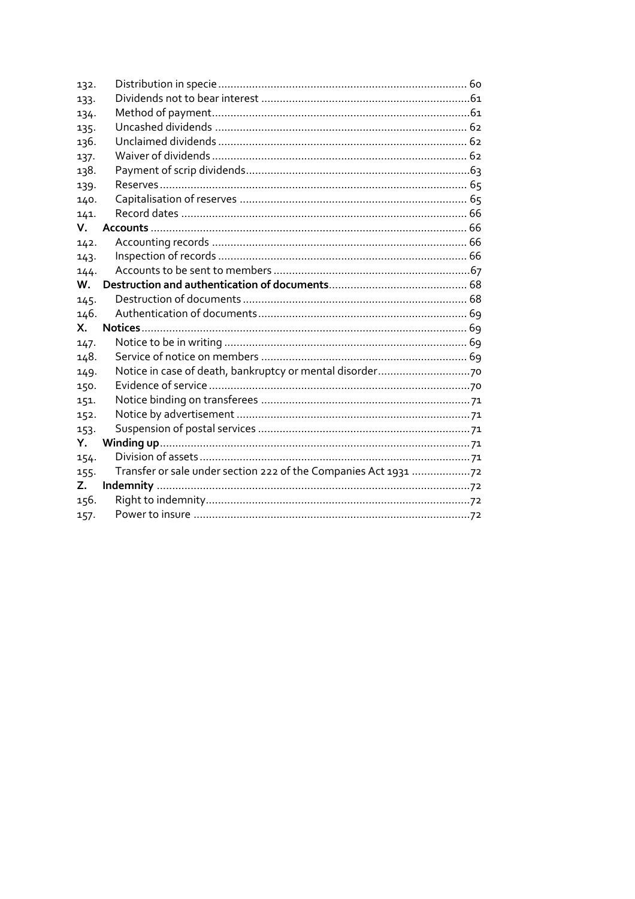| | | |
|---|---|---|
| 132. | Distribution in specie | 60 |
| 133. | Dividends not to bear interest | 61 |
| 134. | Method of payment | 61 |
| 135. | Uncashed dividends | 62 |
| 136. | Unclaimed dividends | 62 |
| 137. | Waiver of dividends | 62 |
| 138. | Payment of scrip dividends | 63 |
| 139. | Reserves | 65 |
| 140. | Capitalisation of reserves | 65 |
| 141. | Record dates | 66 |
| **V.** | **Accounts** | 66 |
| 142. | Accounting records | 66 |
| 143. | Inspection of records | 66 |
| 144. | Accounts to be sent to members | 67 |
| **W.** | **Destruction and authentication of documents** | 68 |
| 145. | Destruction of documents | 68 |
| 146. | Authentication of documents | 69 |
| **X.** | **Notices** | 69 |
| 147. | Notice to be in writing | 69 |
| 148. | Service of notice on members | 69 |
| 149. | Notice in case of death, bankruptcy or mental disorder | 70 |
| 150. | Evidence of service | 70 |
| 151. | Notice binding on transferees | 71 |
| 152. | Notice by advertisement | 71 |
| 153. | Suspension of postal services | 71 |
| **Y.** | **Winding up** | 71 |
| 154. | Division of assets | 71 |
| 155. | Transfer or sale under section 222 of the Companies Act 1931 | 72 |
| **Z.** | **Indemnity** | 72 |
| 156. | Right to indemnity | 72 |
| 157. | Power to insure | 72 |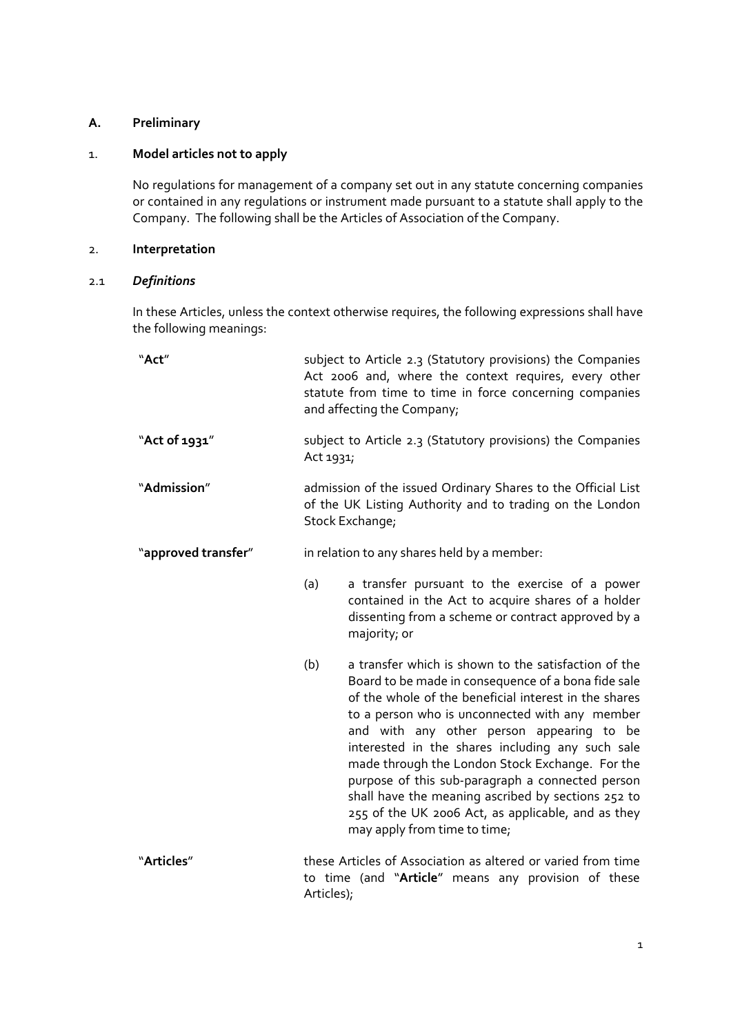## A. Preliminary

### 1. Model articles not to apply

No regulations for management of a company set out in any statute concerning companies or contained in any regulations or instrument made pursuant to a statute shall apply to the Company. The following shall be the Articles of Association of the Company.

### 2. Interpretation

#### 2.1 *Definitions*

In these Articles, unless the context otherwise requires, the following expressions shall have the following meanings:

"**Act**" subject to Article 2.3 (Statutory provisions) the Companies Act 2006 and, where the context requires, every other statute from time to time in force concerning companies and affecting the Company;

"**Act of 1931**" subject to Article 2.3 (Statutory provisions) the Companies Act 1931;

"**Admission**" admission of the issued Ordinary Shares to the Official List of the UK Listing Authority and to trading on the London Stock Exchange;

"**approved transfer**" in relation to any shares held by a member:

(a) a transfer pursuant to the exercise of a power contained in the Act to acquire shares of a holder dissenting from a scheme or contract approved by a majority; or

(b) a transfer which is shown to the satisfaction of the Board to be made in consequence of a bona fide sale of the whole of the beneficial interest in the shares to a person who is unconnected with any member and with any other person appearing to be interested in the shares including any such sale made through the London Stock Exchange. For the purpose of this sub-paragraph a connected person shall have the meaning ascribed by sections 252 to 255 of the UK 2006 Act, as applicable, and as they may apply from time to time;

"**Articles**" these Articles of Association as altered or varied from time to time (and "**Article**" means any provision of these Articles);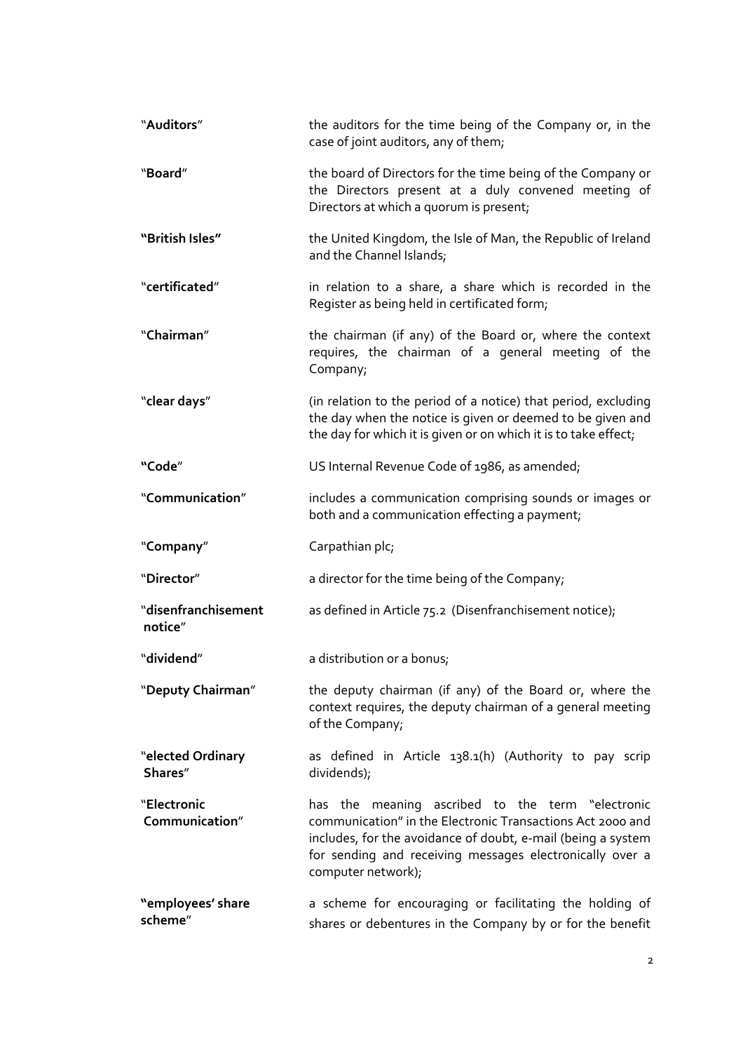| | |
|---|---|
| "**Auditors**" | the auditors for the time being of the Company or, in the case of joint auditors, any of them; |
| "**Board**" | the board of Directors for the time being of the Company or the Directors present at a duly convened meeting of Directors at which a quorum is present; |
| **"British Isles"** | the United Kingdom, the Isle of Man, the Republic of Ireland and the Channel Islands; |
| "**certificated**" | in relation to a share, a share which is recorded in the Register as being held in certificated form; |
| "**Chairman**" | the chairman (if any) of the Board or, where the context requires, the chairman of a general meeting of the Company; |
| "**clear days**" | (in relation to the period of a notice) that period, excluding the day when the notice is given or deemed to be given and the day for which it is given or on which it is to take effect; |
| **"Code"** | US Internal Revenue Code of 1986, as amended; |
| "**Communication**" | includes a communication comprising sounds or images or both and a communication effecting a payment; |
| "**Company**" | Carpathian plc; |
| "**Director**" | a director for the time being of the Company; |
| "**disenfranchisement notice**" | as defined in Article 75.2 (Disenfranchisement notice); |
| "**dividend**" | a distribution or a bonus; |
| "**Deputy Chairman**" | the deputy chairman (if any) of the Board or, where the context requires, the deputy chairman of a general meeting of the Company; |
| "**elected Ordinary Shares**" | as defined in Article 138.1(h) (Authority to pay scrip dividends); |
| "**Electronic Communication**" | has the meaning ascribed to the term "electronic communication" in the Electronic Transactions Act 2000 and includes, for the avoidance of doubt, e-mail (being a system for sending and receiving messages electronically over a computer network); |
| **"employees' share scheme"** | a scheme for encouraging or facilitating the holding of shares or debentures in the Company by or for the benefit |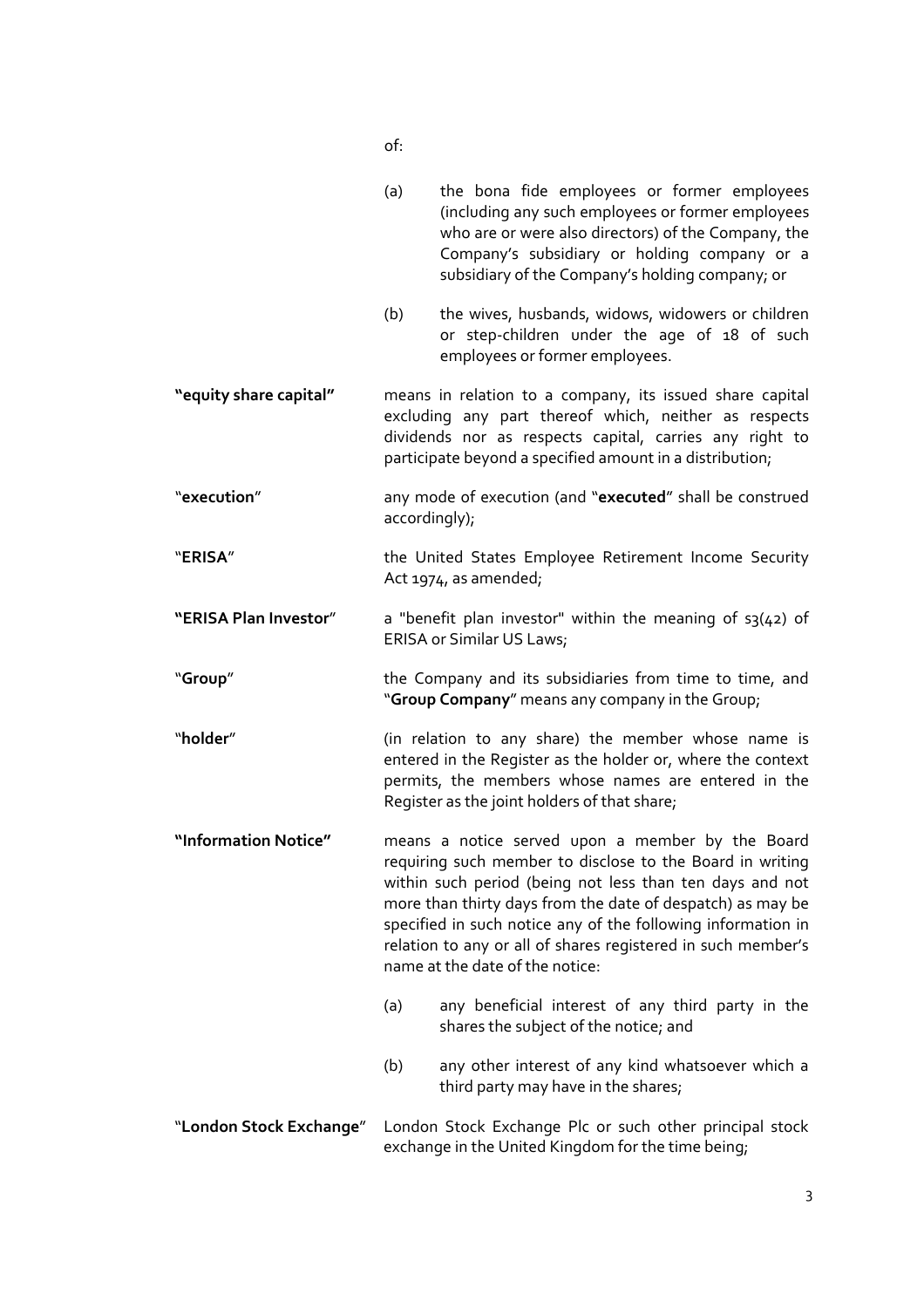of:

(a) the bona fide employees or former employees (including any such employees or former employees who are or were also directors) of the Company, the Company's subsidiary or holding company or a subsidiary of the Company's holding company; or

(b) the wives, husbands, widows, widowers or children or step-children under the age of 18 of such employees or former employees.

**"equity share capital"** means in relation to a company, its issued share capital excluding any part thereof which, neither as respects dividends nor as respects capital, carries any right to participate beyond a specified amount in a distribution;

"**execution**" any mode of execution (and "**executed**" shall be construed accordingly);

"**ERISA**" the United States Employee Retirement Income Security Act 1974, as amended;

**"ERISA Plan Investor**" a "benefit plan investor" within the meaning of s3(42) of ERISA or Similar US Laws;

"**Group**" the Company and its subsidiaries from time to time, and "**Group Company**" means any company in the Group;

"**holder**" (in relation to any share) the member whose name is entered in the Register as the holder or, where the context permits, the members whose names are entered in the Register as the joint holders of that share;

**"Information Notice"** means a notice served upon a member by the Board requiring such member to disclose to the Board in writing within such period (being not less than ten days and not more than thirty days from the date of despatch) as may be specified in such notice any of the following information in relation to any or all of shares registered in such member's name at the date of the notice:

(a) any beneficial interest of any third party in the shares the subject of the notice; and

(b) any other interest of any kind whatsoever which a third party may have in the shares;

"**London Stock Exchange**" London Stock Exchange Plc or such other principal stock exchange in the United Kingdom for the time being;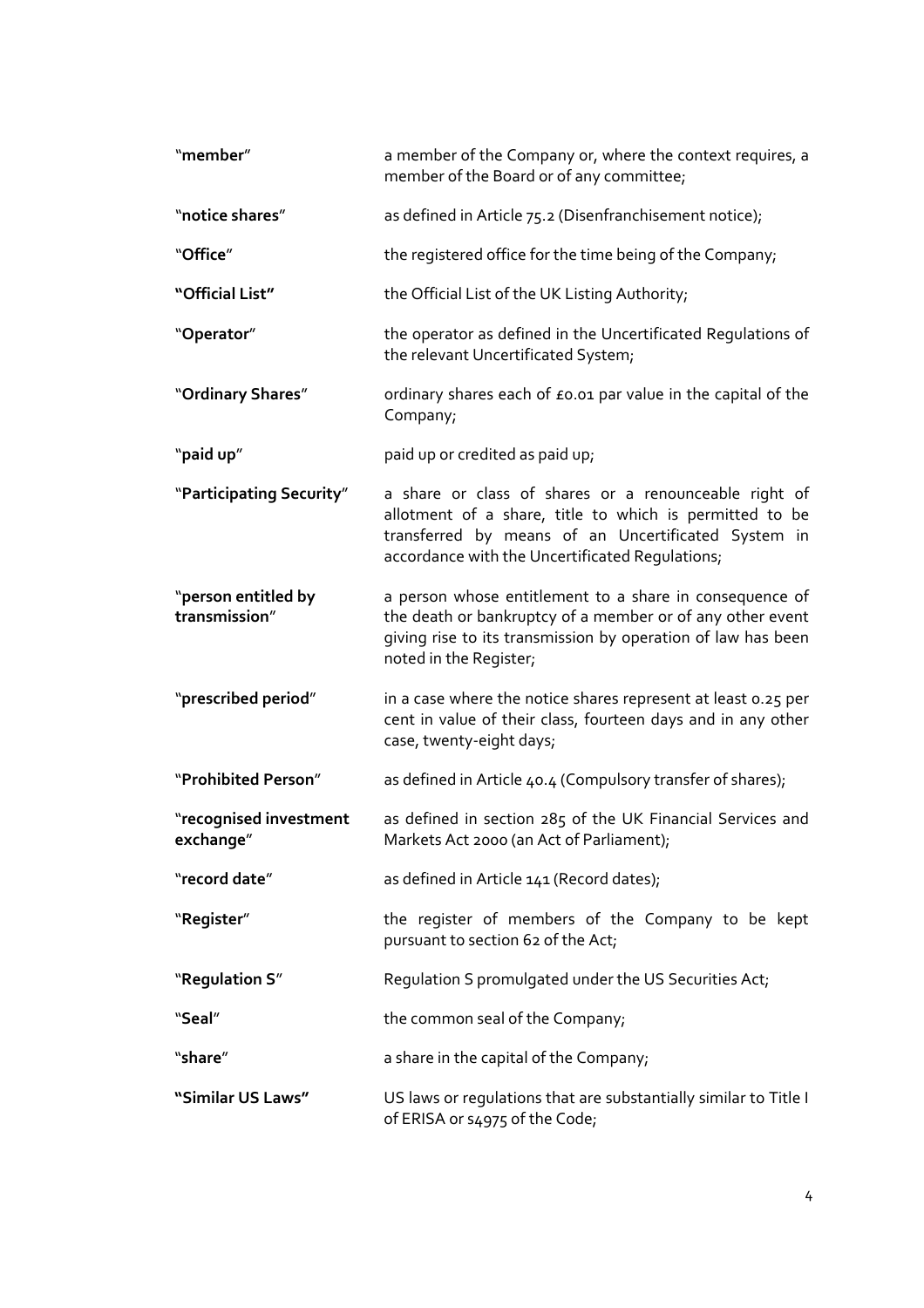| | |
|---|---|
| "**member**" | a member of the Company or, where the context requires, a member of the Board or of any committee; |
| "**notice shares**" | as defined in Article 75.2 (Disenfranchisement notice); |
| "**Office**" | the registered office for the time being of the Company; |
| **"Official List"** | the Official List of the UK Listing Authority; |
| "**Operator**" | the operator as defined in the Uncertificated Regulations of the relevant Uncertificated System; |
| "**Ordinary Shares**" | ordinary shares each of £0.01 par value in the capital of the Company; |
| "**paid up**" | paid up or credited as paid up; |
| "**Participating Security**" | a share or class of shares or a renounceable right of allotment of a share, title to which is permitted to be transferred by means of an Uncertificated System in accordance with the Uncertificated Regulations; |
| "**person entitled by transmission**" | a person whose entitlement to a share in consequence of the death or bankruptcy of a member or of any other event giving rise to its transmission by operation of law has been noted in the Register; |
| "**prescribed period**" | in a case where the notice shares represent at least 0.25 per cent in value of their class, fourteen days and in any other case, twenty-eight days; |
| "**Prohibited Person**" | as defined in Article 40.4 (Compulsory transfer of shares); |
| "**recognised investment exchange**" | as defined in section 285 of the UK Financial Services and Markets Act 2000 (an Act of Parliament); |
| "**record date**" | as defined in Article 141 (Record dates); |
| "**Register**" | the register of members of the Company to be kept pursuant to section 62 of the Act; |
| "**Regulation S**" | Regulation S promulgated under the US Securities Act; |
| "**Seal**" | the common seal of the Company; |
| "**share**" | a share in the capital of the Company; |
| **"Similar US Laws"** | US laws or regulations that are substantially similar to Title I of ERISA or s4975 of the Code; |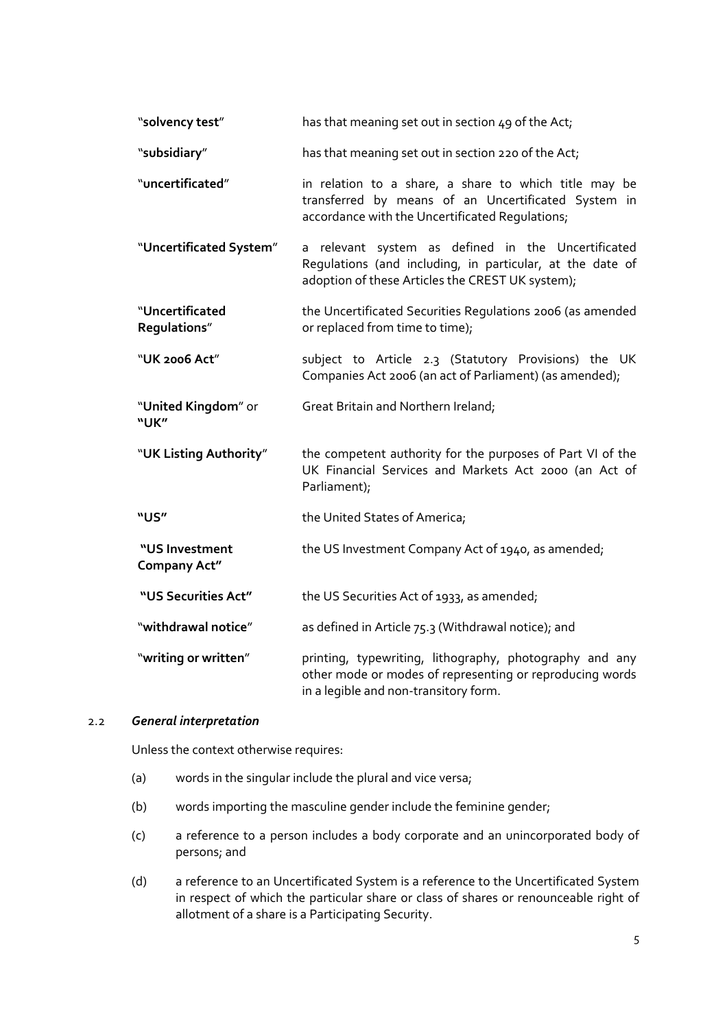| | |
|---|---|
| "**solvency test**" | has that meaning set out in section 49 of the Act; |
| "**subsidiary**" | has that meaning set out in section 220 of the Act; |
| "**uncertificated**" | in relation to a share, a share to which title may be transferred by means of an Uncertificated System in accordance with the Uncertificated Regulations; |
| "**Uncertificated System**" | a relevant system as defined in the Uncertificated Regulations (and including, in particular, at the date of adoption of these Articles the CREST UK system); |
| "**Uncertificated Regulations**" | the Uncertificated Securities Regulations 2006 (as amended or replaced from time to time); |
| "**UK 2006 Act**" | subject to Article 2.3 (Statutory Provisions) the UK Companies Act 2006 (an act of Parliament) (as amended); |
| "**United Kingdom**" or **"UK"** | Great Britain and Northern Ireland; |
| "**UK Listing Authority**" | the competent authority for the purposes of Part VI of the UK Financial Services and Markets Act 2000 (an Act of Parliament); |
| **"US"** | the United States of America; |
| **"US Investment Company Act"** | the US Investment Company Act of 1940, as amended; |
| **"US Securities Act"** | the US Securities Act of 1933, as amended; |
| "**withdrawal notice**" | as defined in Article 75.3 (Withdrawal notice); and |
| "**writing or written**" | printing, typewriting, lithography, photography and any other mode or modes of representing or reproducing words in a legible and non-transitory form. |

2.2 ***General interpretation***

Unless the context otherwise requires:

(a) words in the singular include the plural and vice versa;

(b) words importing the masculine gender include the feminine gender;

(c) a reference to a person includes a body corporate and an unincorporated body of persons; and

(d) a reference to an Uncertificated System is a reference to the Uncertificated System in respect of which the particular share or class of shares or renounceable right of allotment of a share is a Participating Security.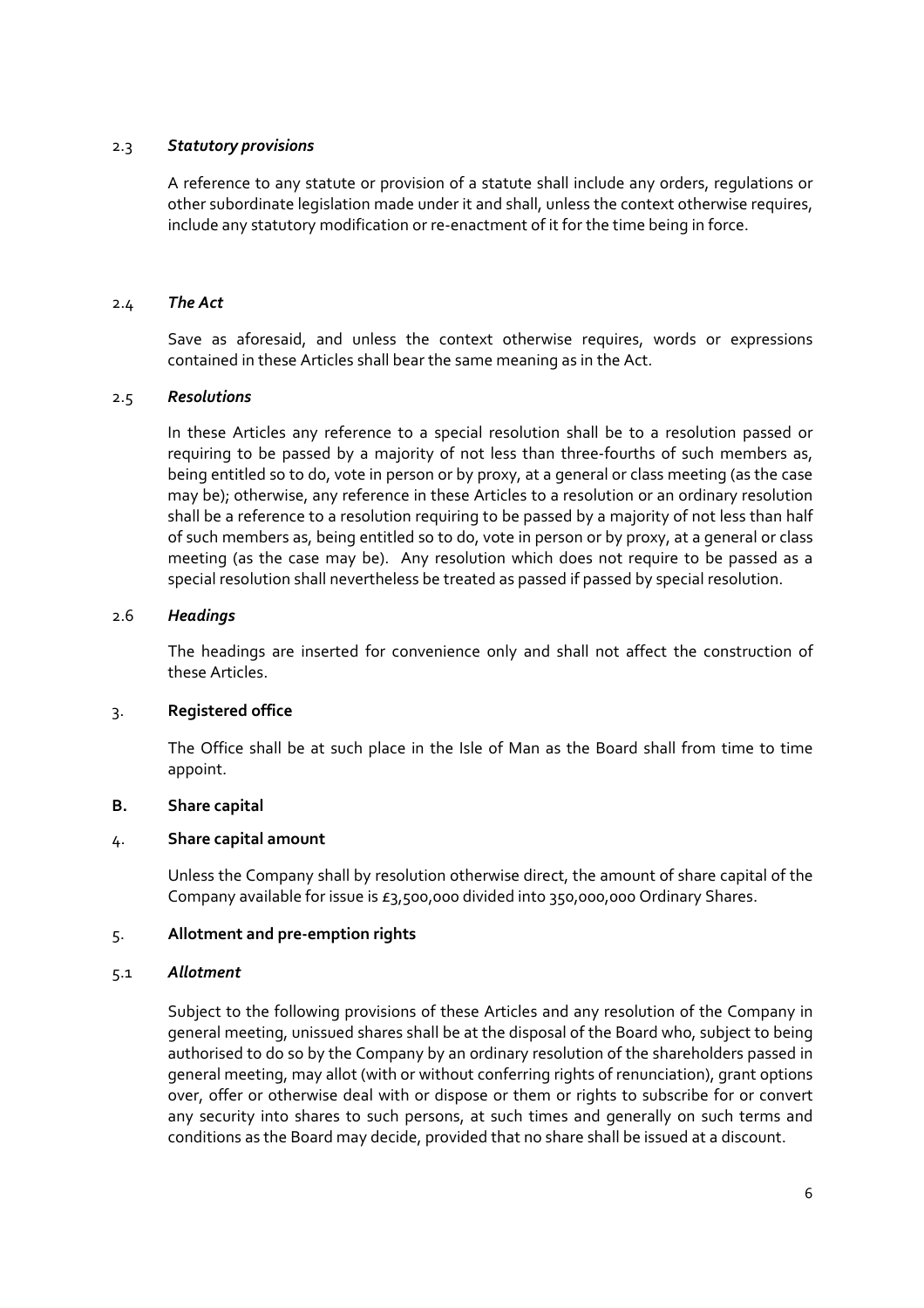2.3 ***Statutory provisions***

A reference to any statute or provision of a statute shall include any orders, regulations or other subordinate legislation made under it and shall, unless the context otherwise requires, include any statutory modification or re-enactment of it for the time being in force.

2.4 ***The Act***

Save as aforesaid, and unless the context otherwise requires, words or expressions contained in these Articles shall bear the same meaning as in the Act.

2.5 ***Resolutions***

In these Articles any reference to a special resolution shall be to a resolution passed or requiring to be passed by a majority of not less than three-fourths of such members as, being entitled so to do, vote in person or by proxy, at a general or class meeting (as the case may be); otherwise, any reference in these Articles to a resolution or an ordinary resolution shall be a reference to a resolution requiring to be passed by a majority of not less than half of such members as, being entitled so to do, vote in person or by proxy, at a general or class meeting (as the case may be). Any resolution which does not require to be passed as a special resolution shall nevertheless be treated as passed if passed by special resolution.

2.6 ***Headings***

The headings are inserted for convenience only and shall not affect the construction of these Articles.

3. **Registered office**

The Office shall be at such place in the Isle of Man as the Board shall from time to time appoint.

**B. Share capital**

4. **Share capital amount**

Unless the Company shall by resolution otherwise direct, the amount of share capital of the Company available for issue is £3,500,000 divided into 350,000,000 Ordinary Shares.

5. **Allotment and pre-emption rights**

5.1 ***Allotment***

Subject to the following provisions of these Articles and any resolution of the Company in general meeting, unissued shares shall be at the disposal of the Board who, subject to being authorised to do so by the Company by an ordinary resolution of the shareholders passed in general meeting, may allot (with or without conferring rights of renunciation), grant options over, offer or otherwise deal with or dispose or them or rights to subscribe for or convert any security into shares to such persons, at such times and generally on such terms and conditions as the Board may decide, provided that no share shall be issued at a discount.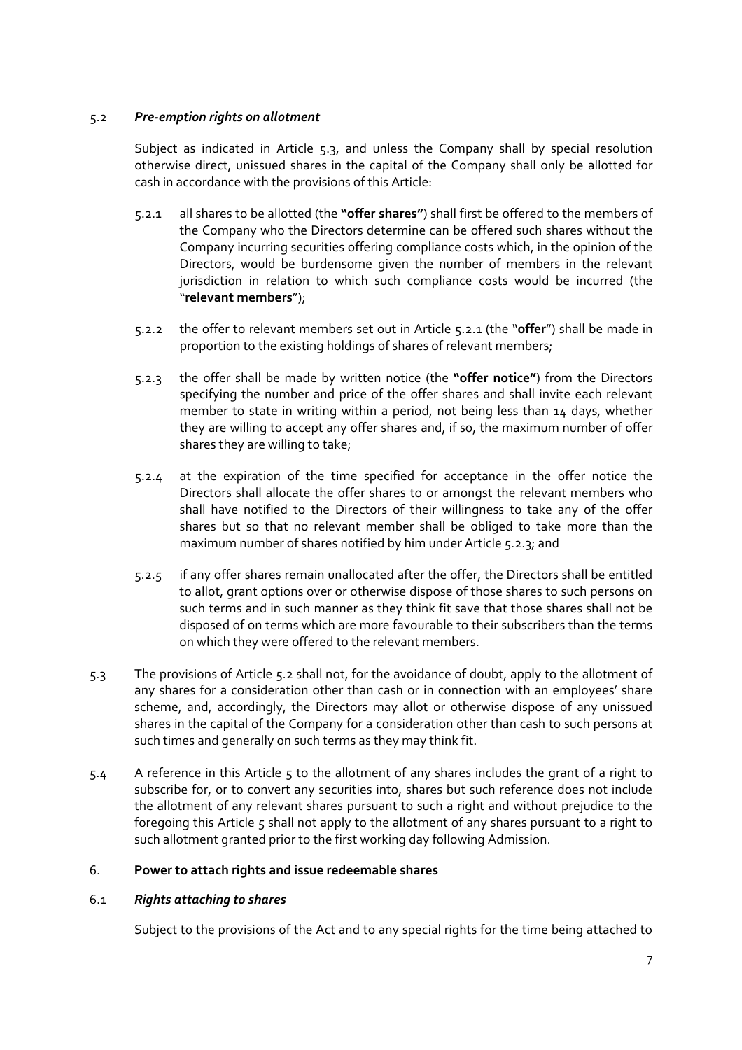5.2 ***Pre-emption rights on allotment***

Subject as indicated in Article 5.3, and unless the Company shall by special resolution otherwise direct, unissued shares in the capital of the Company shall only be allotted for cash in accordance with the provisions of this Article:

5.2.1 all shares to be allotted (the **"offer shares"**) shall first be offered to the members of the Company who the Directors determine can be offered such shares without the Company incurring securities offering compliance costs which, in the opinion of the Directors, would be burdensome given the number of members in the relevant jurisdiction in relation to which such compliance costs would be incurred (the "**relevant members**");

5.2.2 the offer to relevant members set out in Article 5.2.1 (the "**offer**") shall be made in proportion to the existing holdings of shares of relevant members;

5.2.3 the offer shall be made by written notice (the **"offer notice"**) from the Directors specifying the number and price of the offer shares and shall invite each relevant member to state in writing within a period, not being less than 14 days, whether they are willing to accept any offer shares and, if so, the maximum number of offer shares they are willing to take;

5.2.4 at the expiration of the time specified for acceptance in the offer notice the Directors shall allocate the offer shares to or amongst the relevant members who shall have notified to the Directors of their willingness to take any of the offer shares but so that no relevant member shall be obliged to take more than the maximum number of shares notified by him under Article 5.2.3; and

5.2.5 if any offer shares remain unallocated after the offer, the Directors shall be entitled to allot, grant options over or otherwise dispose of those shares to such persons on such terms and in such manner as they think fit save that those shares shall not be disposed of on terms which are more favourable to their subscribers than the terms on which they were offered to the relevant members.

5.3 The provisions of Article 5.2 shall not, for the avoidance of doubt, apply to the allotment of any shares for a consideration other than cash or in connection with an employees' share scheme, and, accordingly, the Directors may allot or otherwise dispose of any unissued shares in the capital of the Company for a consideration other than cash to such persons at such times and generally on such terms as they may think fit.

5.4 A reference in this Article 5 to the allotment of any shares includes the grant of a right to subscribe for, or to convert any securities into, shares but such reference does not include the allotment of any relevant shares pursuant to such a right and without prejudice to the foregoing this Article 5 shall not apply to the allotment of any shares pursuant to a right to such allotment granted prior to the first working day following Admission.

## 6. **Power to attach rights and issue redeemable shares**

6.1 ***Rights attaching to shares***

Subject to the provisions of the Act and to any special rights for the time being attached to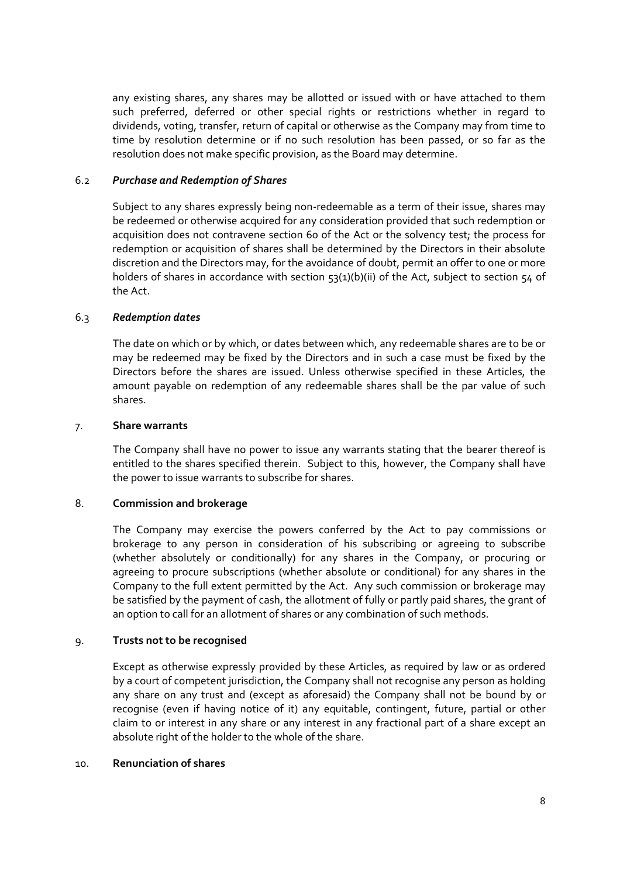any existing shares, any shares may be allotted or issued with or have attached to them such preferred, deferred or other special rights or restrictions whether in regard to dividends, voting, transfer, return of capital or otherwise as the Company may from time to time by resolution determine or if no such resolution has been passed, or so far as the resolution does not make specific provision, as the Board may determine.

6.2 ***Purchase and Redemption of Shares***

Subject to any shares expressly being non-redeemable as a term of their issue, shares may be redeemed or otherwise acquired for any consideration provided that such redemption or acquisition does not contravene section 60 of the Act or the solvency test; the process for redemption or acquisition of shares shall be determined by the Directors in their absolute discretion and the Directors may, for the avoidance of doubt, permit an offer to one or more holders of shares in accordance with section 53(1)(b)(ii) of the Act, subject to section 54 of the Act.

6.3 ***Redemption dates***

The date on which or by which, or dates between which, any redeemable shares are to be or may be redeemed may be fixed by the Directors and in such a case must be fixed by the Directors before the shares are issued. Unless otherwise specified in these Articles, the amount payable on redemption of any redeemable shares shall be the par value of such shares.

7. **Share warrants**

The Company shall have no power to issue any warrants stating that the bearer thereof is entitled to the shares specified therein. Subject to this, however, the Company shall have the power to issue warrants to subscribe for shares.

8. **Commission and brokerage**

The Company may exercise the powers conferred by the Act to pay commissions or brokerage to any person in consideration of his subscribing or agreeing to subscribe (whether absolutely or conditionally) for any shares in the Company, or procuring or agreeing to procure subscriptions (whether absolute or conditional) for any shares in the Company to the full extent permitted by the Act. Any such commission or brokerage may be satisfied by the payment of cash, the allotment of fully or partly paid shares, the grant of an option to call for an allotment of shares or any combination of such methods.

9. **Trusts not to be recognised**

Except as otherwise expressly provided by these Articles, as required by law or as ordered by a court of competent jurisdiction, the Company shall not recognise any person as holding any share on any trust and (except as aforesaid) the Company shall not be bound by or recognise (even if having notice of it) any equitable, contingent, future, partial or other claim to or interest in any share or any interest in any fractional part of a share except an absolute right of the holder to the whole of the share.

10. **Renunciation of shares**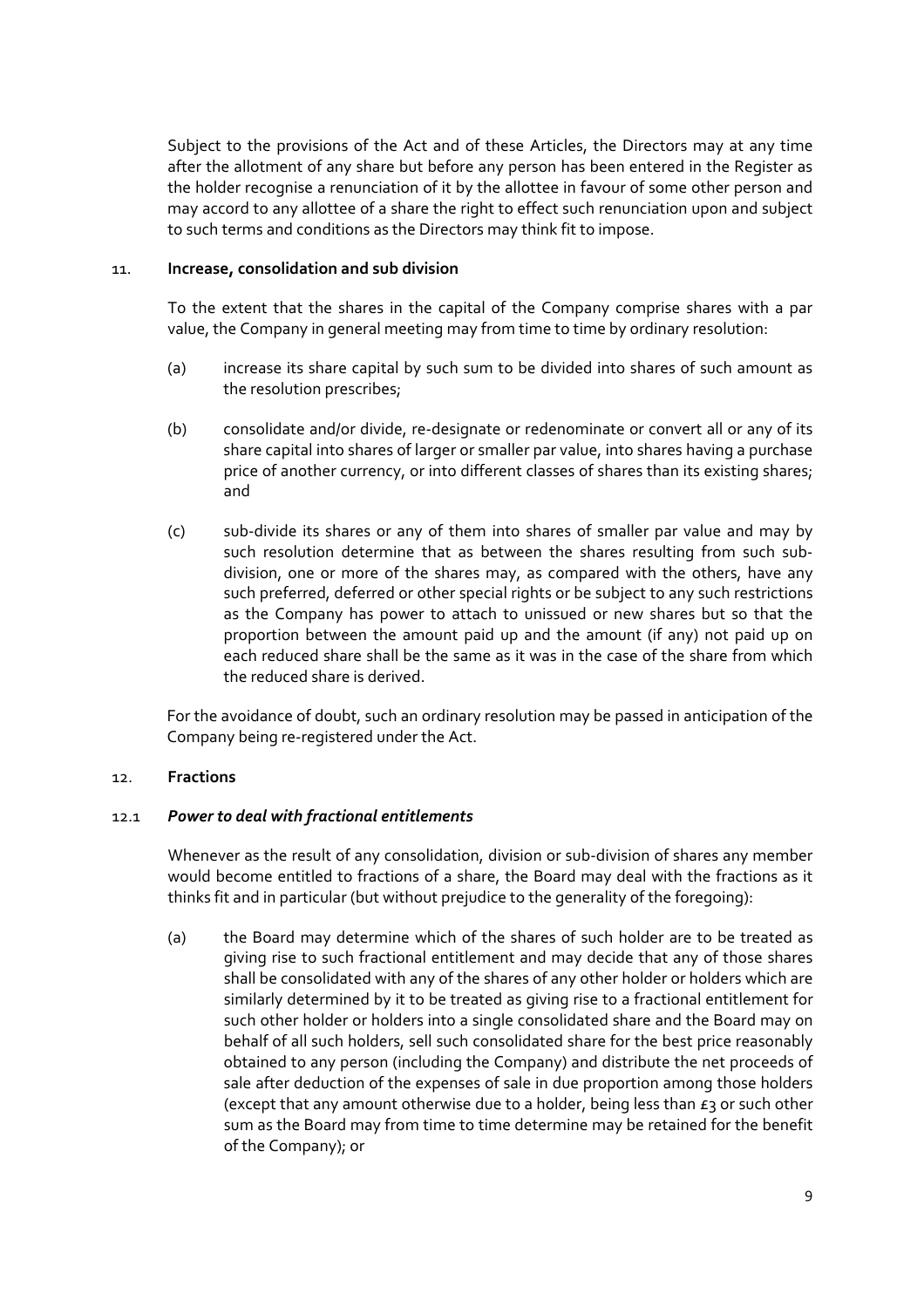Subject to the provisions of the Act and of these Articles, the Directors may at any time after the allotment of any share but before any person has been entered in the Register as the holder recognise a renunciation of it by the allottee in favour of some other person and may accord to any allottee of a share the right to effect such renunciation upon and subject to such terms and conditions as the Directors may think fit to impose.

## 11. Increase, consolidation and sub division

To the extent that the shares in the capital of the Company comprise shares with a par value, the Company in general meeting may from time to time by ordinary resolution:

(a) increase its share capital by such sum to be divided into shares of such amount as the resolution prescribes;

(b) consolidate and/or divide, re-designate or redenominate or convert all or any of its share capital into shares of larger or smaller par value, into shares having a purchase price of another currency, or into different classes of shares than its existing shares; and

(c) sub-divide its shares or any of them into shares of smaller par value and may by such resolution determine that as between the shares resulting from such sub-division, one or more of the shares may, as compared with the others, have any such preferred, deferred or other special rights or be subject to any such restrictions as the Company has power to attach to unissued or new shares but so that the proportion between the amount paid up and the amount (if any) not paid up on each reduced share shall be the same as it was in the case of the share from which the reduced share is derived.

For the avoidance of doubt, such an ordinary resolution may be passed in anticipation of the Company being re-registered under the Act.

## 12. Fractions

### 12.1 *Power to deal with fractional entitlements*

Whenever as the result of any consolidation, division or sub-division of shares any member would become entitled to fractions of a share, the Board may deal with the fractions as it thinks fit and in particular (but without prejudice to the generality of the foregoing):

(a) the Board may determine which of the shares of such holder are to be treated as giving rise to such fractional entitlement and may decide that any of those shares shall be consolidated with any of the shares of any other holder or holders which are similarly determined by it to be treated as giving rise to a fractional entitlement for such other holder or holders into a single consolidated share and the Board may on behalf of all such holders, sell such consolidated share for the best price reasonably obtained to any person (including the Company) and distribute the net proceeds of sale after deduction of the expenses of sale in due proportion among those holders (except that any amount otherwise due to a holder, being less than £3 or such other sum as the Board may from time to time determine may be retained for the benefit of the Company); or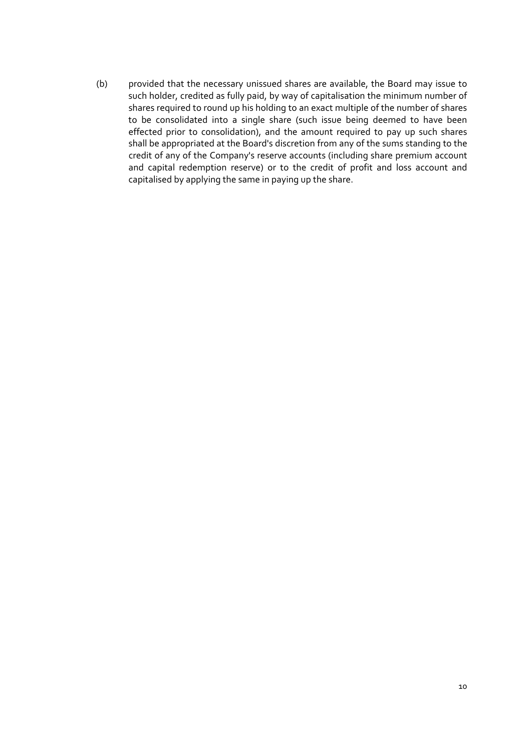(b) provided that the necessary unissued shares are available, the Board may issue to such holder, credited as fully paid, by way of capitalisation the minimum number of shares required to round up his holding to an exact multiple of the number of shares to be consolidated into a single share (such issue being deemed to have been effected prior to consolidation), and the amount required to pay up such shares shall be appropriated at the Board's discretion from any of the sums standing to the credit of any of the Company's reserve accounts (including share premium account and capital redemption reserve) or to the credit of profit and loss account and capitalised by applying the same in paying up the share.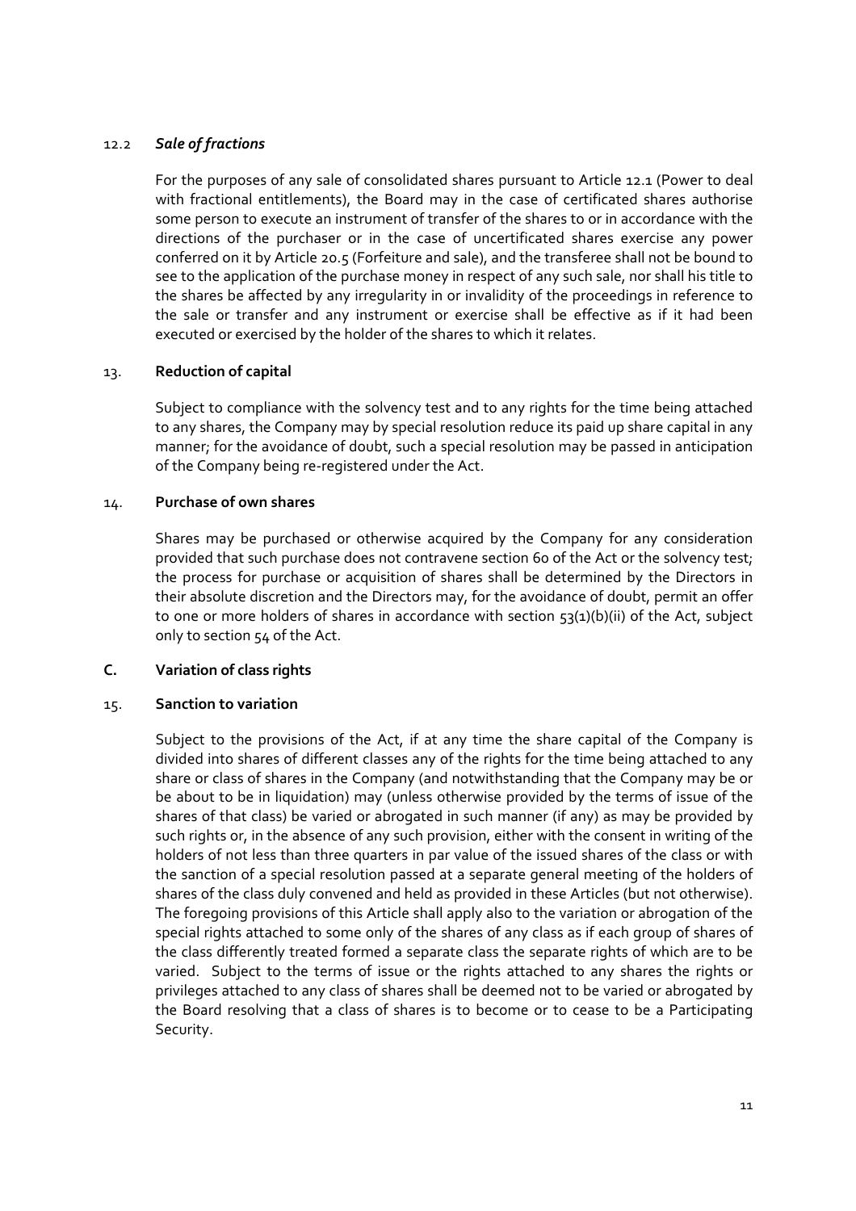12.2 ***Sale of fractions***

For the purposes of any sale of consolidated shares pursuant to Article 12.1 (Power to deal with fractional entitlements), the Board may in the case of certificated shares authorise some person to execute an instrument of transfer of the shares to or in accordance with the directions of the purchaser or in the case of uncertificated shares exercise any power conferred on it by Article 20.5 (Forfeiture and sale), and the transferee shall not be bound to see to the application of the purchase money in respect of any such sale, nor shall his title to the shares be affected by any irregularity in or invalidity of the proceedings in reference to the sale or transfer and any instrument or exercise shall be effective as if it had been executed or exercised by the holder of the shares to which it relates.

13. **Reduction of capital**

Subject to compliance with the solvency test and to any rights for the time being attached to any shares, the Company may by special resolution reduce its paid up share capital in any manner; for the avoidance of doubt, such a special resolution may be passed in anticipation of the Company being re-registered under the Act.

14. **Purchase of own shares**

Shares may be purchased or otherwise acquired by the Company for any consideration provided that such purchase does not contravene section 60 of the Act or the solvency test; the process for purchase or acquisition of shares shall be determined by the Directors in their absolute discretion and the Directors may, for the avoidance of doubt, permit an offer to one or more holders of shares in accordance with section 53(1)(b)(ii) of the Act, subject only to section 54 of the Act.

## C. Variation of class rights

15. **Sanction to variation**

Subject to the provisions of the Act, if at any time the share capital of the Company is divided into shares of different classes any of the rights for the time being attached to any share or class of shares in the Company (and notwithstanding that the Company may be or be about to be in liquidation) may (unless otherwise provided by the terms of issue of the shares of that class) be varied or abrogated in such manner (if any) as may be provided by such rights or, in the absence of any such provision, either with the consent in writing of the holders of not less than three quarters in par value of the issued shares of the class or with the sanction of a special resolution passed at a separate general meeting of the holders of shares of the class duly convened and held as provided in these Articles (but not otherwise). The foregoing provisions of this Article shall apply also to the variation or abrogation of the special rights attached to some only of the shares of any class as if each group of shares of the class differently treated formed a separate class the separate rights of which are to be varied. Subject to the terms of issue or the rights attached to any shares the rights or privileges attached to any class of shares shall be deemed not to be varied or abrogated by the Board resolving that a class of shares is to become or to cease to be a Participating Security.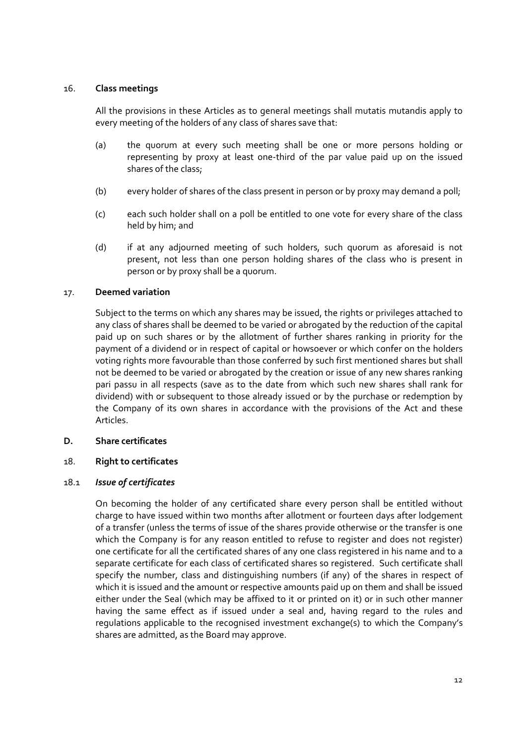## 16. Class meetings

All the provisions in these Articles as to general meetings shall mutatis mutandis apply to every meeting of the holders of any class of shares save that:

(a) the quorum at every such meeting shall be one or more persons holding or representing by proxy at least one-third of the par value paid up on the issued shares of the class;

(b) every holder of shares of the class present in person or by proxy may demand a poll;

(c) each such holder shall on a poll be entitled to one vote for every share of the class held by him; and

(d) if at any adjourned meeting of such holders, such quorum as aforesaid is not present, not less than one person holding shares of the class who is present in person or by proxy shall be a quorum.

## 17. Deemed variation

Subject to the terms on which any shares may be issued, the rights or privileges attached to any class of shares shall be deemed to be varied or abrogated by the reduction of the capital paid up on such shares or by the allotment of further shares ranking in priority for the payment of a dividend or in respect of capital or howsoever or which confer on the holders voting rights more favourable than those conferred by such first mentioned shares but shall not be deemed to be varied or abrogated by the creation or issue of any new shares ranking pari passu in all respects (save as to the date from which such new shares shall rank for dividend) with or subsequent to those already issued or by the purchase or redemption by the Company of its own shares in accordance with the provisions of the Act and these Articles.

# D. Share certificates

## 18. Right to certificates

### 18.1 *Issue of certificates*

On becoming the holder of any certificated share every person shall be entitled without charge to have issued within two months after allotment or fourteen days after lodgement of a transfer (unless the terms of issue of the shares provide otherwise or the transfer is one which the Company is for any reason entitled to refuse to register and does not register) one certificate for all the certificated shares of any one class registered in his name and to a separate certificate for each class of certificated shares so registered. Such certificate shall specify the number, class and distinguishing numbers (if any) of the shares in respect of which it is issued and the amount or respective amounts paid up on them and shall be issued either under the Seal (which may be affixed to it or printed on it) or in such other manner having the same effect as if issued under a seal and, having regard to the rules and regulations applicable to the recognised investment exchange(s) to which the Company's shares are admitted, as the Board may approve.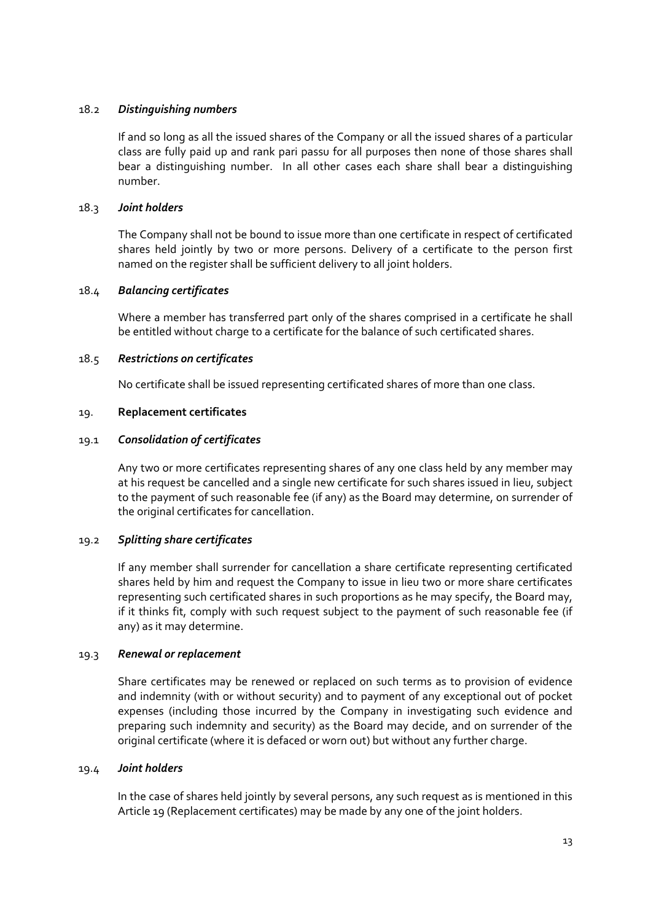18.2 ***Distinguishing numbers***

If and so long as all the issued shares of the Company or all the issued shares of a particular class are fully paid up and rank pari passu for all purposes then none of those shares shall bear a distinguishing number. In all other cases each share shall bear a distinguishing number.

18.3 ***Joint holders***

The Company shall not be bound to issue more than one certificate in respect of certificated shares held jointly by two or more persons. Delivery of a certificate to the person first named on the register shall be sufficient delivery to all joint holders.

18.4 ***Balancing certificates***

Where a member has transferred part only of the shares comprised in a certificate he shall be entitled without charge to a certificate for the balance of such certificated shares.

18.5 ***Restrictions on certificates***

No certificate shall be issued representing certificated shares of more than one class.

19. **Replacement certificates**

19.1 ***Consolidation of certificates***

Any two or more certificates representing shares of any one class held by any member may at his request be cancelled and a single new certificate for such shares issued in lieu, subject to the payment of such reasonable fee (if any) as the Board may determine, on surrender of the original certificates for cancellation.

19.2 ***Splitting share certificates***

If any member shall surrender for cancellation a share certificate representing certificated shares held by him and request the Company to issue in lieu two or more share certificates representing such certificated shares in such proportions as he may specify, the Board may, if it thinks fit, comply with such request subject to the payment of such reasonable fee (if any) as it may determine.

19.3 ***Renewal or replacement***

Share certificates may be renewed or replaced on such terms as to provision of evidence and indemnity (with or without security) and to payment of any exceptional out of pocket expenses (including those incurred by the Company in investigating such evidence and preparing such indemnity and security) as the Board may decide, and on surrender of the original certificate (where it is defaced or worn out) but without any further charge.

19.4 ***Joint holders***

In the case of shares held jointly by several persons, any such request as is mentioned in this Article 19 (Replacement certificates) may be made by any one of the joint holders.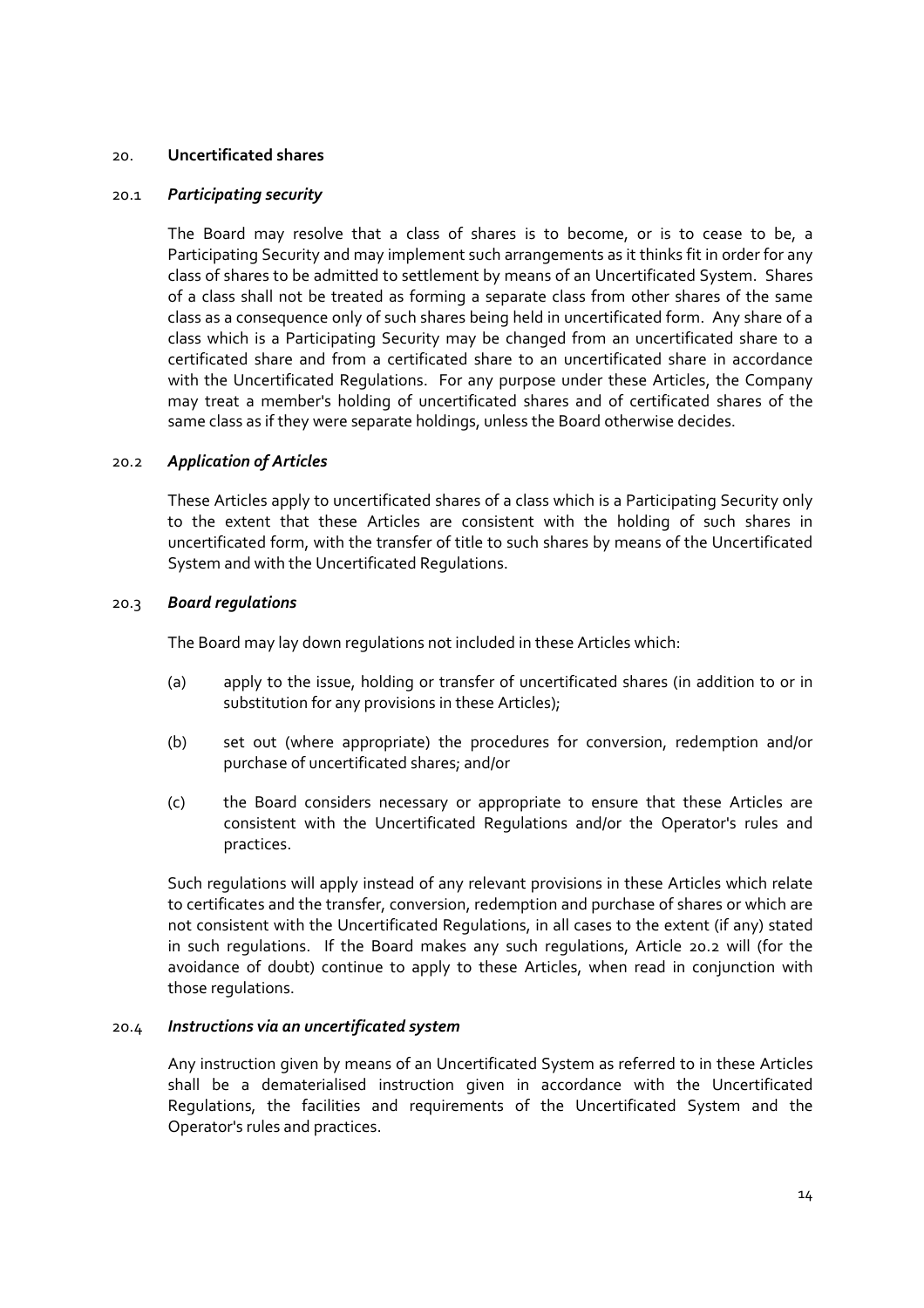## 20. Uncertificated shares

### 20.1 *Participating security*

The Board may resolve that a class of shares is to become, or is to cease to be, a Participating Security and may implement such arrangements as it thinks fit in order for any class of shares to be admitted to settlement by means of an Uncertificated System. Shares of a class shall not be treated as forming a separate class from other shares of the same class as a consequence only of such shares being held in uncertificated form. Any share of a class which is a Participating Security may be changed from an uncertificated share to a certificated share and from a certificated share to an uncertificated share in accordance with the Uncertificated Regulations. For any purpose under these Articles, the Company may treat a member's holding of uncertificated shares and of certificated shares of the same class as if they were separate holdings, unless the Board otherwise decides.

### 20.2 *Application of Articles*

These Articles apply to uncertificated shares of a class which is a Participating Security only to the extent that these Articles are consistent with the holding of such shares in uncertificated form, with the transfer of title to such shares by means of the Uncertificated System and with the Uncertificated Regulations.

### 20.3 *Board regulations*

The Board may lay down regulations not included in these Articles which:

(a) apply to the issue, holding or transfer of uncertificated shares (in addition to or in substitution for any provisions in these Articles);

(b) set out (where appropriate) the procedures for conversion, redemption and/or purchase of uncertificated shares; and/or

(c) the Board considers necessary or appropriate to ensure that these Articles are consistent with the Uncertificated Regulations and/or the Operator's rules and practices.

Such regulations will apply instead of any relevant provisions in these Articles which relate to certificates and the transfer, conversion, redemption and purchase of shares or which are not consistent with the Uncertificated Regulations, in all cases to the extent (if any) stated in such regulations. If the Board makes any such regulations, Article 20.2 will (for the avoidance of doubt) continue to apply to these Articles, when read in conjunction with those regulations.

### 20.4 *Instructions via an uncertificated system*

Any instruction given by means of an Uncertificated System as referred to in these Articles shall be a dematerialised instruction given in accordance with the Uncertificated Regulations, the facilities and requirements of the Uncertificated System and the Operator's rules and practices.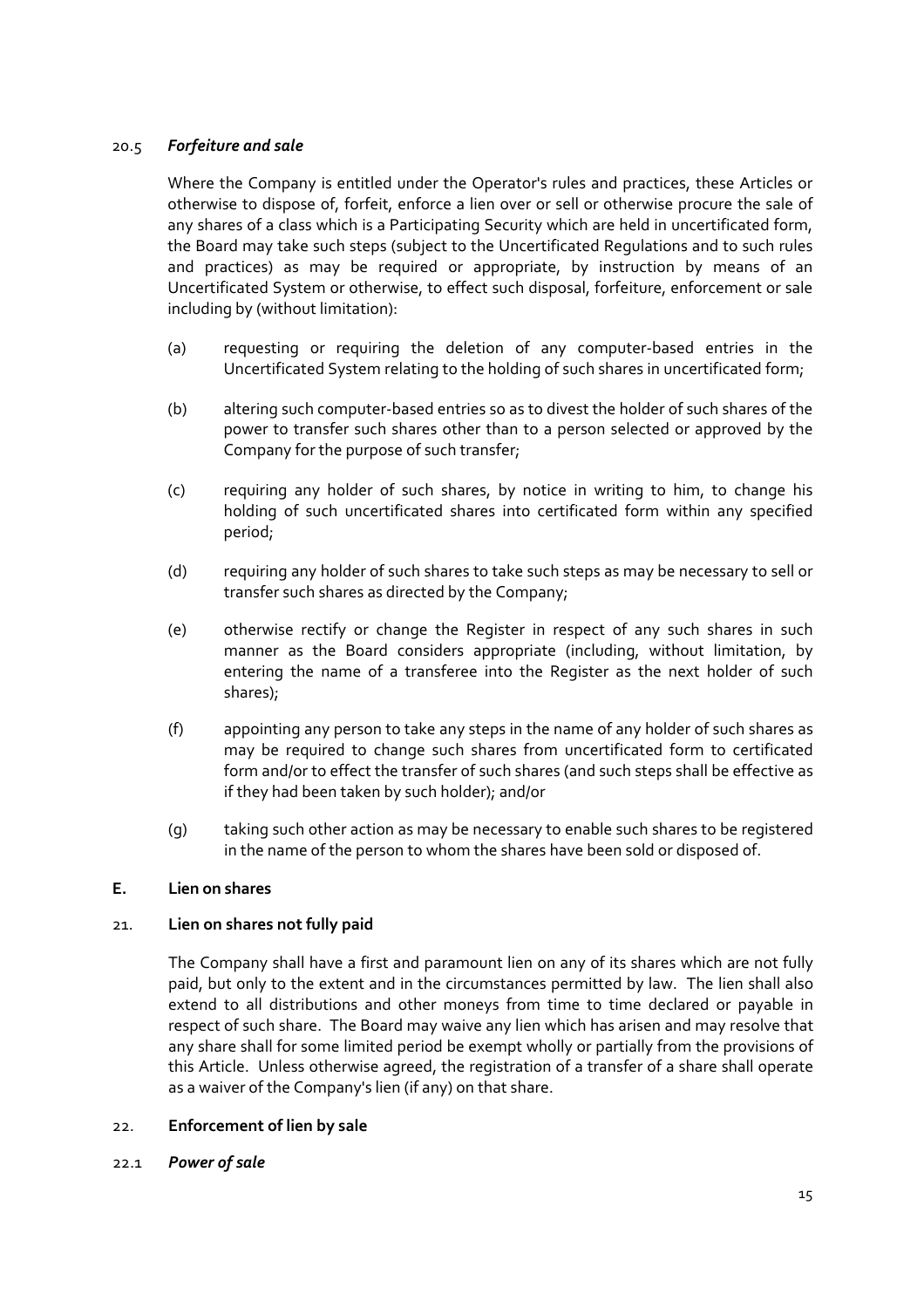### 20.5 *Forfeiture and sale*

Where the Company is entitled under the Operator's rules and practices, these Articles or otherwise to dispose of, forfeit, enforce a lien over or sell or otherwise procure the sale of any shares of a class which is a Participating Security which are held in uncertificated form, the Board may take such steps (subject to the Uncertificated Regulations and to such rules and practices) as may be required or appropriate, by instruction by means of an Uncertificated System or otherwise, to effect such disposal, forfeiture, enforcement or sale including by (without limitation):

(a) requesting or requiring the deletion of any computer-based entries in the Uncertificated System relating to the holding of such shares in uncertificated form;

(b) altering such computer-based entries so as to divest the holder of such shares of the power to transfer such shares other than to a person selected or approved by the Company for the purpose of such transfer;

(c) requiring any holder of such shares, by notice in writing to him, to change his holding of such uncertificated shares into certificated form within any specified period;

(d) requiring any holder of such shares to take such steps as may be necessary to sell or transfer such shares as directed by the Company;

(e) otherwise rectify or change the Register in respect of any such shares in such manner as the Board considers appropriate (including, without limitation, by entering the name of a transferee into the Register as the next holder of such shares);

(f) appointing any person to take any steps in the name of any holder of such shares as may be required to change such shares from uncertificated form to certificated form and/or to effect the transfer of such shares (and such steps shall be effective as if they had been taken by such holder); and/or

(g) taking such other action as may be necessary to enable such shares to be registered in the name of the person to whom the shares have been sold or disposed of.

## E. Lien on shares

### 21. Lien on shares not fully paid

The Company shall have a first and paramount lien on any of its shares which are not fully paid, but only to the extent and in the circumstances permitted by law. The lien shall also extend to all distributions and other moneys from time to time declared or payable in respect of such share. The Board may waive any lien which has arisen and may resolve that any share shall for some limited period be exempt wholly or partially from the provisions of this Article. Unless otherwise agreed, the registration of a transfer of a share shall operate as a waiver of the Company's lien (if any) on that share.

### 22. Enforcement of lien by sale

### 22.1 *Power of sale*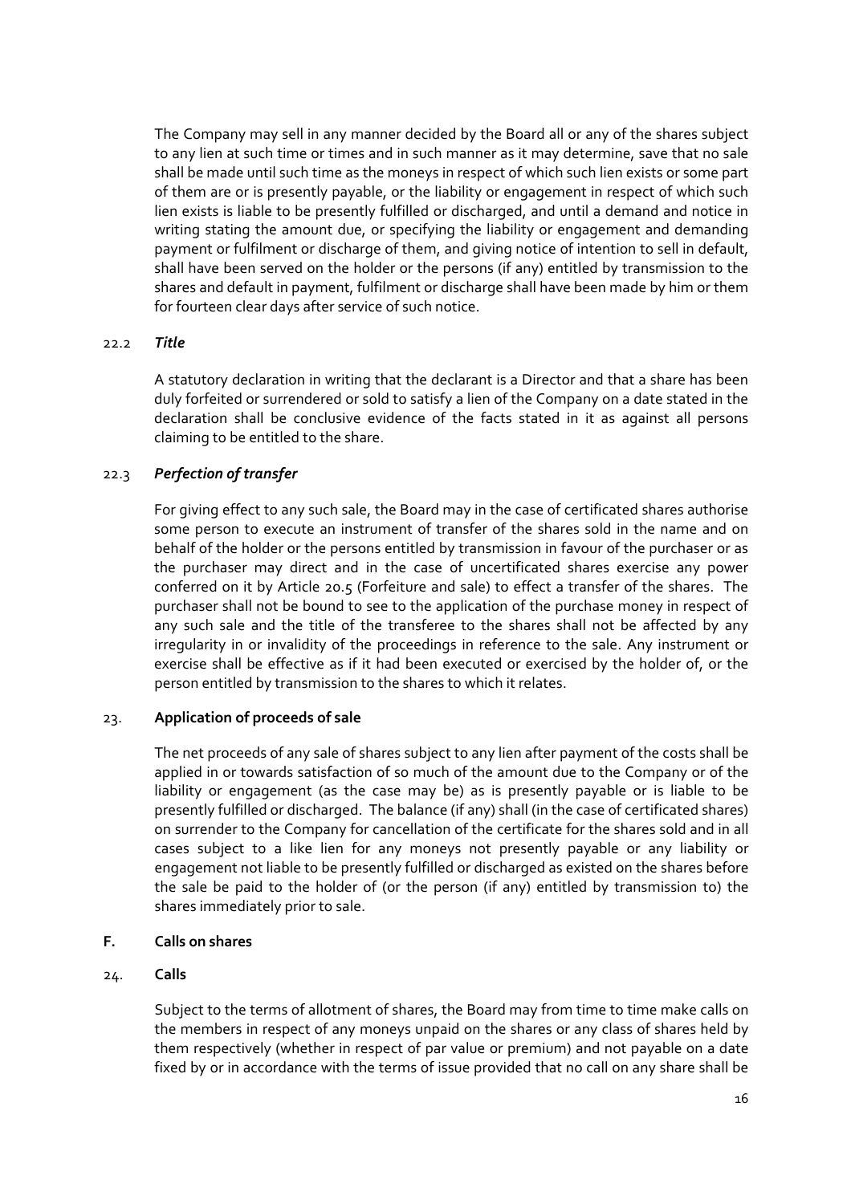The Company may sell in any manner decided by the Board all or any of the shares subject to any lien at such time or times and in such manner as it may determine, save that no sale shall be made until such time as the moneys in respect of which such lien exists or some part of them are or is presently payable, or the liability or engagement in respect of which such lien exists is liable to be presently fulfilled or discharged, and until a demand and notice in writing stating the amount due, or specifying the liability or engagement and demanding payment or fulfilment or discharge of them, and giving notice of intention to sell in default, shall have been served on the holder or the persons (if any) entitled by transmission to the shares and default in payment, fulfilment or discharge shall have been made by him or them for fourteen clear days after service of such notice.

22.2 ***Title***

A statutory declaration in writing that the declarant is a Director and that a share has been duly forfeited or surrendered or sold to satisfy a lien of the Company on a date stated in the declaration shall be conclusive evidence of the facts stated in it as against all persons claiming to be entitled to the share.

22.3 ***Perfection of transfer***

For giving effect to any such sale, the Board may in the case of certificated shares authorise some person to execute an instrument of transfer of the shares sold in the name and on behalf of the holder or the persons entitled by transmission in favour of the purchaser or as the purchaser may direct and in the case of uncertificated shares exercise any power conferred on it by Article 20.5 (Forfeiture and sale) to effect a transfer of the shares. The purchaser shall not be bound to see to the application of the purchase money in respect of any such sale and the title of the transferee to the shares shall not be affected by any irregularity in or invalidity of the proceedings in reference to the sale. Any instrument or exercise shall be effective as if it had been executed or exercised by the holder of, or the person entitled by transmission to the shares to which it relates.

23. **Application of proceeds of sale**

The net proceeds of any sale of shares subject to any lien after payment of the costs shall be applied in or towards satisfaction of so much of the amount due to the Company or of the liability or engagement (as the case may be) as is presently payable or is liable to be presently fulfilled or discharged. The balance (if any) shall (in the case of certificated shares) on surrender to the Company for cancellation of the certificate for the shares sold and in all cases subject to a like lien for any moneys not presently payable or any liability or engagement not liable to be presently fulfilled or discharged as existed on the shares before the sale be paid to the holder of (or the person (if any) entitled by transmission to) the shares immediately prior to sale.

## F. Calls on shares

24. **Calls**

Subject to the terms of allotment of shares, the Board may from time to time make calls on the members in respect of any moneys unpaid on the shares or any class of shares held by them respectively (whether in respect of par value or premium) and not payable on a date fixed by or in accordance with the terms of issue provided that no call on any share shall be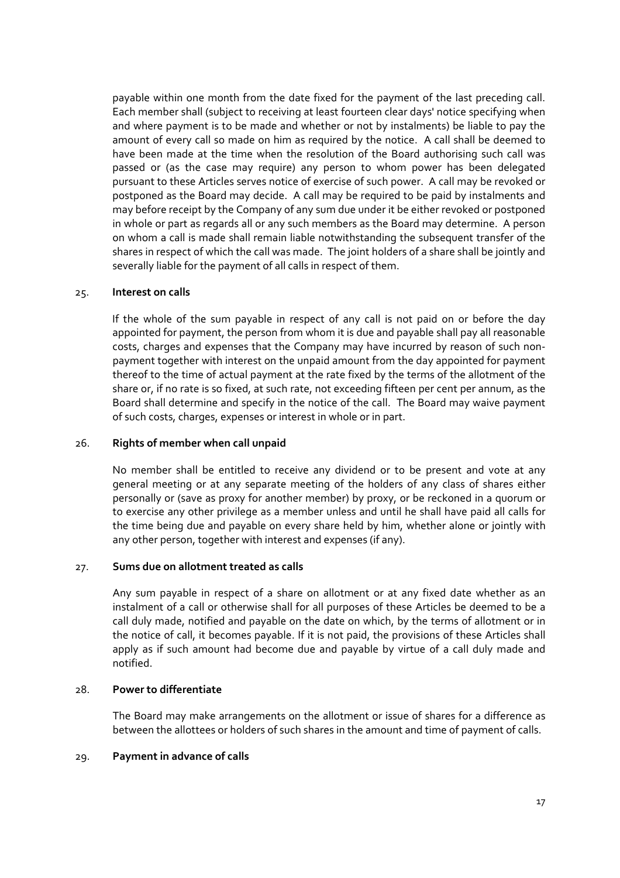payable within one month from the date fixed for the payment of the last preceding call. Each member shall (subject to receiving at least fourteen clear days' notice specifying when and where payment is to be made and whether or not by instalments) be liable to pay the amount of every call so made on him as required by the notice. A call shall be deemed to have been made at the time when the resolution of the Board authorising such call was passed or (as the case may require) any person to whom power has been delegated pursuant to these Articles serves notice of exercise of such power. A call may be revoked or postponed as the Board may decide. A call may be required to be paid by instalments and may before receipt by the Company of any sum due under it be either revoked or postponed in whole or part as regards all or any such members as the Board may determine. A person on whom a call is made shall remain liable notwithstanding the subsequent transfer of the shares in respect of which the call was made. The joint holders of a share shall be jointly and severally liable for the payment of all calls in respect of them.

25. **Interest on calls**

If the whole of the sum payable in respect of any call is not paid on or before the day appointed for payment, the person from whom it is due and payable shall pay all reasonable costs, charges and expenses that the Company may have incurred by reason of such non-payment together with interest on the unpaid amount from the day appointed for payment thereof to the time of actual payment at the rate fixed by the terms of the allotment of the share or, if no rate is so fixed, at such rate, not exceeding fifteen per cent per annum, as the Board shall determine and specify in the notice of the call. The Board may waive payment of such costs, charges, expenses or interest in whole or in part.

26. **Rights of member when call unpaid**

No member shall be entitled to receive any dividend or to be present and vote at any general meeting or at any separate meeting of the holders of any class of shares either personally or (save as proxy for another member) by proxy, or be reckoned in a quorum or to exercise any other privilege as a member unless and until he shall have paid all calls for the time being due and payable on every share held by him, whether alone or jointly with any other person, together with interest and expenses (if any).

27. **Sums due on allotment treated as calls**

Any sum payable in respect of a share on allotment or at any fixed date whether as an instalment of a call or otherwise shall for all purposes of these Articles be deemed to be a call duly made, notified and payable on the date on which, by the terms of allotment or in the notice of call, it becomes payable. If it is not paid, the provisions of these Articles shall apply as if such amount had become due and payable by virtue of a call duly made and notified.

28. **Power to differentiate**

The Board may make arrangements on the allotment or issue of shares for a difference as between the allottees or holders of such shares in the amount and time of payment of calls.

29. **Payment in advance of calls**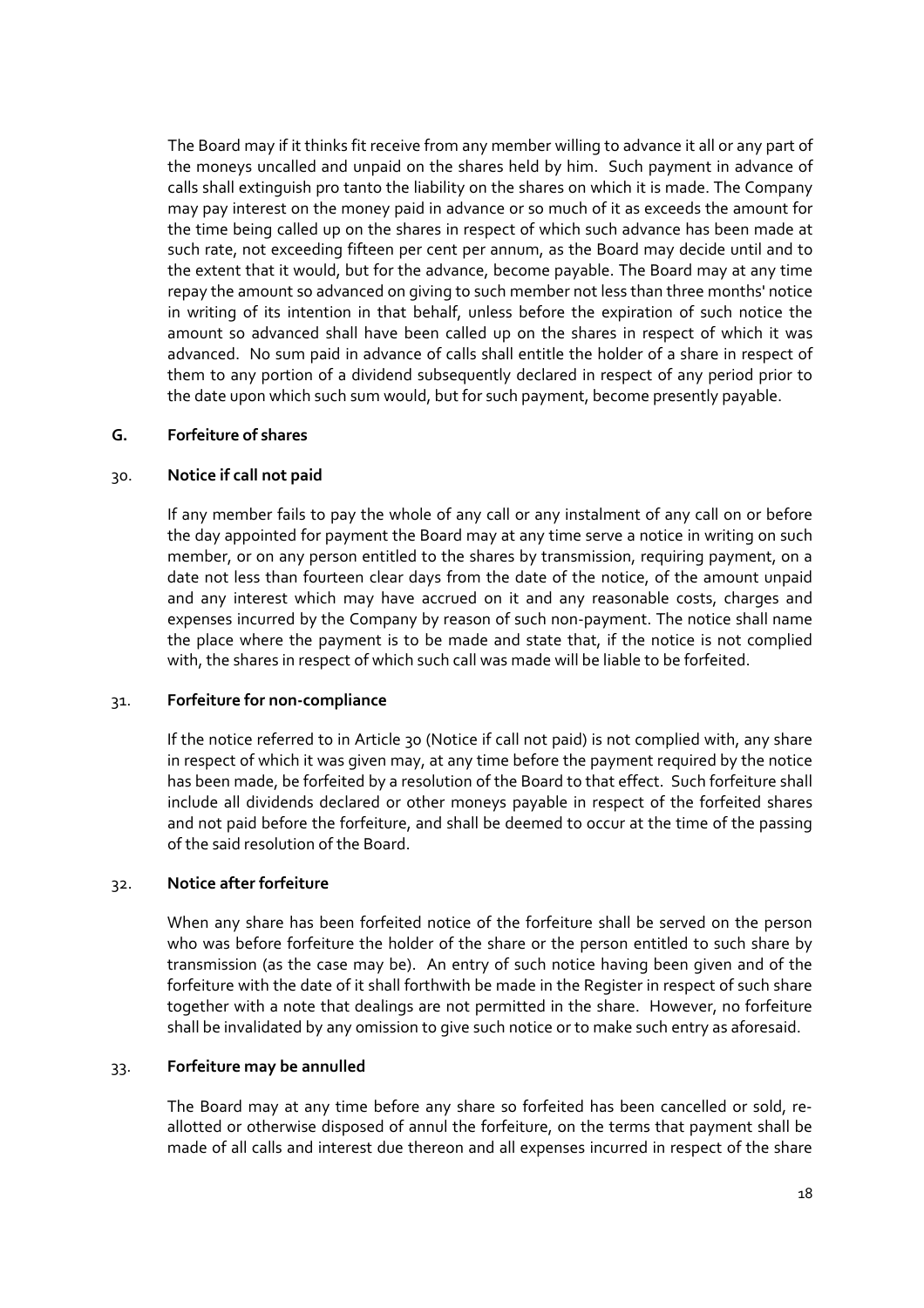The Board may if it thinks fit receive from any member willing to advance it all or any part of the moneys uncalled and unpaid on the shares held by him. Such payment in advance of calls shall extinguish pro tanto the liability on the shares on which it is made. The Company may pay interest on the money paid in advance or so much of it as exceeds the amount for the time being called up on the shares in respect of which such advance has been made at such rate, not exceeding fifteen per cent per annum, as the Board may decide until and to the extent that it would, but for the advance, become payable. The Board may at any time repay the amount so advanced on giving to such member not less than three months' notice in writing of its intention in that behalf, unless before the expiration of such notice the amount so advanced shall have been called up on the shares in respect of which it was advanced. No sum paid in advance of calls shall entitle the holder of a share in respect of them to any portion of a dividend subsequently declared in respect of any period prior to the date upon which such sum would, but for such payment, become presently payable.

## G. Forfeiture of shares

### 30. Notice if call not paid

If any member fails to pay the whole of any call or any instalment of any call on or before the day appointed for payment the Board may at any time serve a notice in writing on such member, or on any person entitled to the shares by transmission, requiring payment, on a date not less than fourteen clear days from the date of the notice, of the amount unpaid and any interest which may have accrued on it and any reasonable costs, charges and expenses incurred by the Company by reason of such non-payment. The notice shall name the place where the payment is to be made and state that, if the notice is not complied with, the shares in respect of which such call was made will be liable to be forfeited.

### 31. Forfeiture for non-compliance

If the notice referred to in Article 30 (Notice if call not paid) is not complied with, any share in respect of which it was given may, at any time before the payment required by the notice has been made, be forfeited by a resolution of the Board to that effect. Such forfeiture shall include all dividends declared or other moneys payable in respect of the forfeited shares and not paid before the forfeiture, and shall be deemed to occur at the time of the passing of the said resolution of the Board.

### 32. Notice after forfeiture

When any share has been forfeited notice of the forfeiture shall be served on the person who was before forfeiture the holder of the share or the person entitled to such share by transmission (as the case may be). An entry of such notice having been given and of the forfeiture with the date of it shall forthwith be made in the Register in respect of such share together with a note that dealings are not permitted in the share. However, no forfeiture shall be invalidated by any omission to give such notice or to make such entry as aforesaid.

### 33. Forfeiture may be annulled

The Board may at any time before any share so forfeited has been cancelled or sold, re-allotted or otherwise disposed of annul the forfeiture, on the terms that payment shall be made of all calls and interest due thereon and all expenses incurred in respect of the share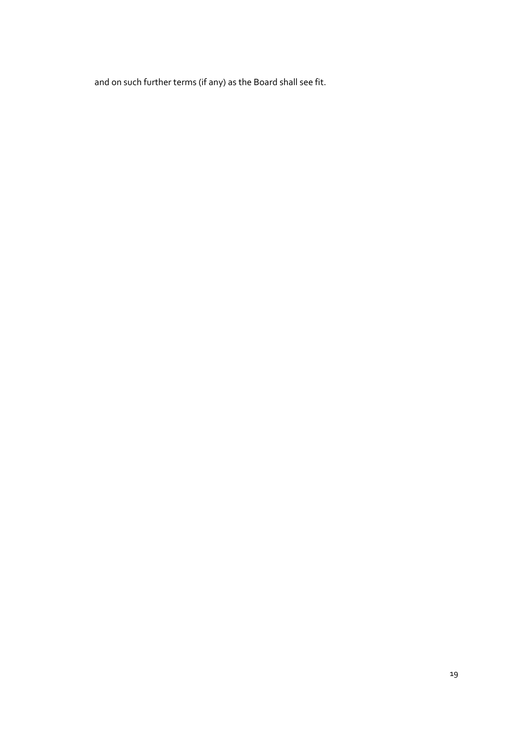and on such further terms (if any) as the Board shall see fit.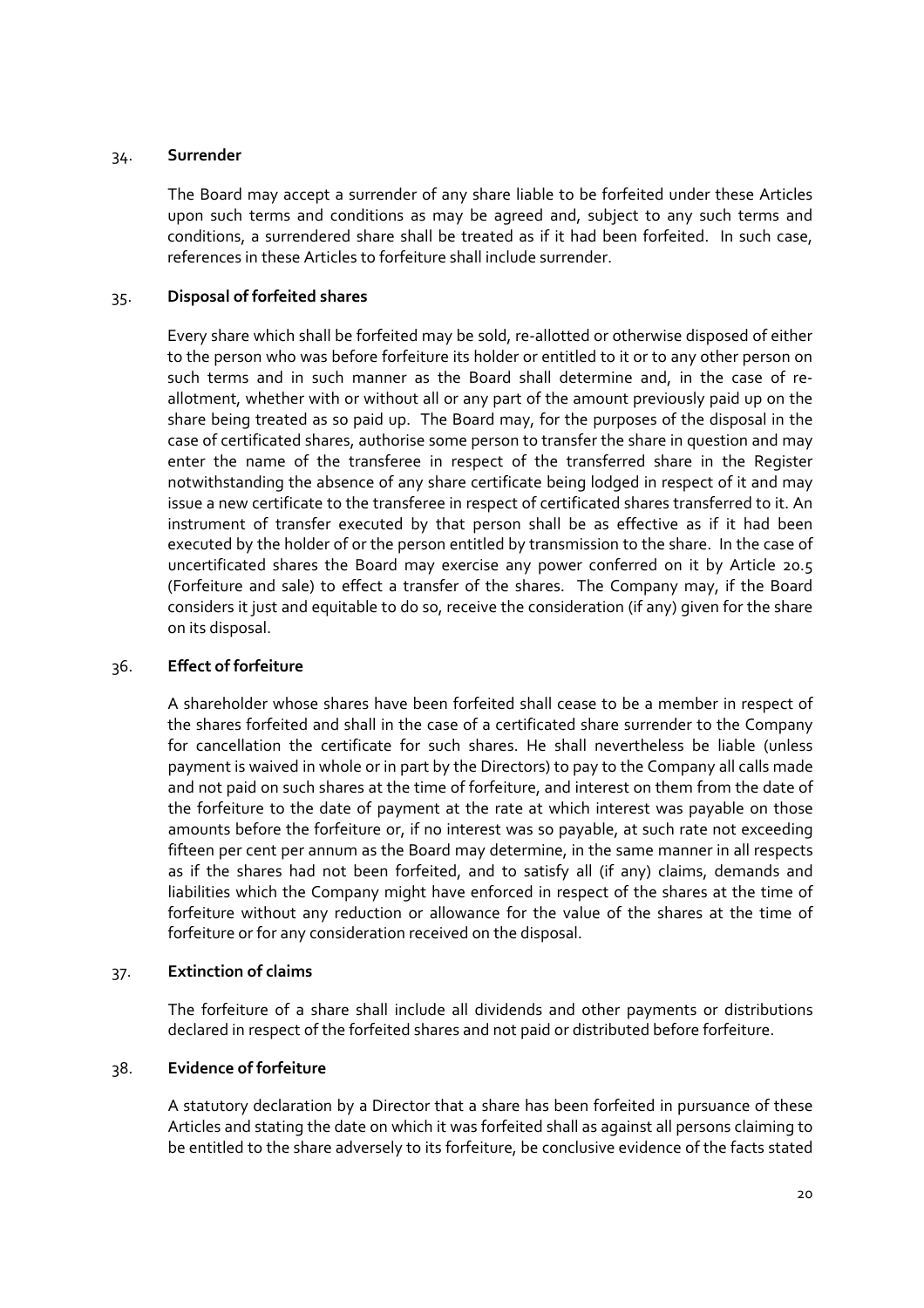## 34. **Surrender**

The Board may accept a surrender of any share liable to be forfeited under these Articles upon such terms and conditions as may be agreed and, subject to any such terms and conditions, a surrendered share shall be treated as if it had been forfeited. In such case, references in these Articles to forfeiture shall include surrender.

## 35. **Disposal of forfeited shares**

Every share which shall be forfeited may be sold, re-allotted or otherwise disposed of either to the person who was before forfeiture its holder or entitled to it or to any other person on such terms and in such manner as the Board shall determine and, in the case of re-allotment, whether with or without all or any part of the amount previously paid up on the share being treated as so paid up. The Board may, for the purposes of the disposal in the case of certificated shares, authorise some person to transfer the share in question and may enter the name of the transferee in respect of the transferred share in the Register notwithstanding the absence of any share certificate being lodged in respect of it and may issue a new certificate to the transferee in respect of certificated shares transferred to it. An instrument of transfer executed by that person shall be as effective as if it had been executed by the holder of or the person entitled by transmission to the share. In the case of uncertificated shares the Board may exercise any power conferred on it by Article 20.5 (Forfeiture and sale) to effect a transfer of the shares. The Company may, if the Board considers it just and equitable to do so, receive the consideration (if any) given for the share on its disposal.

## 36. **Effect of forfeiture**

A shareholder whose shares have been forfeited shall cease to be a member in respect of the shares forfeited and shall in the case of a certificated share surrender to the Company for cancellation the certificate for such shares. He shall nevertheless be liable (unless payment is waived in whole or in part by the Directors) to pay to the Company all calls made and not paid on such shares at the time of forfeiture, and interest on them from the date of the forfeiture to the date of payment at the rate at which interest was payable on those amounts before the forfeiture or, if no interest was so payable, at such rate not exceeding fifteen per cent per annum as the Board may determine, in the same manner in all respects as if the shares had not been forfeited, and to satisfy all (if any) claims, demands and liabilities which the Company might have enforced in respect of the shares at the time of forfeiture without any reduction or allowance for the value of the shares at the time of forfeiture or for any consideration received on the disposal.

## 37. **Extinction of claims**

The forfeiture of a share shall include all dividends and other payments or distributions declared in respect of the forfeited shares and not paid or distributed before forfeiture.

## 38. **Evidence of forfeiture**

A statutory declaration by a Director that a share has been forfeited in pursuance of these Articles and stating the date on which it was forfeited shall as against all persons claiming to be entitled to the share adversely to its forfeiture, be conclusive evidence of the facts stated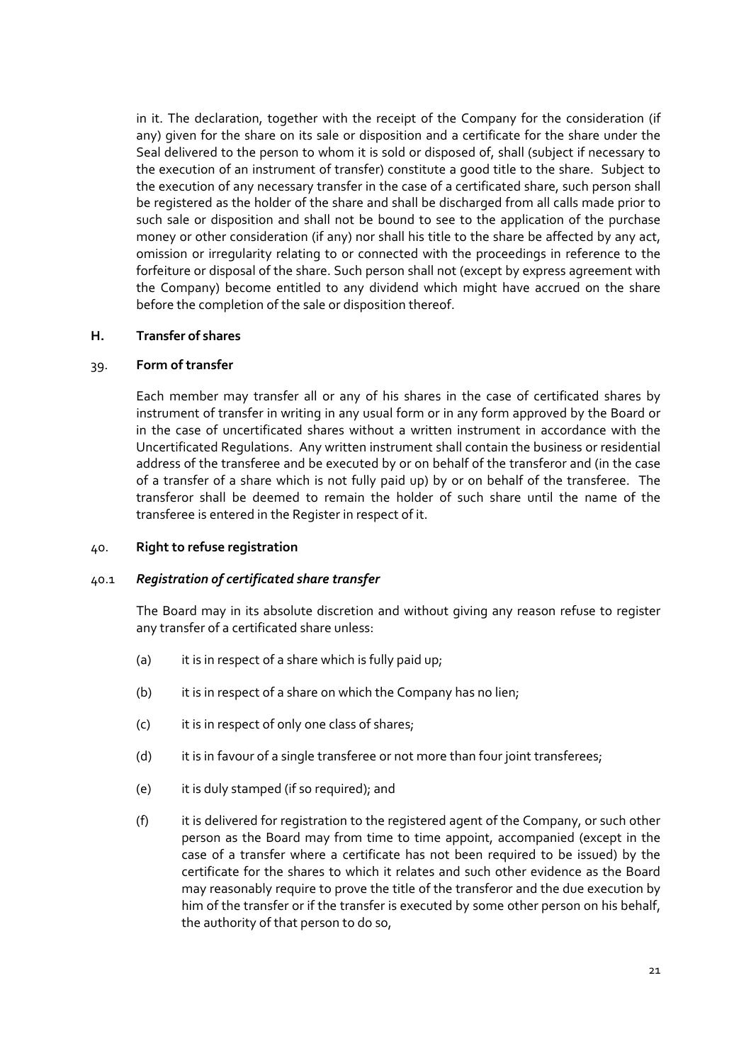in it. The declaration, together with the receipt of the Company for the consideration (if any) given for the share on its sale or disposition and a certificate for the share under the Seal delivered to the person to whom it is sold or disposed of, shall (subject if necessary to the execution of an instrument of transfer) constitute a good title to the share. Subject to the execution of any necessary transfer in the case of a certificated share, such person shall be registered as the holder of the share and shall be discharged from all calls made prior to such sale or disposition and shall not be bound to see to the application of the purchase money or other consideration (if any) nor shall his title to the share be affected by any act, omission or irregularity relating to or connected with the proceedings in reference to the forfeiture or disposal of the share. Such person shall not (except by express agreement with the Company) become entitled to any dividend which might have accrued on the share before the completion of the sale or disposition thereof.

## H. Transfer of shares

### 39. Form of transfer

Each member may transfer all or any of his shares in the case of certificated shares by instrument of transfer in writing in any usual form or in any form approved by the Board or in the case of uncertificated shares without a written instrument in accordance with the Uncertificated Regulations. Any written instrument shall contain the business or residential address of the transferee and be executed by or on behalf of the transferor and (in the case of a transfer of a share which is not fully paid up) by or on behalf of the transferee. The transferor shall be deemed to remain the holder of such share until the name of the transferee is entered in the Register in respect of it.

### 40. Right to refuse registration

#### 40.1 *Registration of certificated share transfer*

The Board may in its absolute discretion and without giving any reason refuse to register any transfer of a certificated share unless:

(a) it is in respect of a share which is fully paid up;

(b) it is in respect of a share on which the Company has no lien;

(c) it is in respect of only one class of shares;

(d) it is in favour of a single transferee or not more than four joint transferees;

(e) it is duly stamped (if so required); and

(f) it is delivered for registration to the registered agent of the Company, or such other person as the Board may from time to time appoint, accompanied (except in the case of a transfer where a certificate has not been required to be issued) by the certificate for the shares to which it relates and such other evidence as the Board may reasonably require to prove the title of the transferor and the due execution by him of the transfer or if the transfer is executed by some other person on his behalf, the authority of that person to do so,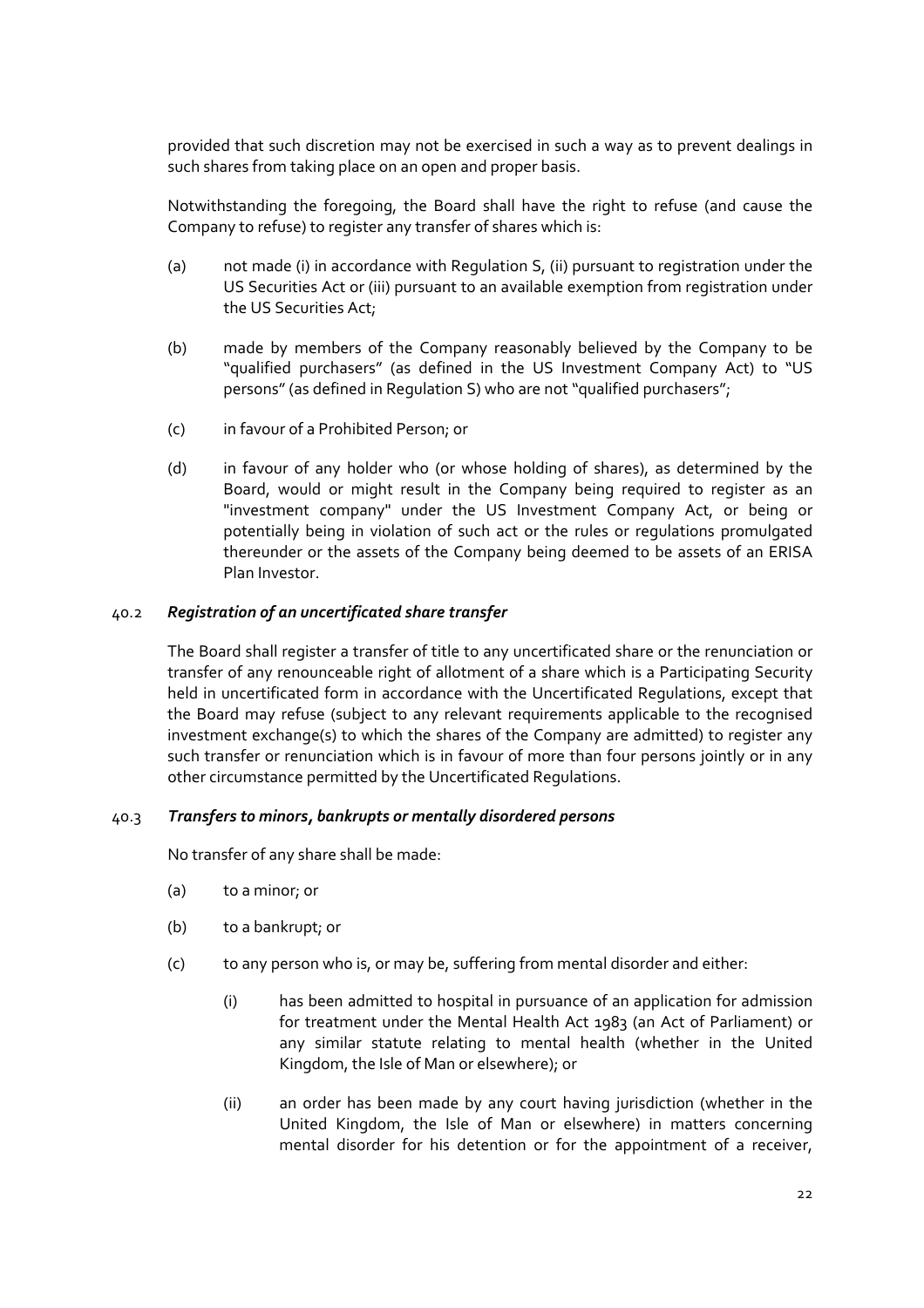provided that such discretion may not be exercised in such a way as to prevent dealings in such shares from taking place on an open and proper basis.

Notwithstanding the foregoing, the Board shall have the right to refuse (and cause the Company to refuse) to register any transfer of shares which is:

(a) not made (i) in accordance with Regulation S, (ii) pursuant to registration under the US Securities Act or (iii) pursuant to an available exemption from registration under the US Securities Act;

(b) made by members of the Company reasonably believed by the Company to be "qualified purchasers" (as defined in the US Investment Company Act) to "US persons" (as defined in Regulation S) who are not "qualified purchasers";

(c) in favour of a Prohibited Person; or

(d) in favour of any holder who (or whose holding of shares), as determined by the Board, would or might result in the Company being required to register as an "investment company" under the US Investment Company Act, or being or potentially being in violation of such act or the rules or regulations promulgated thereunder or the assets of the Company being deemed to be assets of an ERISA Plan Investor.

40.2 ***Registration of an uncertificated share transfer***

The Board shall register a transfer of title to any uncertificated share or the renunciation or transfer of any renounceable right of allotment of a share which is a Participating Security held in uncertificated form in accordance with the Uncertificated Regulations, except that the Board may refuse (subject to any relevant requirements applicable to the recognised investment exchange(s) to which the shares of the Company are admitted) to register any such transfer or renunciation which is in favour of more than four persons jointly or in any other circumstance permitted by the Uncertificated Regulations.

40.3 ***Transfers to minors, bankrupts or mentally disordered persons***

No transfer of any share shall be made:

(a) to a minor; or

(b) to a bankrupt; or

(c) to any person who is, or may be, suffering from mental disorder and either:

(i) has been admitted to hospital in pursuance of an application for admission for treatment under the Mental Health Act 1983 (an Act of Parliament) or any similar statute relating to mental health (whether in the United Kingdom, the Isle of Man or elsewhere); or

(ii) an order has been made by any court having jurisdiction (whether in the United Kingdom, the Isle of Man or elsewhere) in matters concerning mental disorder for his detention or for the appointment of a receiver,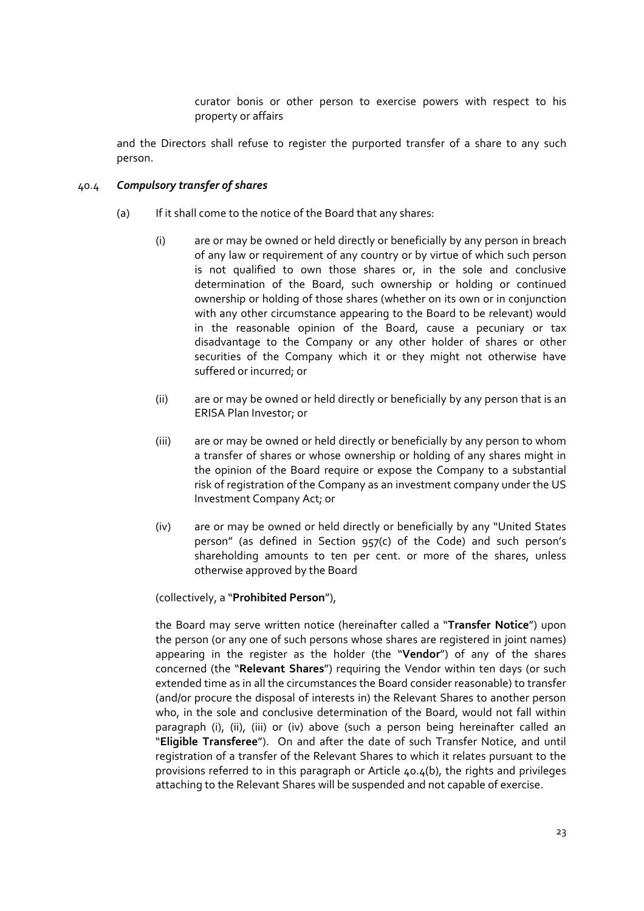curator bonis or other person to exercise powers with respect to his property or affairs

and the Directors shall refuse to register the purported transfer of a share to any such person.

### 40.4 *Compulsory transfer of shares*

(a) If it shall come to the notice of the Board that any shares:

(i) are or may be owned or held directly or beneficially by any person in breach of any law or requirement of any country or by virtue of which such person is not qualified to own those shares or, in the sole and conclusive determination of the Board, such ownership or holding or continued ownership or holding of those shares (whether on its own or in conjunction with any other circumstance appearing to the Board to be relevant) would in the reasonable opinion of the Board, cause a pecuniary or tax disadvantage to the Company or any other holder of shares or other securities of the Company which it or they might not otherwise have suffered or incurred; or

(ii) are or may be owned or held directly or beneficially by any person that is an ERISA Plan Investor; or

(iii) are or may be owned or held directly or beneficially by any person to whom a transfer of shares or whose ownership or holding of any shares might in the opinion of the Board require or expose the Company to a substantial risk of registration of the Company as an investment company under the US Investment Company Act; or

(iv) are or may be owned or held directly or beneficially by any "United States person" (as defined in Section 957(c) of the Code) and such person's shareholding amounts to ten per cent. or more of the shares, unless otherwise approved by the Board

(collectively, a "**Prohibited Person**"),

the Board may serve written notice (hereinafter called a "**Transfer Notice**") upon the person (or any one of such persons whose shares are registered in joint names) appearing in the register as the holder (the "**Vendor**") of any of the shares concerned (the "**Relevant Shares**") requiring the Vendor within ten days (or such extended time as in all the circumstances the Board consider reasonable) to transfer (and/or procure the disposal of interests in) the Relevant Shares to another person who, in the sole and conclusive determination of the Board, would not fall within paragraph (i), (ii), (iii) or (iv) above (such a person being hereinafter called an "**Eligible Transferee**"). On and after the date of such Transfer Notice, and until registration of a transfer of the Relevant Shares to which it relates pursuant to the provisions referred to in this paragraph or Article 40.4(b), the rights and privileges attaching to the Relevant Shares will be suspended and not capable of exercise.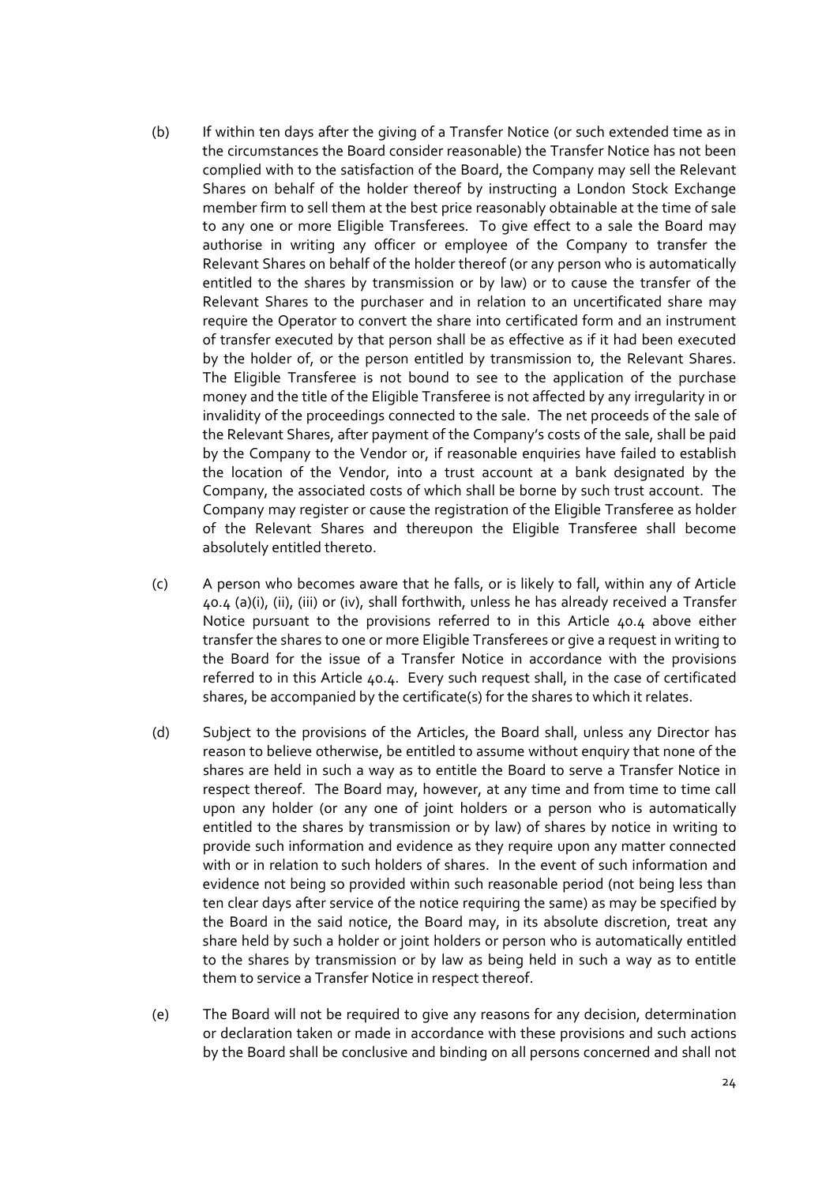(b) If within ten days after the giving of a Transfer Notice (or such extended time as in the circumstances the Board consider reasonable) the Transfer Notice has not been complied with to the satisfaction of the Board, the Company may sell the Relevant Shares on behalf of the holder thereof by instructing a London Stock Exchange member firm to sell them at the best price reasonably obtainable at the time of sale to any one or more Eligible Transferees. To give effect to a sale the Board may authorise in writing any officer or employee of the Company to transfer the Relevant Shares on behalf of the holder thereof (or any person who is automatically entitled to the shares by transmission or by law) or to cause the transfer of the Relevant Shares to the purchaser and in relation to an uncertificated share may require the Operator to convert the share into certificated form and an instrument of transfer executed by that person shall be as effective as if it had been executed by the holder of, or the person entitled by transmission to, the Relevant Shares. The Eligible Transferee is not bound to see to the application of the purchase money and the title of the Eligible Transferee is not affected by any irregularity in or invalidity of the proceedings connected to the sale. The net proceeds of the sale of the Relevant Shares, after payment of the Company's costs of the sale, shall be paid by the Company to the Vendor or, if reasonable enquiries have failed to establish the location of the Vendor, into a trust account at a bank designated by the Company, the associated costs of which shall be borne by such trust account. The Company may register or cause the registration of the Eligible Transferee as holder of the Relevant Shares and thereupon the Eligible Transferee shall become absolutely entitled thereto.

(c) A person who becomes aware that he falls, or is likely to fall, within any of Article 40.4 (a)(i), (ii), (iii) or (iv), shall forthwith, unless he has already received a Transfer Notice pursuant to the provisions referred to in this Article 40.4 above either transfer the shares to one or more Eligible Transferees or give a request in writing to the Board for the issue of a Transfer Notice in accordance with the provisions referred to in this Article 40.4. Every such request shall, in the case of certificated shares, be accompanied by the certificate(s) for the shares to which it relates.

(d) Subject to the provisions of the Articles, the Board shall, unless any Director has reason to believe otherwise, be entitled to assume without enquiry that none of the shares are held in such a way as to entitle the Board to serve a Transfer Notice in respect thereof. The Board may, however, at any time and from time to time call upon any holder (or any one of joint holders or a person who is automatically entitled to the shares by transmission or by law) of shares by notice in writing to provide such information and evidence as they require upon any matter connected with or in relation to such holders of shares. In the event of such information and evidence not being so provided within such reasonable period (not being less than ten clear days after service of the notice requiring the same) as may be specified by the Board in the said notice, the Board may, in its absolute discretion, treat any share held by such a holder or joint holders or person who is automatically entitled to the shares by transmission or by law as being held in such a way as to entitle them to service a Transfer Notice in respect thereof.

(e) The Board will not be required to give any reasons for any decision, determination or declaration taken or made in accordance with these provisions and such actions by the Board shall be conclusive and binding on all persons concerned and shall not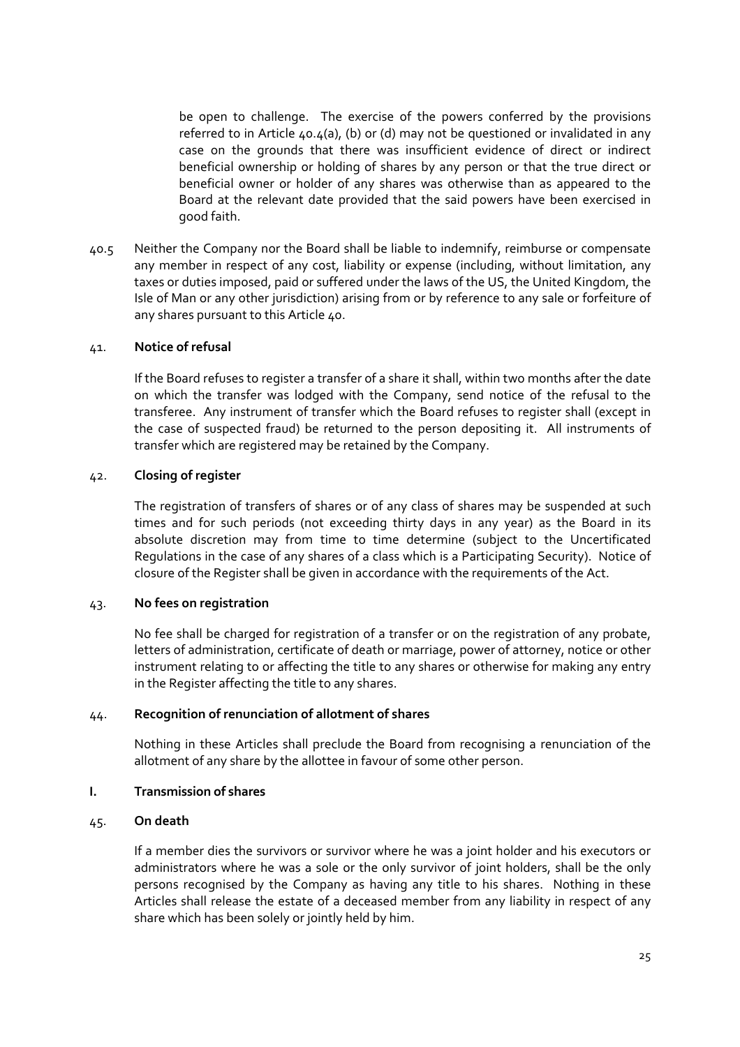be open to challenge. The exercise of the powers conferred by the provisions referred to in Article 40.4(a), (b) or (d) may not be questioned or invalidated in any case on the grounds that there was insufficient evidence of direct or indirect beneficial ownership or holding of shares by any person or that the true direct or beneficial owner or holder of any shares was otherwise than as appeared to the Board at the relevant date provided that the said powers have been exercised in good faith.

40.5 Neither the Company nor the Board shall be liable to indemnify, reimburse or compensate any member in respect of any cost, liability or expense (including, without limitation, any taxes or duties imposed, paid or suffered under the laws of the US, the United Kingdom, the Isle of Man or any other jurisdiction) arising from or by reference to any sale or forfeiture of any shares pursuant to this Article 40.

### 41. Notice of refusal

If the Board refuses to register a transfer of a share it shall, within two months after the date on which the transfer was lodged with the Company, send notice of the refusal to the transferee. Any instrument of transfer which the Board refuses to register shall (except in the case of suspected fraud) be returned to the person depositing it. All instruments of transfer which are registered may be retained by the Company.

### 42. Closing of register

The registration of transfers of shares or of any class of shares may be suspended at such times and for such periods (not exceeding thirty days in any year) as the Board in its absolute discretion may from time to time determine (subject to the Uncertificated Regulations in the case of any shares of a class which is a Participating Security). Notice of closure of the Register shall be given in accordance with the requirements of the Act.

### 43. No fees on registration

No fee shall be charged for registration of a transfer or on the registration of any probate, letters of administration, certificate of death or marriage, power of attorney, notice or other instrument relating to or affecting the title to any shares or otherwise for making any entry in the Register affecting the title to any shares.

### 44. Recognition of renunciation of allotment of shares

Nothing in these Articles shall preclude the Board from recognising a renunciation of the allotment of any share by the allottee in favour of some other person.

## I. Transmission of shares

### 45. On death

If a member dies the survivors or survivor where he was a joint holder and his executors or administrators where he was a sole or the only survivor of joint holders, shall be the only persons recognised by the Company as having any title to his shares. Nothing in these Articles shall release the estate of a deceased member from any liability in respect of any share which has been solely or jointly held by him.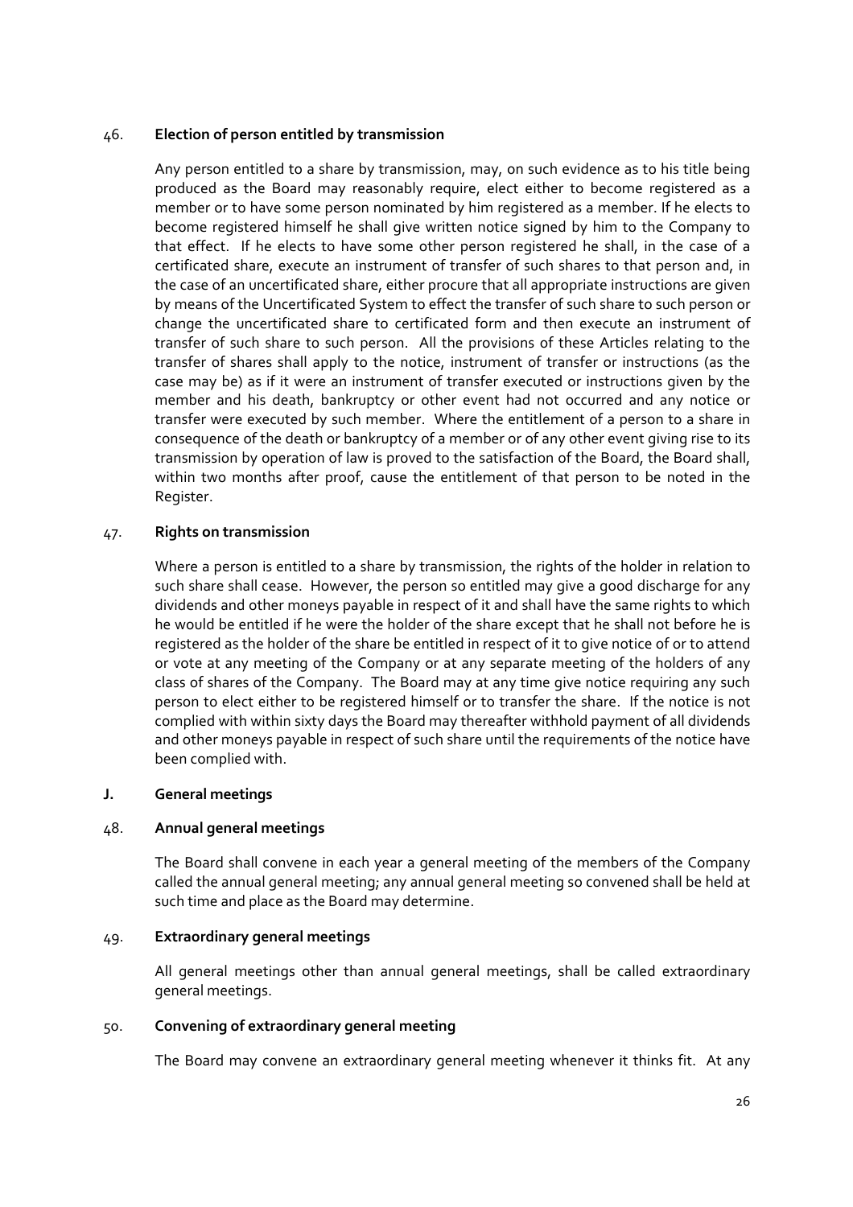### 46. Election of person entitled by transmission

Any person entitled to a share by transmission, may, on such evidence as to his title being produced as the Board may reasonably require, elect either to become registered as a member or to have some person nominated by him registered as a member. If he elects to become registered himself he shall give written notice signed by him to the Company to that effect. If he elects to have some other person registered he shall, in the case of a certificated share, execute an instrument of transfer of such shares to that person and, in the case of an uncertificated share, either procure that all appropriate instructions are given by means of the Uncertificated System to effect the transfer of such share to such person or change the uncertificated share to certificated form and then execute an instrument of transfer of such share to such person. All the provisions of these Articles relating to the transfer of shares shall apply to the notice, instrument of transfer or instructions (as the case may be) as if it were an instrument of transfer executed or instructions given by the member and his death, bankruptcy or other event had not occurred and any notice or transfer were executed by such member. Where the entitlement of a person to a share in consequence of the death or bankruptcy of a member or of any other event giving rise to its transmission by operation of law is proved to the satisfaction of the Board, the Board shall, within two months after proof, cause the entitlement of that person to be noted in the Register.

### 47. Rights on transmission

Where a person is entitled to a share by transmission, the rights of the holder in relation to such share shall cease. However, the person so entitled may give a good discharge for any dividends and other moneys payable in respect of it and shall have the same rights to which he would be entitled if he were the holder of the share except that he shall not before he is registered as the holder of the share be entitled in respect of it to give notice of or to attend or vote at any meeting of the Company or at any separate meeting of the holders of any class of shares of the Company. The Board may at any time give notice requiring any such person to elect either to be registered himself or to transfer the share. If the notice is not complied with within sixty days the Board may thereafter withhold payment of all dividends and other moneys payable in respect of such share until the requirements of the notice have been complied with.

## J. General meetings

### 48. Annual general meetings

The Board shall convene in each year a general meeting of the members of the Company called the annual general meeting; any annual general meeting so convened shall be held at such time and place as the Board may determine.

### 49. Extraordinary general meetings

All general meetings other than annual general meetings, shall be called extraordinary general meetings.

### 50. Convening of extraordinary general meeting

The Board may convene an extraordinary general meeting whenever it thinks fit. At any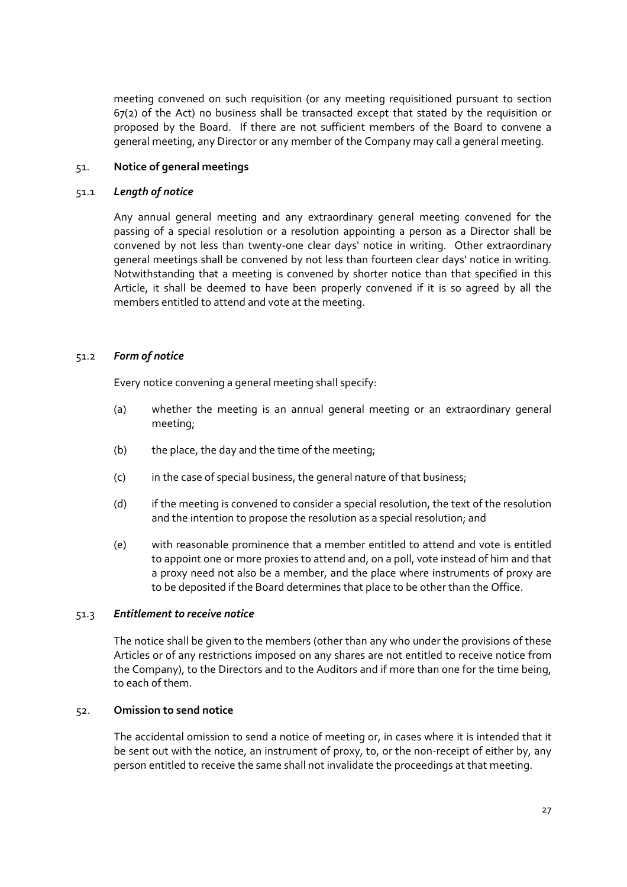meeting convened on such requisition (or any meeting requisitioned pursuant to section 67(2) of the Act) no business shall be transacted except that stated by the requisition or proposed by the Board. If there are not sufficient members of the Board to convene a general meeting, any Director or any member of the Company may call a general meeting.

51. **Notice of general meetings**

51.1 ***Length of notice***

Any annual general meeting and any extraordinary general meeting convened for the passing of a special resolution or a resolution appointing a person as a Director shall be convened by not less than twenty-one clear days' notice in writing. Other extraordinary general meetings shall be convened by not less than fourteen clear days' notice in writing. Notwithstanding that a meeting is convened by shorter notice than that specified in this Article, it shall be deemed to have been properly convened if it is so agreed by all the members entitled to attend and vote at the meeting.

51.2 ***Form of notice***

Every notice convening a general meeting shall specify:

(a) whether the meeting is an annual general meeting or an extraordinary general meeting;

(b) the place, the day and the time of the meeting;

(c) in the case of special business, the general nature of that business;

(d) if the meeting is convened to consider a special resolution, the text of the resolution and the intention to propose the resolution as a special resolution; and

(e) with reasonable prominence that a member entitled to attend and vote is entitled to appoint one or more proxies to attend and, on a poll, vote instead of him and that a proxy need not also be a member, and the place where instruments of proxy are to be deposited if the Board determines that place to be other than the Office.

51.3 ***Entitlement to receive notice***

The notice shall be given to the members (other than any who under the provisions of these Articles or of any restrictions imposed on any shares are not entitled to receive notice from the Company), to the Directors and to the Auditors and if more than one for the time being, to each of them.

52. **Omission to send notice**

The accidental omission to send a notice of meeting or, in cases where it is intended that it be sent out with the notice, an instrument of proxy, to, or the non-receipt of either by, any person entitled to receive the same shall not invalidate the proceedings at that meeting.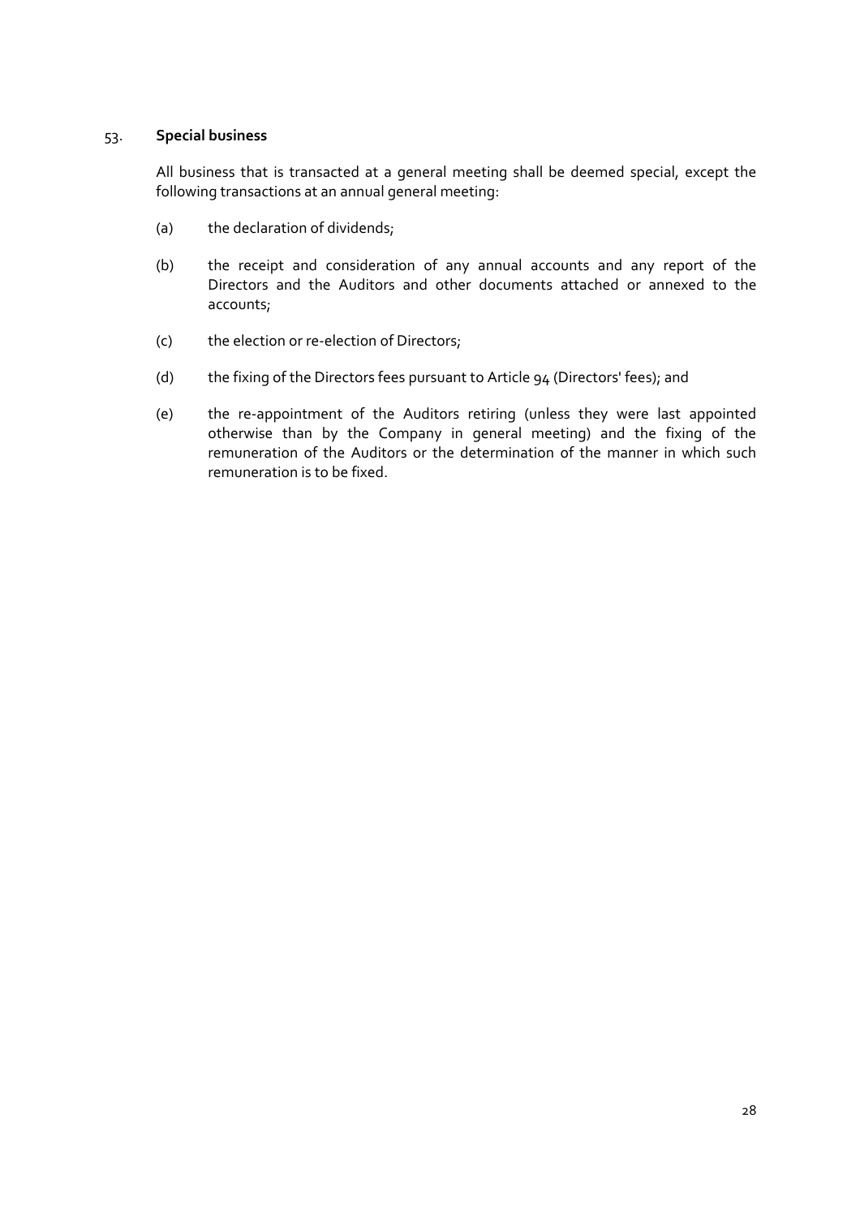## 53. Special business

All business that is transacted at a general meeting shall be deemed special, except the following transactions at an annual general meeting:

(a) the declaration of dividends;

(b) the receipt and consideration of any annual accounts and any report of the Directors and the Auditors and other documents attached or annexed to the accounts;

(c) the election or re-election of Directors;

(d) the fixing of the Directors fees pursuant to Article 94 (Directors' fees); and

(e) the re-appointment of the Auditors retiring (unless they were last appointed otherwise than by the Company in general meeting) and the fixing of the remuneration of the Auditors or the determination of the manner in which such remuneration is to be fixed.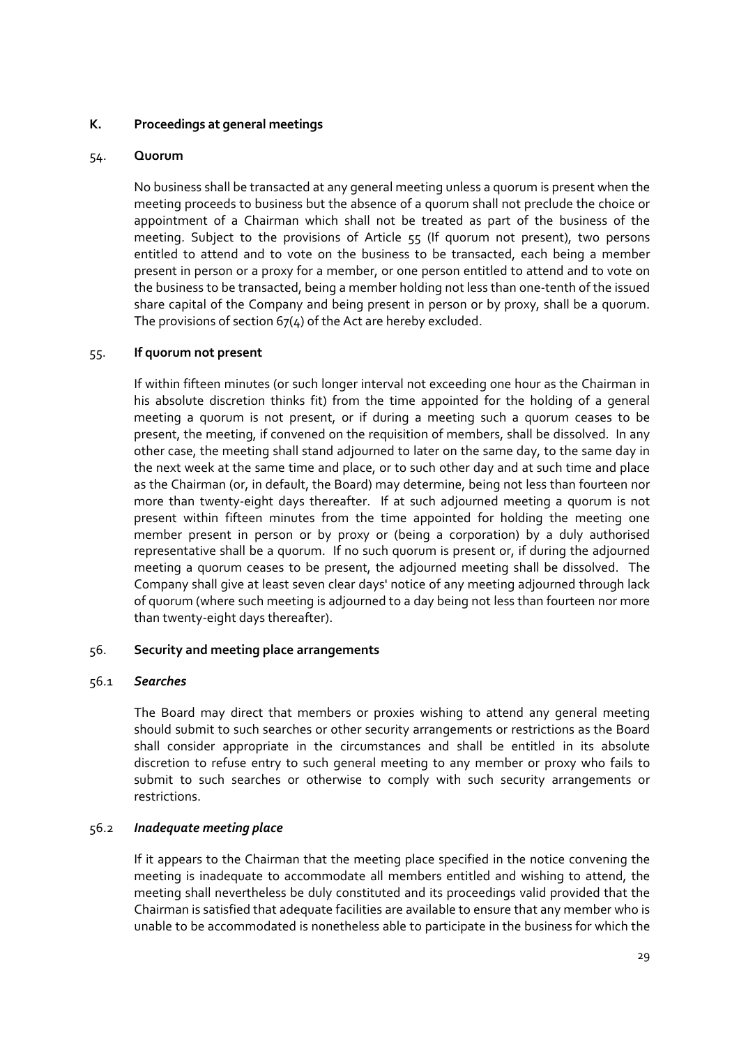## K. Proceedings at general meetings

### 54. Quorum

No business shall be transacted at any general meeting unless a quorum is present when the meeting proceeds to business but the absence of a quorum shall not preclude the choice or appointment of a Chairman which shall not be treated as part of the business of the meeting. Subject to the provisions of Article 55 (If quorum not present), two persons entitled to attend and to vote on the business to be transacted, each being a member present in person or a proxy for a member, or one person entitled to attend and to vote on the business to be transacted, being a member holding not less than one-tenth of the issued share capital of the Company and being present in person or by proxy, shall be a quorum. The provisions of section 67(4) of the Act are hereby excluded.

### 55. If quorum not present

If within fifteen minutes (or such longer interval not exceeding one hour as the Chairman in his absolute discretion thinks fit) from the time appointed for the holding of a general meeting a quorum is not present, or if during a meeting such a quorum ceases to be present, the meeting, if convened on the requisition of members, shall be dissolved. In any other case, the meeting shall stand adjourned to later on the same day, to the same day in the next week at the same time and place, or to such other day and at such time and place as the Chairman (or, in default, the Board) may determine, being not less than fourteen nor more than twenty-eight days thereafter. If at such adjourned meeting a quorum is not present within fifteen minutes from the time appointed for holding the meeting one member present in person or by proxy or (being a corporation) by a duly authorised representative shall be a quorum. If no such quorum is present or, if during the adjourned meeting a quorum ceases to be present, the adjourned meeting shall be dissolved. The Company shall give at least seven clear days' notice of any meeting adjourned through lack of quorum (where such meeting is adjourned to a day being not less than fourteen nor more than twenty-eight days thereafter).

### 56. Security and meeting place arrangements

#### 56.1 *Searches*

The Board may direct that members or proxies wishing to attend any general meeting should submit to such searches or other security arrangements or restrictions as the Board shall consider appropriate in the circumstances and shall be entitled in its absolute discretion to refuse entry to such general meeting to any member or proxy who fails to submit to such searches or otherwise to comply with such security arrangements or restrictions.

#### 56.2 *Inadequate meeting place*

If it appears to the Chairman that the meeting place specified in the notice convening the meeting is inadequate to accommodate all members entitled and wishing to attend, the meeting shall nevertheless be duly constituted and its proceedings valid provided that the Chairman is satisfied that adequate facilities are available to ensure that any member who is unable to be accommodated is nonetheless able to participate in the business for which the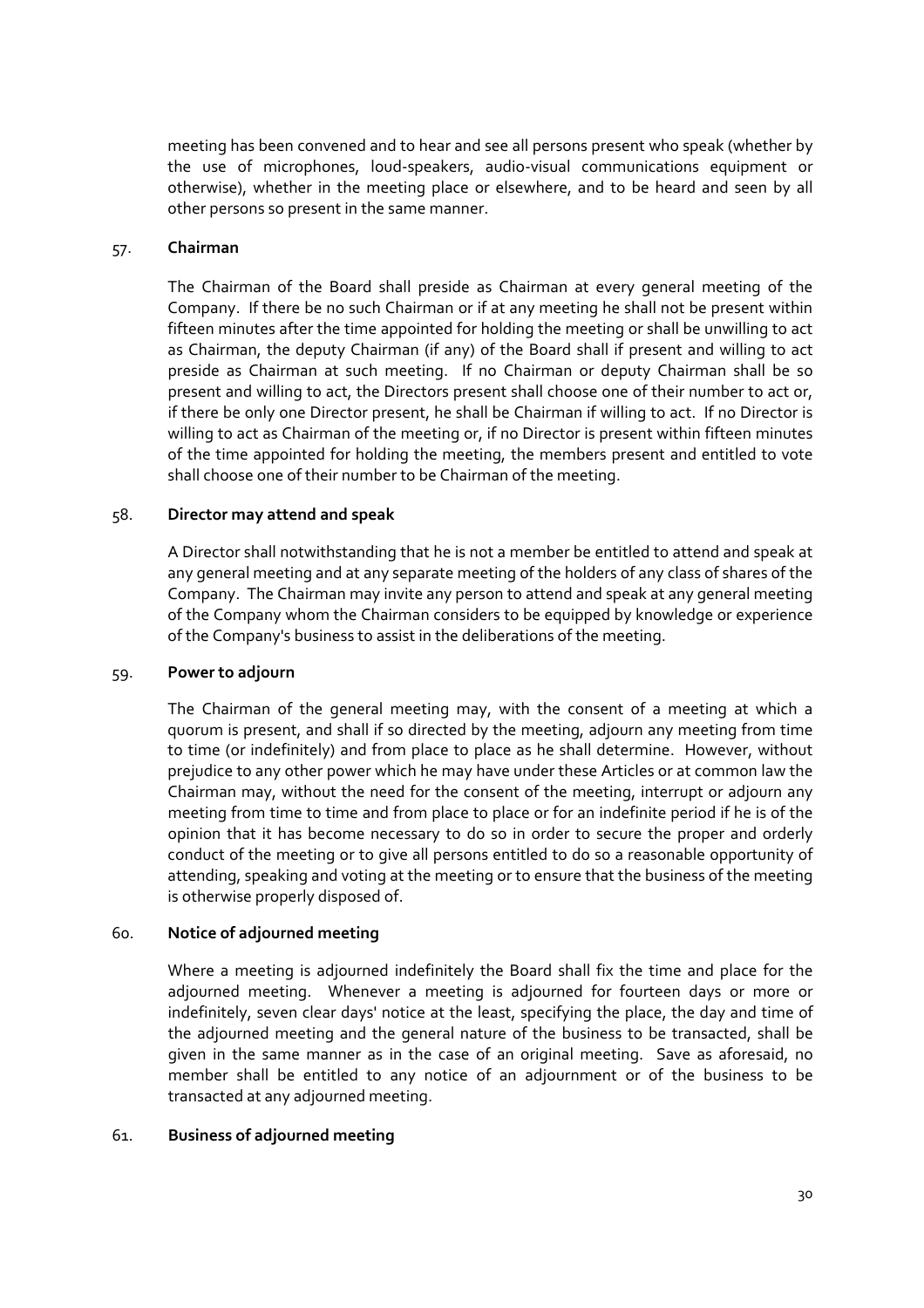meeting has been convened and to hear and see all persons present who speak (whether by the use of microphones, loud-speakers, audio-visual communications equipment or otherwise), whether in the meeting place or elsewhere, and to be heard and seen by all other persons so present in the same manner.

57. **Chairman**

The Chairman of the Board shall preside as Chairman at every general meeting of the Company. If there be no such Chairman or if at any meeting he shall not be present within fifteen minutes after the time appointed for holding the meeting or shall be unwilling to act as Chairman, the deputy Chairman (if any) of the Board shall if present and willing to act preside as Chairman at such meeting. If no Chairman or deputy Chairman shall be so present and willing to act, the Directors present shall choose one of their number to act or, if there be only one Director present, he shall be Chairman if willing to act. If no Director is willing to act as Chairman of the meeting or, if no Director is present within fifteen minutes of the time appointed for holding the meeting, the members present and entitled to vote shall choose one of their number to be Chairman of the meeting.

58. **Director may attend and speak**

A Director shall notwithstanding that he is not a member be entitled to attend and speak at any general meeting and at any separate meeting of the holders of any class of shares of the Company. The Chairman may invite any person to attend and speak at any general meeting of the Company whom the Chairman considers to be equipped by knowledge or experience of the Company's business to assist in the deliberations of the meeting.

59. **Power to adjourn**

The Chairman of the general meeting may, with the consent of a meeting at which a quorum is present, and shall if so directed by the meeting, adjourn any meeting from time to time (or indefinitely) and from place to place as he shall determine. However, without prejudice to any other power which he may have under these Articles or at common law the Chairman may, without the need for the consent of the meeting, interrupt or adjourn any meeting from time to time and from place to place or for an indefinite period if he is of the opinion that it has become necessary to do so in order to secure the proper and orderly conduct of the meeting or to give all persons entitled to do so a reasonable opportunity of attending, speaking and voting at the meeting or to ensure that the business of the meeting is otherwise properly disposed of.

60. **Notice of adjourned meeting**

Where a meeting is adjourned indefinitely the Board shall fix the time and place for the adjourned meeting. Whenever a meeting is adjourned for fourteen days or more or indefinitely, seven clear days' notice at the least, specifying the place, the day and time of the adjourned meeting and the general nature of the business to be transacted, shall be given in the same manner as in the case of an original meeting. Save as aforesaid, no member shall be entitled to any notice of an adjournment or of the business to be transacted at any adjourned meeting.

61. **Business of adjourned meeting**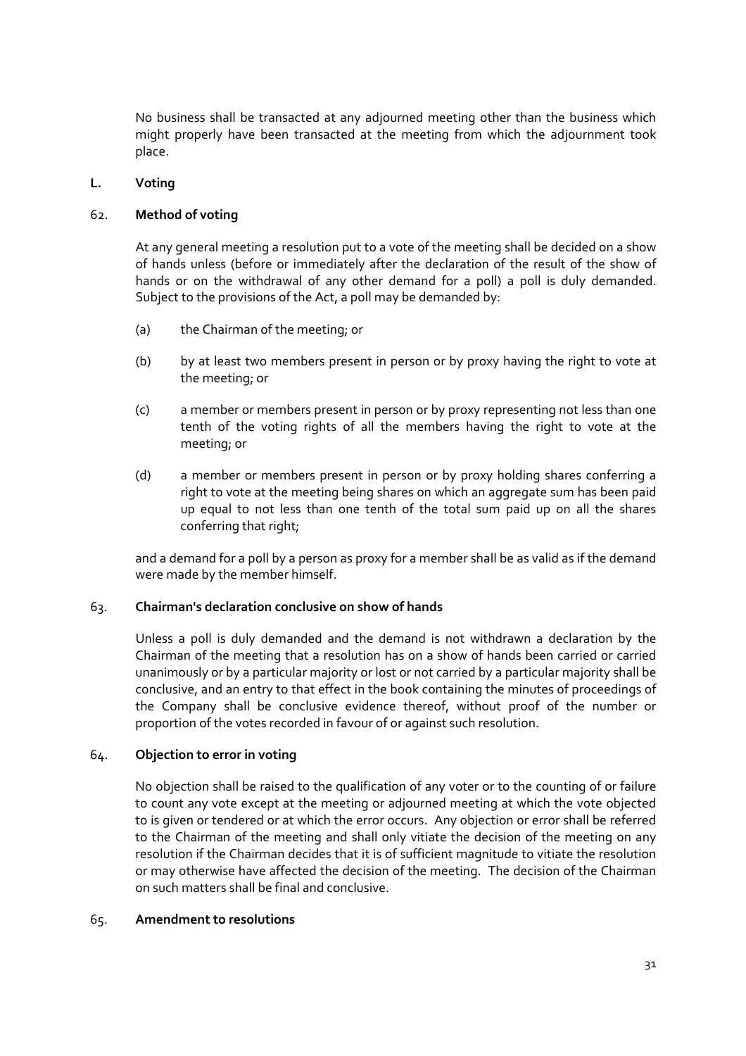No business shall be transacted at any adjourned meeting other than the business which might properly have been transacted at the meeting from which the adjournment took place.

## L. Voting

### 62. Method of voting

At any general meeting a resolution put to a vote of the meeting shall be decided on a show of hands unless (before or immediately after the declaration of the result of the show of hands or on the withdrawal of any other demand for a poll) a poll is duly demanded. Subject to the provisions of the Act, a poll may be demanded by:

(a) the Chairman of the meeting; or

(b) by at least two members present in person or by proxy having the right to vote at the meeting; or

(c) a member or members present in person or by proxy representing not less than one tenth of the voting rights of all the members having the right to vote at the meeting; or

(d) a member or members present in person or by proxy holding shares conferring a right to vote at the meeting being shares on which an aggregate sum has been paid up equal to not less than one tenth of the total sum paid up on all the shares conferring that right;

and a demand for a poll by a person as proxy for a member shall be as valid as if the demand were made by the member himself.

### 63. Chairman's declaration conclusive on show of hands

Unless a poll is duly demanded and the demand is not withdrawn a declaration by the Chairman of the meeting that a resolution has on a show of hands been carried or carried unanimously or by a particular majority or lost or not carried by a particular majority shall be conclusive, and an entry to that effect in the book containing the minutes of proceedings of the Company shall be conclusive evidence thereof, without proof of the number or proportion of the votes recorded in favour of or against such resolution.

### 64. Objection to error in voting

No objection shall be raised to the qualification of any voter or to the counting of or failure to count any vote except at the meeting or adjourned meeting at which the vote objected to is given or tendered or at which the error occurs. Any objection or error shall be referred to the Chairman of the meeting and shall only vitiate the decision of the meeting on any resolution if the Chairman decides that it is of sufficient magnitude to vitiate the resolution or may otherwise have affected the decision of the meeting. The decision of the Chairman on such matters shall be final and conclusive.

### 65. Amendment to resolutions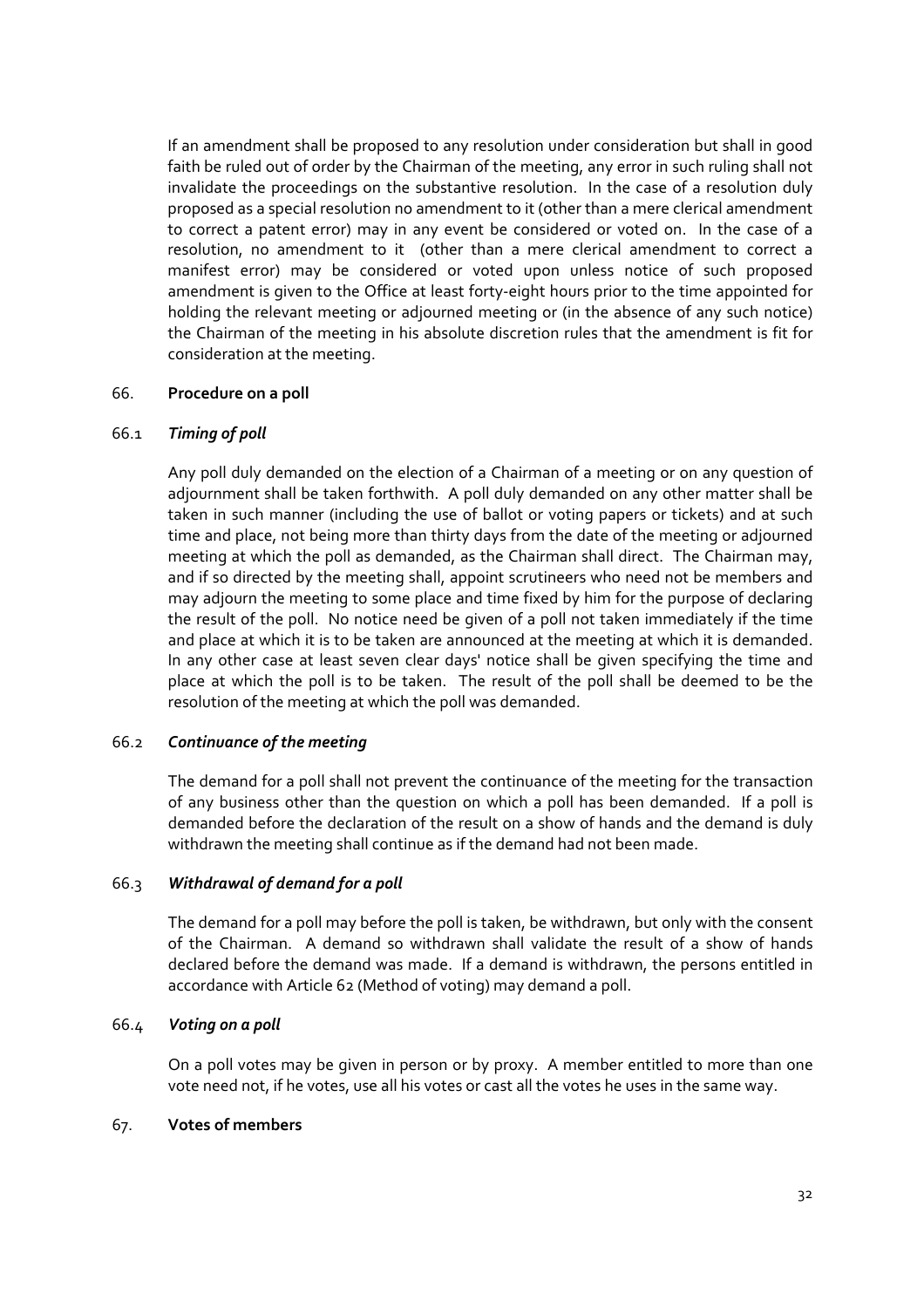If an amendment shall be proposed to any resolution under consideration but shall in good faith be ruled out of order by the Chairman of the meeting, any error in such ruling shall not invalidate the proceedings on the substantive resolution. In the case of a resolution duly proposed as a special resolution no amendment to it (other than a mere clerical amendment to correct a patent error) may in any event be considered or voted on. In the case of a resolution, no amendment to it (other than a mere clerical amendment to correct a manifest error) may be considered or voted upon unless notice of such proposed amendment is given to the Office at least forty-eight hours prior to the time appointed for holding the relevant meeting or adjourned meeting or (in the absence of any such notice) the Chairman of the meeting in his absolute discretion rules that the amendment is fit for consideration at the meeting.

## 66. **Procedure on a poll**

### 66.1 ***Timing of poll***

Any poll duly demanded on the election of a Chairman of a meeting or on any question of adjournment shall be taken forthwith. A poll duly demanded on any other matter shall be taken in such manner (including the use of ballot or voting papers or tickets) and at such time and place, not being more than thirty days from the date of the meeting or adjourned meeting at which the poll as demanded, as the Chairman shall direct. The Chairman may, and if so directed by the meeting shall, appoint scrutineers who need not be members and may adjourn the meeting to some place and time fixed by him for the purpose of declaring the result of the poll. No notice need be given of a poll not taken immediately if the time and place at which it is to be taken are announced at the meeting at which it is demanded. In any other case at least seven clear days' notice shall be given specifying the time and place at which the poll is to be taken. The result of the poll shall be deemed to be the resolution of the meeting at which the poll was demanded.

### 66.2 ***Continuance of the meeting***

The demand for a poll shall not prevent the continuance of the meeting for the transaction of any business other than the question on which a poll has been demanded. If a poll is demanded before the declaration of the result on a show of hands and the demand is duly withdrawn the meeting shall continue as if the demand had not been made.

### 66.3 ***Withdrawal of demand for a poll***

The demand for a poll may before the poll is taken, be withdrawn, but only with the consent of the Chairman. A demand so withdrawn shall validate the result of a show of hands declared before the demand was made. If a demand is withdrawn, the persons entitled in accordance with Article 62 (Method of voting) may demand a poll.

### 66.4 ***Voting on a poll***

On a poll votes may be given in person or by proxy. A member entitled to more than one vote need not, if he votes, use all his votes or cast all the votes he uses in the same way.

## 67. **Votes of members**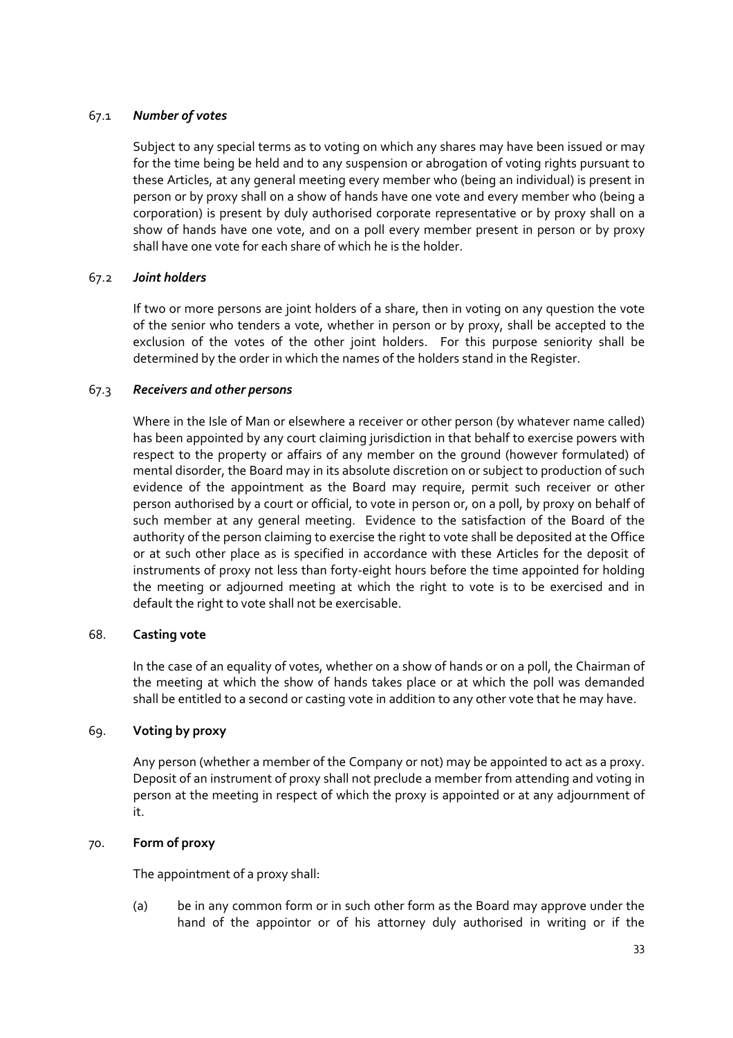### 67.1 *Number of votes*

Subject to any special terms as to voting on which any shares may have been issued or may for the time being be held and to any suspension or abrogation of voting rights pursuant to these Articles, at any general meeting every member who (being an individual) is present in person or by proxy shall on a show of hands have one vote and every member who (being a corporation) is present by duly authorised corporate representative or by proxy shall on a show of hands have one vote, and on a poll every member present in person or by proxy shall have one vote for each share of which he is the holder.

### 67.2 *Joint holders*

If two or more persons are joint holders of a share, then in voting on any question the vote of the senior who tenders a vote, whether in person or by proxy, shall be accepted to the exclusion of the votes of the other joint holders. For this purpose seniority shall be determined by the order in which the names of the holders stand in the Register.

### 67.3 *Receivers and other persons*

Where in the Isle of Man or elsewhere a receiver or other person (by whatever name called) has been appointed by any court claiming jurisdiction in that behalf to exercise powers with respect to the property or affairs of any member on the ground (however formulated) of mental disorder, the Board may in its absolute discretion on or subject to production of such evidence of the appointment as the Board may require, permit such receiver or other person authorised by a court or official, to vote in person or, on a poll, by proxy on behalf of such member at any general meeting. Evidence to the satisfaction of the Board of the authority of the person claiming to exercise the right to vote shall be deposited at the Office or at such other place as is specified in accordance with these Articles for the deposit of instruments of proxy not less than forty-eight hours before the time appointed for holding the meeting or adjourned meeting at which the right to vote is to be exercised and in default the right to vote shall not be exercisable.

## 68. **Casting vote**

In the case of an equality of votes, whether on a show of hands or on a poll, the Chairman of the meeting at which the show of hands takes place or at which the poll was demanded shall be entitled to a second or casting vote in addition to any other vote that he may have.

## 69. **Voting by proxy**

Any person (whether a member of the Company or not) may be appointed to act as a proxy. Deposit of an instrument of proxy shall not preclude a member from attending and voting in person at the meeting in respect of which the proxy is appointed or at any adjournment of it.

## 70. **Form of proxy**

The appointment of a proxy shall:

(a) be in any common form or in such other form as the Board may approve under the hand of the appointor or of his attorney duly authorised in writing or if the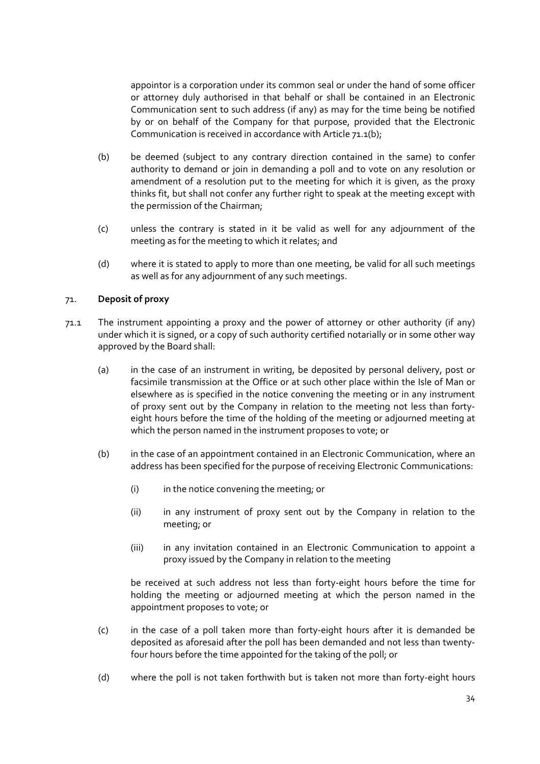appointor is a corporation under its common seal or under the hand of some officer or attorney duly authorised in that behalf or shall be contained in an Electronic Communication sent to such address (if any) as may for the time being be notified by or on behalf of the Company for that purpose, provided that the Electronic Communication is received in accordance with Article 71.1(b);

(b) be deemed (subject to any contrary direction contained in the same) to confer authority to demand or join in demanding a poll and to vote on any resolution or amendment of a resolution put to the meeting for which it is given, as the proxy thinks fit, but shall not confer any further right to speak at the meeting except with the permission of the Chairman;

(c) unless the contrary is stated in it be valid as well for any adjournment of the meeting as for the meeting to which it relates; and

(d) where it is stated to apply to more than one meeting, be valid for all such meetings as well as for any adjournment of any such meetings.

71. **Deposit of proxy**

71.1 The instrument appointing a proxy and the power of attorney or other authority (if any) under which it is signed, or a copy of such authority certified notarially or in some other way approved by the Board shall:

(a) in the case of an instrument in writing, be deposited by personal delivery, post or facsimile transmission at the Office or at such other place within the Isle of Man or elsewhere as is specified in the notice convening the meeting or in any instrument of proxy sent out by the Company in relation to the meeting not less than forty-eight hours before the time of the holding of the meeting or adjourned meeting at which the person named in the instrument proposes to vote; or

(b) in the case of an appointment contained in an Electronic Communication, where an address has been specified for the purpose of receiving Electronic Communications:

(i) in the notice convening the meeting; or

(ii) in any instrument of proxy sent out by the Company in relation to the meeting; or

(iii) in any invitation contained in an Electronic Communication to appoint a proxy issued by the Company in relation to the meeting

be received at such address not less than forty-eight hours before the time for holding the meeting or adjourned meeting at which the person named in the appointment proposes to vote; or

(c) in the case of a poll taken more than forty-eight hours after it is demanded be deposited as aforesaid after the poll has been demanded and not less than twenty-four hours before the time appointed for the taking of the poll; or

(d) where the poll is not taken forthwith but is taken not more than forty-eight hours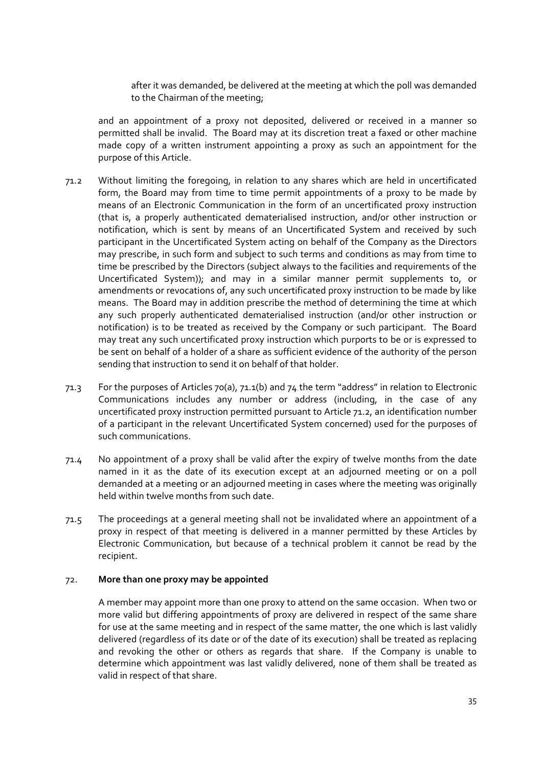after it was demanded, be delivered at the meeting at which the poll was demanded to the Chairman of the meeting;

and an appointment of a proxy not deposited, delivered or received in a manner so permitted shall be invalid. The Board may at its discretion treat a faxed or other machine made copy of a written instrument appointing a proxy as such an appointment for the purpose of this Article.

71.2 Without limiting the foregoing, in relation to any shares which are held in uncertificated form, the Board may from time to time permit appointments of a proxy to be made by means of an Electronic Communication in the form of an uncertificated proxy instruction (that is, a properly authenticated dematerialised instruction, and/or other instruction or notification, which is sent by means of an Uncertificated System and received by such participant in the Uncertificated System acting on behalf of the Company as the Directors may prescribe, in such form and subject to such terms and conditions as may from time to time be prescribed by the Directors (subject always to the facilities and requirements of the Uncertificated System)); and may in a similar manner permit supplements to, or amendments or revocations of, any such uncertificated proxy instruction to be made by like means. The Board may in addition prescribe the method of determining the time at which any such properly authenticated dematerialised instruction (and/or other instruction or notification) is to be treated as received by the Company or such participant. The Board may treat any such uncertificated proxy instruction which purports to be or is expressed to be sent on behalf of a holder of a share as sufficient evidence of the authority of the person sending that instruction to send it on behalf of that holder.

71.3 For the purposes of Articles 70(a), 71.1(b) and 74 the term "address" in relation to Electronic Communications includes any number or address (including, in the case of any uncertificated proxy instruction permitted pursuant to Article 71.2, an identification number of a participant in the relevant Uncertificated System concerned) used for the purposes of such communications.

71.4 No appointment of a proxy shall be valid after the expiry of twelve months from the date named in it as the date of its execution except at an adjourned meeting or on a poll demanded at a meeting or an adjourned meeting in cases where the meeting was originally held within twelve months from such date.

71.5 The proceedings at a general meeting shall not be invalidated where an appointment of a proxy in respect of that meeting is delivered in a manner permitted by these Articles by Electronic Communication, but because of a technical problem it cannot be read by the recipient.

72. **More than one proxy may be appointed**

A member may appoint more than one proxy to attend on the same occasion. When two or more valid but differing appointments of proxy are delivered in respect of the same share for use at the same meeting and in respect of the same matter, the one which is last validly delivered (regardless of its date or of the date of its execution) shall be treated as replacing and revoking the other or others as regards that share. If the Company is unable to determine which appointment was last validly delivered, none of them shall be treated as valid in respect of that share.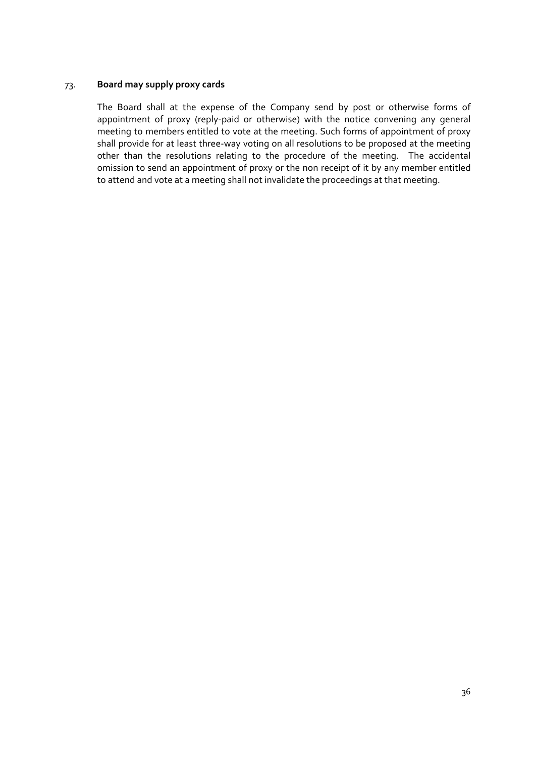### 73. **Board may supply proxy cards**

The Board shall at the expense of the Company send by post or otherwise forms of appointment of proxy (reply-paid or otherwise) with the notice convening any general meeting to members entitled to vote at the meeting. Such forms of appointment of proxy shall provide for at least three-way voting on all resolutions to be proposed at the meeting other than the resolutions relating to the procedure of the meeting. The accidental omission to send an appointment of proxy or the non receipt of it by any member entitled to attend and vote at a meeting shall not invalidate the proceedings at that meeting.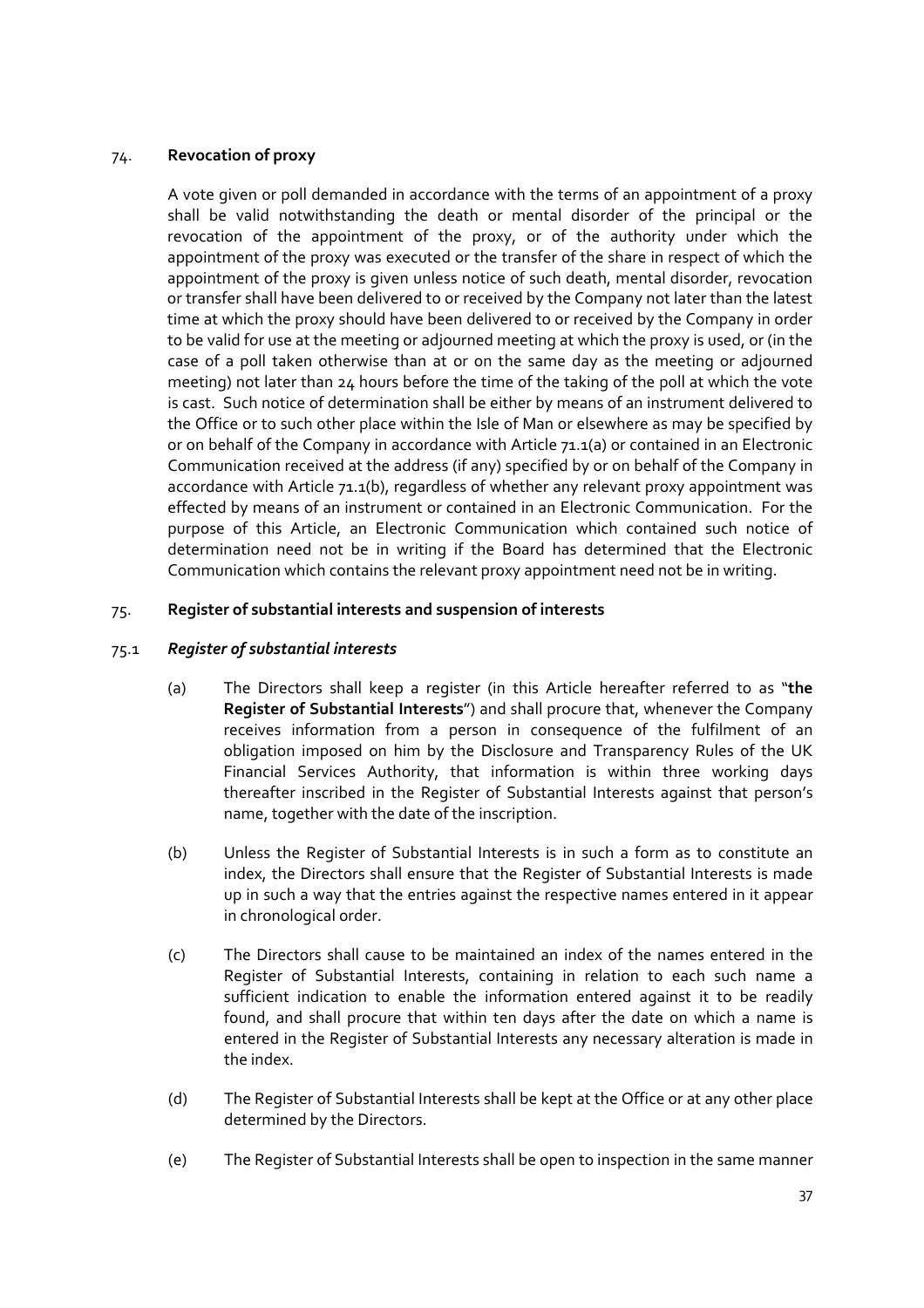## 74. **Revocation of proxy**

A vote given or poll demanded in accordance with the terms of an appointment of a proxy shall be valid notwithstanding the death or mental disorder of the principal or the revocation of the appointment of the proxy, or of the authority under which the appointment of the proxy was executed or the transfer of the share in respect of which the appointment of the proxy is given unless notice of such death, mental disorder, revocation or transfer shall have been delivered to or received by the Company not later than the latest time at which the proxy should have been delivered to or received by the Company in order to be valid for use at the meeting or adjourned meeting at which the proxy is used, or (in the case of a poll taken otherwise than at or on the same day as the meeting or adjourned meeting) not later than 24 hours before the time of the taking of the poll at which the vote is cast. Such notice of determination shall be either by means of an instrument delivered to the Office or to such other place within the Isle of Man or elsewhere as may be specified by or on behalf of the Company in accordance with Article 71.1(a) or contained in an Electronic Communication received at the address (if any) specified by or on behalf of the Company in accordance with Article 71.1(b), regardless of whether any relevant proxy appointment was effected by means of an instrument or contained in an Electronic Communication. For the purpose of this Article, an Electronic Communication which contained such notice of determination need not be in writing if the Board has determined that the Electronic Communication which contains the relevant proxy appointment need not be in writing.

## 75. **Register of substantial interests and suspension of interests**

### 75.1 ***Register of substantial interests***

(a) The Directors shall keep a register (in this Article hereafter referred to as "**the Register of Substantial Interests**") and shall procure that, whenever the Company receives information from a person in consequence of the fulfilment of an obligation imposed on him by the Disclosure and Transparency Rules of the UK Financial Services Authority, that information is within three working days thereafter inscribed in the Register of Substantial Interests against that person's name, together with the date of the inscription.

(b) Unless the Register of Substantial Interests is in such a form as to constitute an index, the Directors shall ensure that the Register of Substantial Interests is made up in such a way that the entries against the respective names entered in it appear in chronological order.

(c) The Directors shall cause to be maintained an index of the names entered in the Register of Substantial Interests, containing in relation to each such name a sufficient indication to enable the information entered against it to be readily found, and shall procure that within ten days after the date on which a name is entered in the Register of Substantial Interests any necessary alteration is made in the index.

(d) The Register of Substantial Interests shall be kept at the Office or at any other place determined by the Directors.

(e) The Register of Substantial Interests shall be open to inspection in the same manner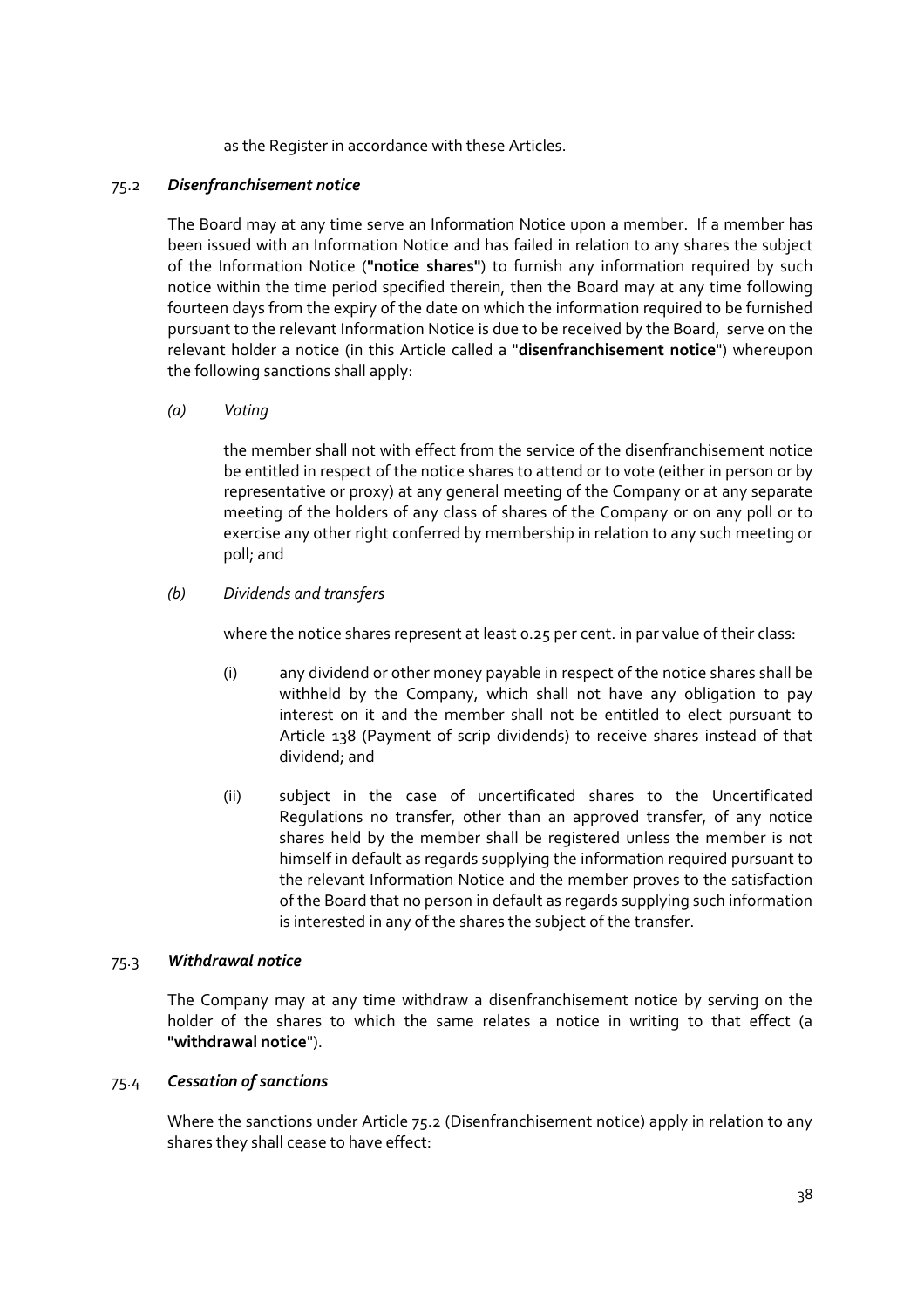as the Register in accordance with these Articles.

### 75.2 *Disenfranchisement notice*

The Board may at any time serve an Information Notice upon a member. If a member has been issued with an Information Notice and has failed in relation to any shares the subject of the Information Notice (**"notice shares"**) to furnish any information required by such notice within the time period specified therein, then the Board may at any time following fourteen days from the expiry of the date on which the information required to be furnished pursuant to the relevant Information Notice is due to be received by the Board, serve on the relevant holder a notice (in this Article called a "**disenfranchisement notice**") whereupon the following sanctions shall apply:

*(a) Voting*

the member shall not with effect from the service of the disenfranchisement notice be entitled in respect of the notice shares to attend or to vote (either in person or by representative or proxy) at any general meeting of the Company or at any separate meeting of the holders of any class of shares of the Company or on any poll or to exercise any other right conferred by membership in relation to any such meeting or poll; and

*(b) Dividends and transfers*

where the notice shares represent at least 0.25 per cent. in par value of their class:

(i) any dividend or other money payable in respect of the notice shares shall be withheld by the Company, which shall not have any obligation to pay interest on it and the member shall not be entitled to elect pursuant to Article 138 (Payment of scrip dividends) to receive shares instead of that dividend; and

(ii) subject in the case of uncertificated shares to the Uncertificated Regulations no transfer, other than an approved transfer, of any notice shares held by the member shall be registered unless the member is not himself in default as regards supplying the information required pursuant to the relevant Information Notice and the member proves to the satisfaction of the Board that no person in default as regards supplying such information is interested in any of the shares the subject of the transfer.

### 75.3 *Withdrawal notice*

The Company may at any time withdraw a disenfranchisement notice by serving on the holder of the shares to which the same relates a notice in writing to that effect (a **"withdrawal notice"**).

### 75.4 *Cessation of sanctions*

Where the sanctions under Article 75.2 (Disenfranchisement notice) apply in relation to any shares they shall cease to have effect: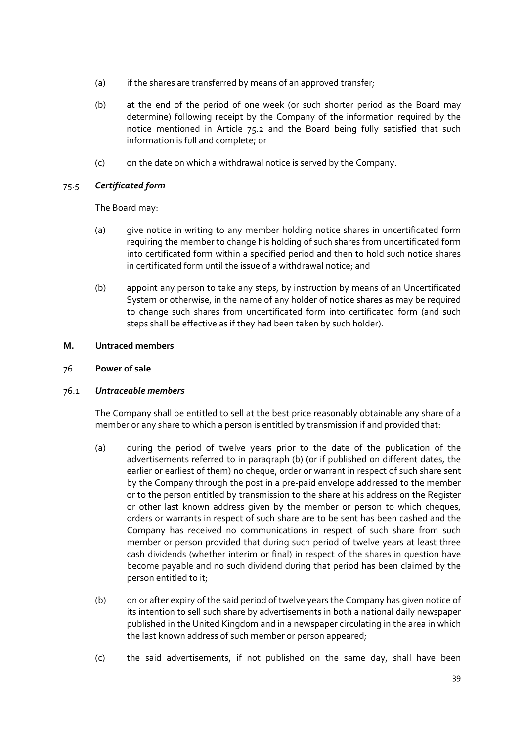(a) if the shares are transferred by means of an approved transfer;

(b) at the end of the period of one week (or such shorter period as the Board may determine) following receipt by the Company of the information required by the notice mentioned in Article 75.2 and the Board being fully satisfied that such information is full and complete; or

(c) on the date on which a withdrawal notice is served by the Company.

75.5 ***Certificated form***

The Board may:

(a) give notice in writing to any member holding notice shares in uncertificated form requiring the member to change his holding of such shares from uncertificated form into certificated form within a specified period and then to hold such notice shares in certificated form until the issue of a withdrawal notice; and

(b) appoint any person to take any steps, by instruction by means of an Uncertificated System or otherwise, in the name of any holder of notice shares as may be required to change such shares from uncertificated form into certificated form (and such steps shall be effective as if they had been taken by such holder).

## M. Untraced members

### 76. Power of sale

76.1 ***Untraceable members***

The Company shall be entitled to sell at the best price reasonably obtainable any share of a member or any share to which a person is entitled by transmission if and provided that:

(a) during the period of twelve years prior to the date of the publication of the advertisements referred to in paragraph (b) (or if published on different dates, the earlier or earliest of them) no cheque, order or warrant in respect of such share sent by the Company through the post in a pre-paid envelope addressed to the member or to the person entitled by transmission to the share at his address on the Register or other last known address given by the member or person to which cheques, orders or warrants in respect of such share are to be sent has been cashed and the Company has received no communications in respect of such share from such member or person provided that during such period of twelve years at least three cash dividends (whether interim or final) in respect of the shares in question have become payable and no such dividend during that period has been claimed by the person entitled to it;

(b) on or after expiry of the said period of twelve years the Company has given notice of its intention to sell such share by advertisements in both a national daily newspaper published in the United Kingdom and in a newspaper circulating in the area in which the last known address of such member or person appeared;

(c) the said advertisements, if not published on the same day, shall have been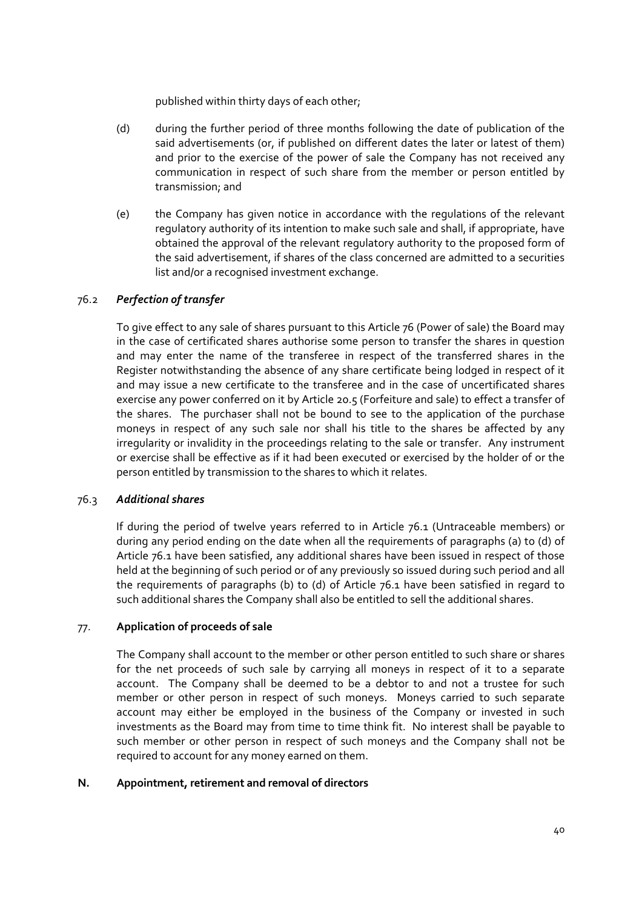published within thirty days of each other;

(d) during the further period of three months following the date of publication of the said advertisements (or, if published on different dates the later or latest of them) and prior to the exercise of the power of sale the Company has not received any communication in respect of such share from the member or person entitled by transmission; and

(e) the Company has given notice in accordance with the regulations of the relevant regulatory authority of its intention to make such sale and shall, if appropriate, have obtained the approval of the relevant regulatory authority to the proposed form of the said advertisement, if shares of the class concerned are admitted to a securities list and/or a recognised investment exchange.

### 76.2 *Perfection of transfer*

To give effect to any sale of shares pursuant to this Article 76 (Power of sale) the Board may in the case of certificated shares authorise some person to transfer the shares in question and may enter the name of the transferee in respect of the transferred shares in the Register notwithstanding the absence of any share certificate being lodged in respect of it and may issue a new certificate to the transferee and in the case of uncertificated shares exercise any power conferred on it by Article 20.5 (Forfeiture and sale) to effect a transfer of the shares. The purchaser shall not be bound to see to the application of the purchase moneys in respect of any such sale nor shall his title to the shares be affected by any irregularity or invalidity in the proceedings relating to the sale or transfer. Any instrument or exercise shall be effective as if it had been executed or exercised by the holder of or the person entitled by transmission to the shares to which it relates.

### 76.3 *Additional shares*

If during the period of twelve years referred to in Article 76.1 (Untraceable members) or during any period ending on the date when all the requirements of paragraphs (a) to (d) of Article 76.1 have been satisfied, any additional shares have been issued in respect of those held at the beginning of such period or of any previously so issued during such period and all the requirements of paragraphs (b) to (d) of Article 76.1 have been satisfied in regard to such additional shares the Company shall also be entitled to sell the additional shares.

### 77. **Application of proceeds of sale**

The Company shall account to the member or other person entitled to such share or shares for the net proceeds of such sale by carrying all moneys in respect of it to a separate account. The Company shall be deemed to be a debtor to and not a trustee for such member or other person in respect of such moneys. Moneys carried to such separate account may either be employed in the business of the Company or invested in such investments as the Board may from time to time think fit. No interest shall be payable to such member or other person in respect of such moneys and the Company shall not be required to account for any money earned on them.

## N. Appointment, retirement and removal of directors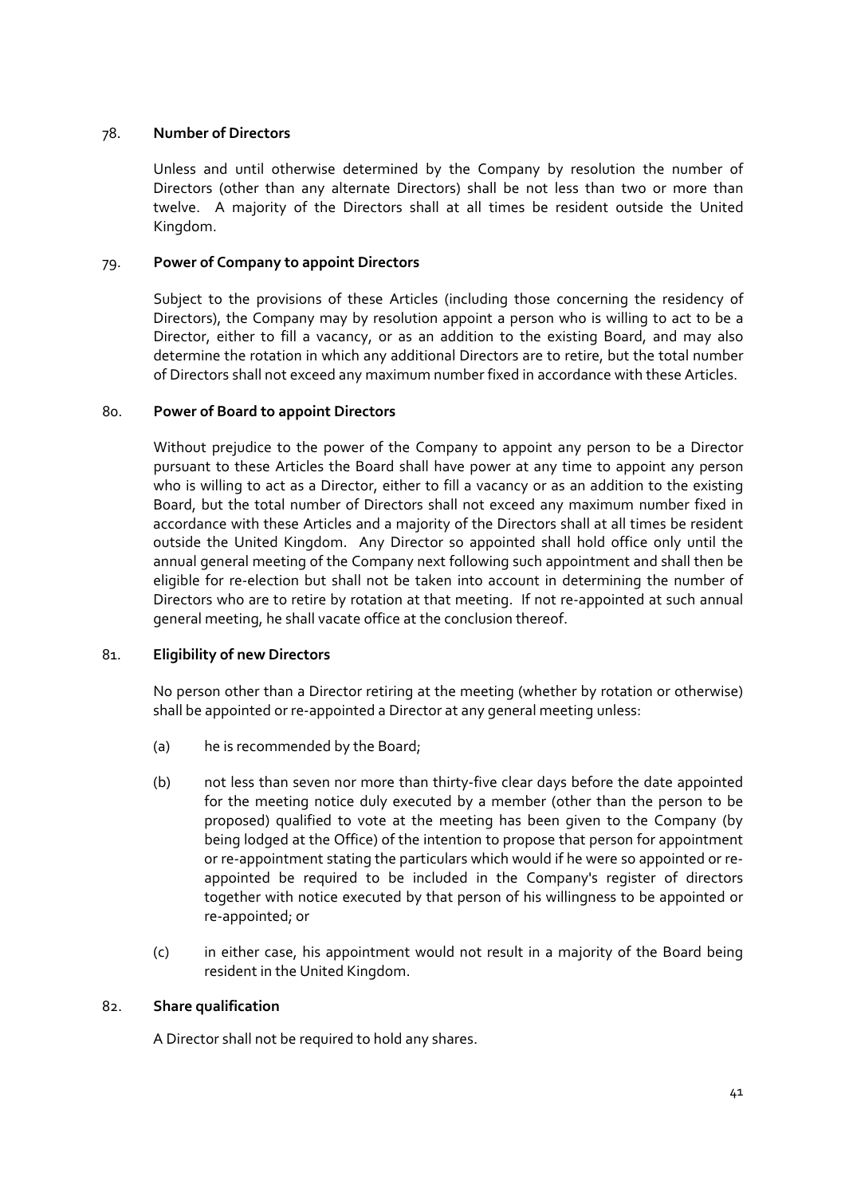## 78. Number of Directors

Unless and until otherwise determined by the Company by resolution the number of Directors (other than any alternate Directors) shall be not less than two or more than twelve. A majority of the Directors shall at all times be resident outside the United Kingdom.

## 79. Power of Company to appoint Directors

Subject to the provisions of these Articles (including those concerning the residency of Directors), the Company may by resolution appoint a person who is willing to act to be a Director, either to fill a vacancy, or as an addition to the existing Board, and may also determine the rotation in which any additional Directors are to retire, but the total number of Directors shall not exceed any maximum number fixed in accordance with these Articles.

## 80. Power of Board to appoint Directors

Without prejudice to the power of the Company to appoint any person to be a Director pursuant to these Articles the Board shall have power at any time to appoint any person who is willing to act as a Director, either to fill a vacancy or as an addition to the existing Board, but the total number of Directors shall not exceed any maximum number fixed in accordance with these Articles and a majority of the Directors shall at all times be resident outside the United Kingdom. Any Director so appointed shall hold office only until the annual general meeting of the Company next following such appointment and shall then be eligible for re-election but shall not be taken into account in determining the number of Directors who are to retire by rotation at that meeting. If not re-appointed at such annual general meeting, he shall vacate office at the conclusion thereof.

## 81. Eligibility of new Directors

No person other than a Director retiring at the meeting (whether by rotation or otherwise) shall be appointed or re-appointed a Director at any general meeting unless:

(a) he is recommended by the Board;

(b) not less than seven nor more than thirty-five clear days before the date appointed for the meeting notice duly executed by a member (other than the person to be proposed) qualified to vote at the meeting has been given to the Company (by being lodged at the Office) of the intention to propose that person for appointment or re-appointment stating the particulars which would if he were so appointed or re-appointed be required to be included in the Company's register of directors together with notice executed by that person of his willingness to be appointed or re-appointed; or

(c) in either case, his appointment would not result in a majority of the Board being resident in the United Kingdom.

## 82. Share qualification

A Director shall not be required to hold any shares.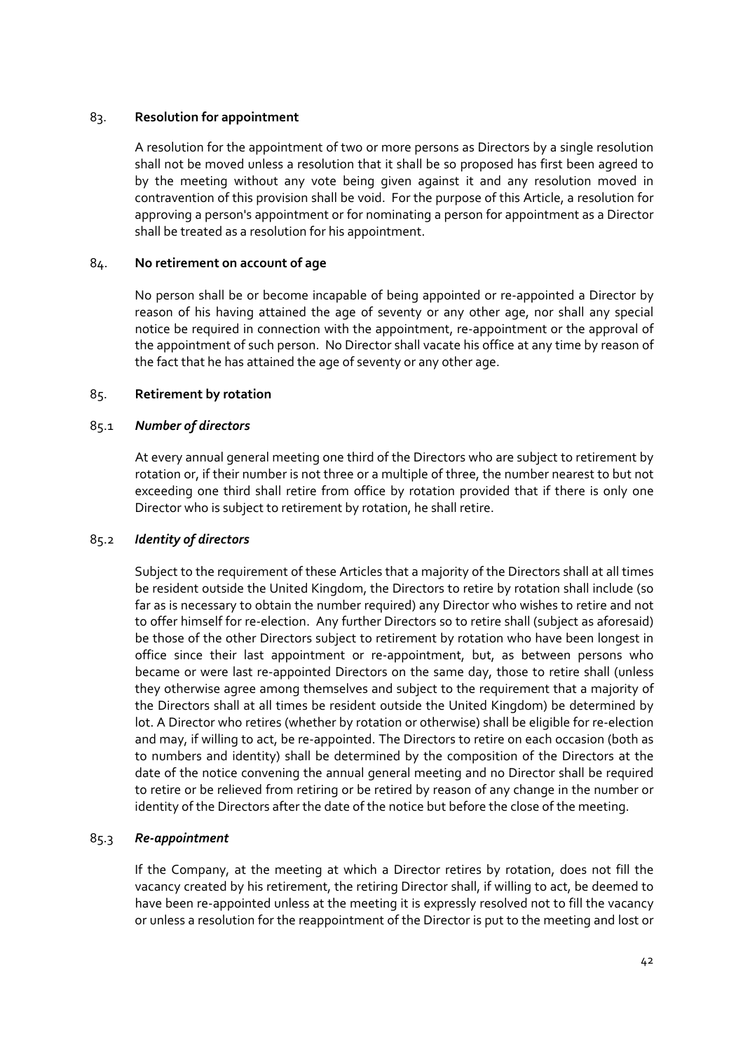## 83. Resolution for appointment

A resolution for the appointment of two or more persons as Directors by a single resolution shall not be moved unless a resolution that it shall be so proposed has first been agreed to by the meeting without any vote being given against it and any resolution moved in contravention of this provision shall be void. For the purpose of this Article, a resolution for approving a person's appointment or for nominating a person for appointment as a Director shall be treated as a resolution for his appointment.

## 84. No retirement on account of age

No person shall be or become incapable of being appointed or re-appointed a Director by reason of his having attained the age of seventy or any other age, nor shall any special notice be required in connection with the appointment, re-appointment or the approval of the appointment of such person. No Director shall vacate his office at any time by reason of the fact that he has attained the age of seventy or any other age.

## 85. Retirement by rotation

### 85.1 *Number of directors*

At every annual general meeting one third of the Directors who are subject to retirement by rotation or, if their number is not three or a multiple of three, the number nearest to but not exceeding one third shall retire from office by rotation provided that if there is only one Director who is subject to retirement by rotation, he shall retire.

### 85.2 *Identity of directors*

Subject to the requirement of these Articles that a majority of the Directors shall at all times be resident outside the United Kingdom, the Directors to retire by rotation shall include (so far as is necessary to obtain the number required) any Director who wishes to retire and not to offer himself for re-election. Any further Directors so to retire shall (subject as aforesaid) be those of the other Directors subject to retirement by rotation who have been longest in office since their last appointment or re-appointment, but, as between persons who became or were last re-appointed Directors on the same day, those to retire shall (unless they otherwise agree among themselves and subject to the requirement that a majority of the Directors shall at all times be resident outside the United Kingdom) be determined by lot. A Director who retires (whether by rotation or otherwise) shall be eligible for re-election and may, if willing to act, be re-appointed. The Directors to retire on each occasion (both as to numbers and identity) shall be determined by the composition of the Directors at the date of the notice convening the annual general meeting and no Director shall be required to retire or be relieved from retiring or be retired by reason of any change in the number or identity of the Directors after the date of the notice but before the close of the meeting.

### 85.3 *Re-appointment*

If the Company, at the meeting at which a Director retires by rotation, does not fill the vacancy created by his retirement, the retiring Director shall, if willing to act, be deemed to have been re-appointed unless at the meeting it is expressly resolved not to fill the vacancy or unless a resolution for the reappointment of the Director is put to the meeting and lost or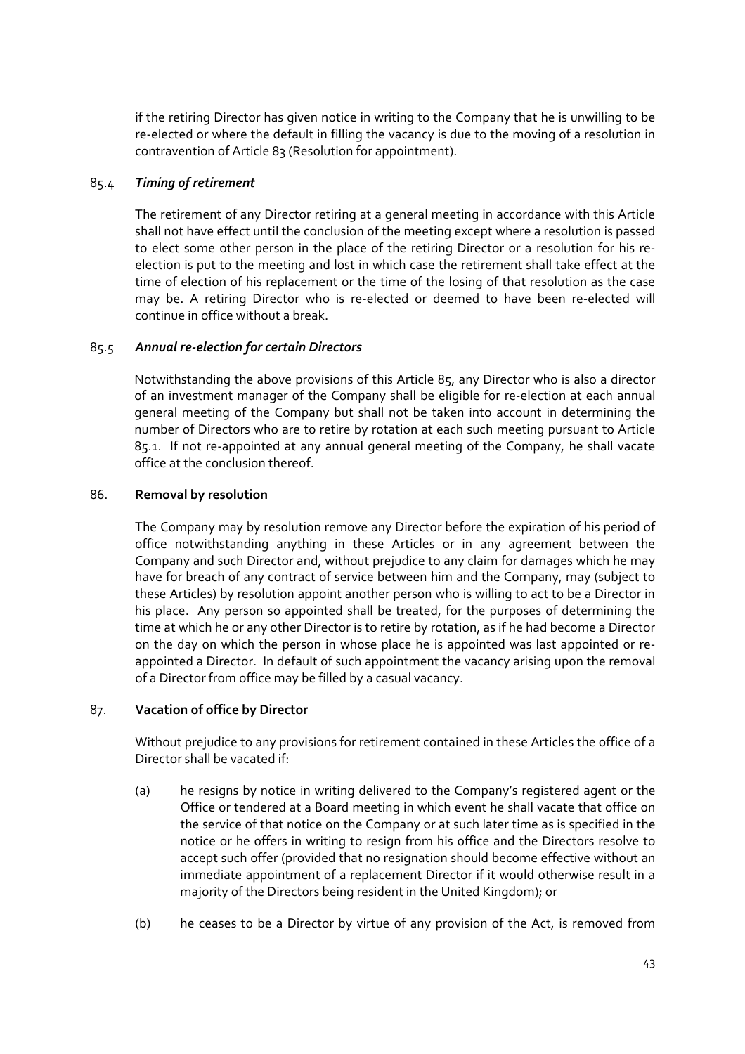if the retiring Director has given notice in writing to the Company that he is unwilling to be re-elected or where the default in filling the vacancy is due to the moving of a resolution in contravention of Article 83 (Resolution for appointment).

85.4 ***Timing of retirement***

The retirement of any Director retiring at a general meeting in accordance with this Article shall not have effect until the conclusion of the meeting except where a resolution is passed to elect some other person in the place of the retiring Director or a resolution for his re-election is put to the meeting and lost in which case the retirement shall take effect at the time of election of his replacement or the time of the losing of that resolution as the case may be. A retiring Director who is re-elected or deemed to have been re-elected will continue in office without a break.

85.5 ***Annual re-election for certain Directors***

Notwithstanding the above provisions of this Article 85, any Director who is also a director of an investment manager of the Company shall be eligible for re-election at each annual general meeting of the Company but shall not be taken into account in determining the number of Directors who are to retire by rotation at each such meeting pursuant to Article 85.1. If not re-appointed at any annual general meeting of the Company, he shall vacate office at the conclusion thereof.

86. **Removal by resolution**

The Company may by resolution remove any Director before the expiration of his period of office notwithstanding anything in these Articles or in any agreement between the Company and such Director and, without prejudice to any claim for damages which he may have for breach of any contract of service between him and the Company, may (subject to these Articles) by resolution appoint another person who is willing to act to be a Director in his place. Any person so appointed shall be treated, for the purposes of determining the time at which he or any other Director is to retire by rotation, as if he had become a Director on the day on which the person in whose place he is appointed was last appointed or re-appointed a Director. In default of such appointment the vacancy arising upon the removal of a Director from office may be filled by a casual vacancy.

87. **Vacation of office by Director**

Without prejudice to any provisions for retirement contained in these Articles the office of a Director shall be vacated if:

(a) he resigns by notice in writing delivered to the Company's registered agent or the Office or tendered at a Board meeting in which event he shall vacate that office on the service of that notice on the Company or at such later time as is specified in the notice or he offers in writing to resign from his office and the Directors resolve to accept such offer (provided that no resignation should become effective without an immediate appointment of a replacement Director if it would otherwise result in a majority of the Directors being resident in the United Kingdom); or

(b) he ceases to be a Director by virtue of any provision of the Act, is removed from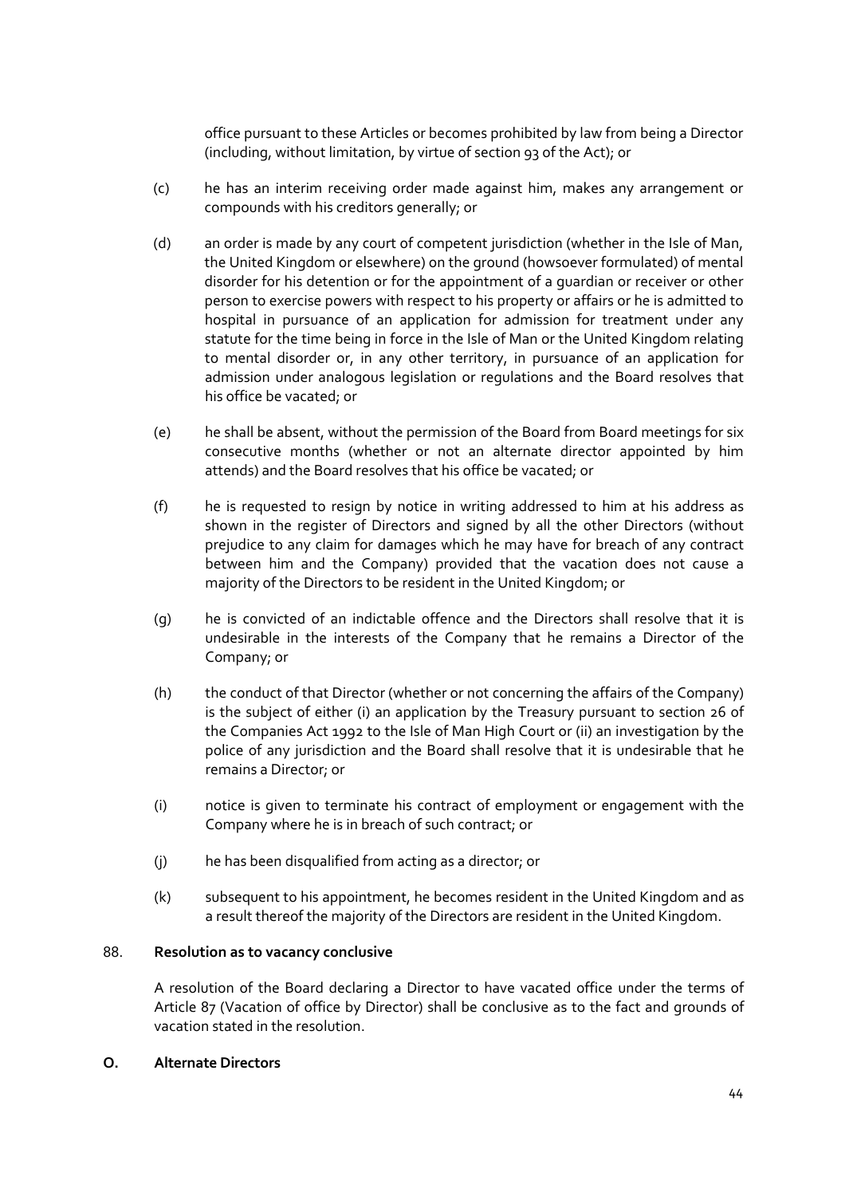office pursuant to these Articles or becomes prohibited by law from being a Director (including, without limitation, by virtue of section 93 of the Act); or

(c) he has an interim receiving order made against him, makes any arrangement or compounds with his creditors generally; or

(d) an order is made by any court of competent jurisdiction (whether in the Isle of Man, the United Kingdom or elsewhere) on the ground (howsoever formulated) of mental disorder for his detention or for the appointment of a guardian or receiver or other person to exercise powers with respect to his property or affairs or he is admitted to hospital in pursuance of an application for admission for treatment under any statute for the time being in force in the Isle of Man or the United Kingdom relating to mental disorder or, in any other territory, in pursuance of an application for admission under analogous legislation or regulations and the Board resolves that his office be vacated; or

(e) he shall be absent, without the permission of the Board from Board meetings for six consecutive months (whether or not an alternate director appointed by him attends) and the Board resolves that his office be vacated; or

(f) he is requested to resign by notice in writing addressed to him at his address as shown in the register of Directors and signed by all the other Directors (without prejudice to any claim for damages which he may have for breach of any contract between him and the Company) provided that the vacation does not cause a majority of the Directors to be resident in the United Kingdom; or

(g) he is convicted of an indictable offence and the Directors shall resolve that it is undesirable in the interests of the Company that he remains a Director of the Company; or

(h) the conduct of that Director (whether or not concerning the affairs of the Company) is the subject of either (i) an application by the Treasury pursuant to section 26 of the Companies Act 1992 to the Isle of Man High Court or (ii) an investigation by the police of any jurisdiction and the Board shall resolve that it is undesirable that he remains a Director; or

(i) notice is given to terminate his contract of employment or engagement with the Company where he is in breach of such contract; or

(j) he has been disqualified from acting as a director; or

(k) subsequent to his appointment, he becomes resident in the United Kingdom and as a result thereof the majority of the Directors are resident in the United Kingdom.

88. **Resolution as to vacancy conclusive**

A resolution of the Board declaring a Director to have vacated office under the terms of Article 87 (Vacation of office by Director) shall be conclusive as to the fact and grounds of vacation stated in the resolution.

**O. Alternate Directors**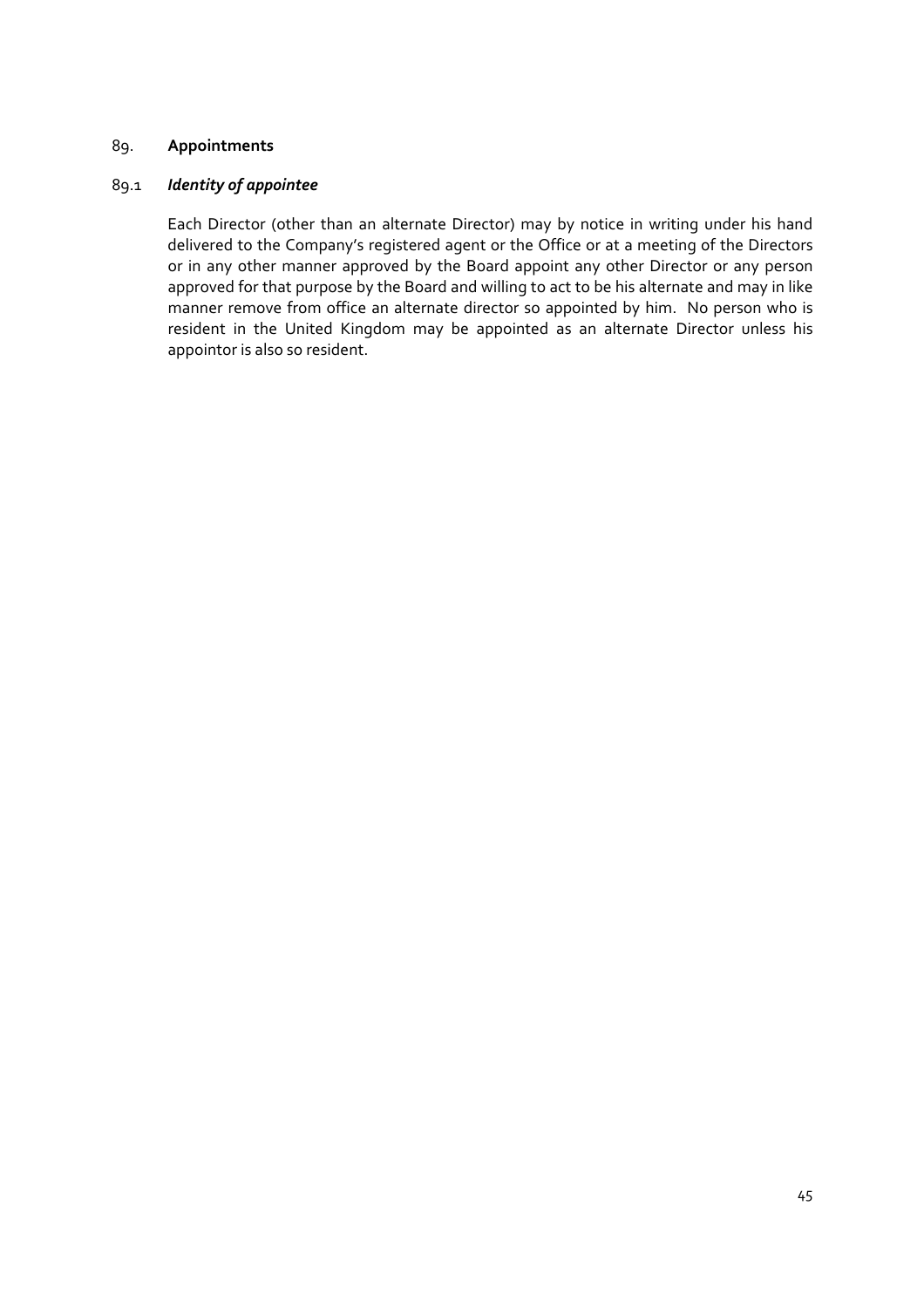## 89. **Appointments**

### 89.1 ***Identity of appointee***

Each Director (other than an alternate Director) may by notice in writing under his hand delivered to the Company's registered agent or the Office or at a meeting of the Directors or in any other manner approved by the Board appoint any other Director or any person approved for that purpose by the Board and willing to act to be his alternate and may in like manner remove from office an alternate director so appointed by him. No person who is resident in the United Kingdom may be appointed as an alternate Director unless his appointor is also so resident.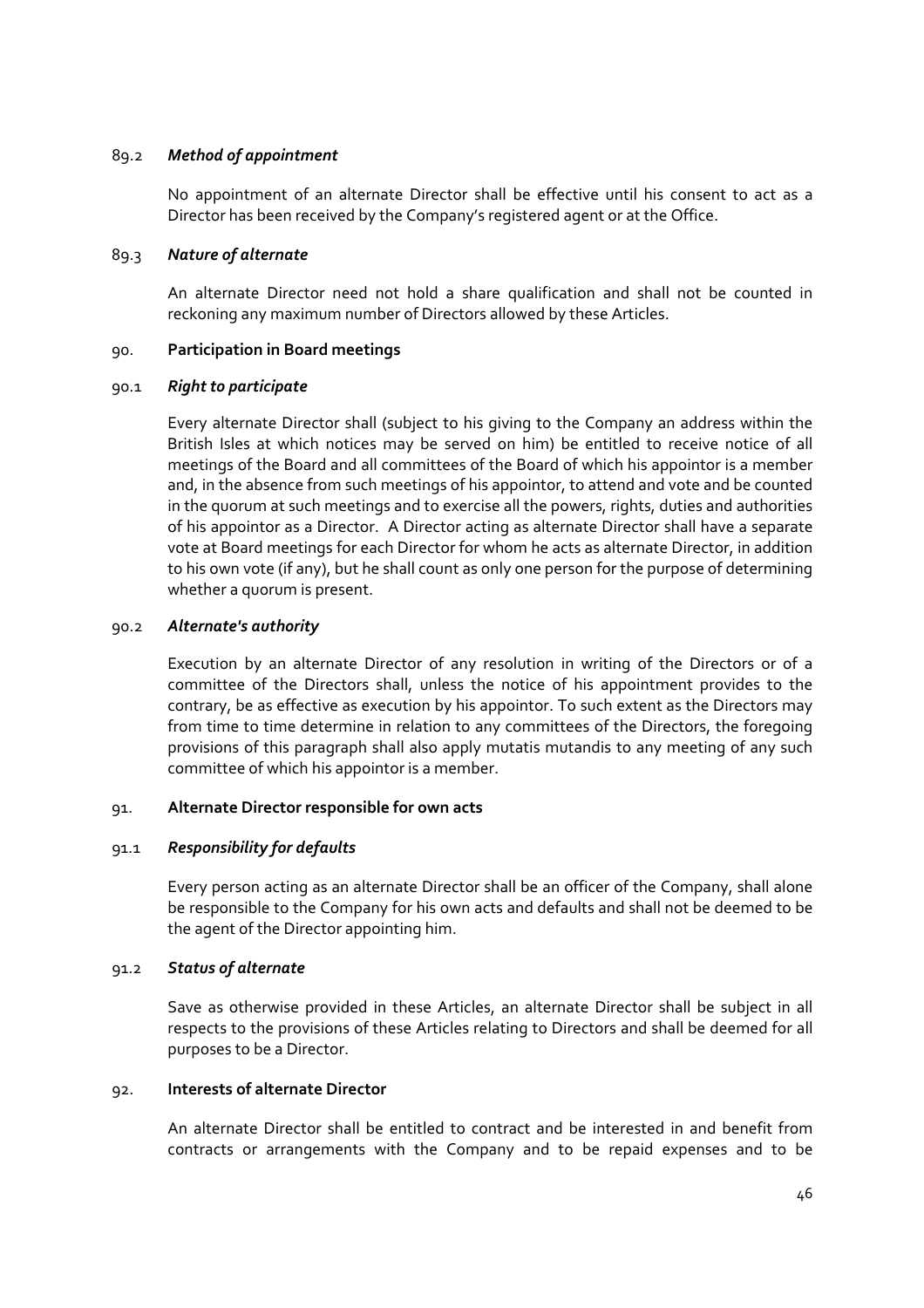89.2 ***Method of appointment***

No appointment of an alternate Director shall be effective until his consent to act as a Director has been received by the Company's registered agent or at the Office.

89.3 ***Nature of alternate***

An alternate Director need not hold a share qualification and shall not be counted in reckoning any maximum number of Directors allowed by these Articles.

90. **Participation in Board meetings**

90.1 ***Right to participate***

Every alternate Director shall (subject to his giving to the Company an address within the British Isles at which notices may be served on him) be entitled to receive notice of all meetings of the Board and all committees of the Board of which his appointor is a member and, in the absence from such meetings of his appointor, to attend and vote and be counted in the quorum at such meetings and to exercise all the powers, rights, duties and authorities of his appointor as a Director. A Director acting as alternate Director shall have a separate vote at Board meetings for each Director for whom he acts as alternate Director, in addition to his own vote (if any), but he shall count as only one person for the purpose of determining whether a quorum is present.

90.2 ***Alternate's authority***

Execution by an alternate Director of any resolution in writing of the Directors or of a committee of the Directors shall, unless the notice of his appointment provides to the contrary, be as effective as execution by his appointor. To such extent as the Directors may from time to time determine in relation to any committees of the Directors, the foregoing provisions of this paragraph shall also apply mutatis mutandis to any meeting of any such committee of which his appointor is a member.

91. **Alternate Director responsible for own acts**

91.1 ***Responsibility for defaults***

Every person acting as an alternate Director shall be an officer of the Company, shall alone be responsible to the Company for his own acts and defaults and shall not be deemed to be the agent of the Director appointing him.

91.2 ***Status of alternate***

Save as otherwise provided in these Articles, an alternate Director shall be subject in all respects to the provisions of these Articles relating to Directors and shall be deemed for all purposes to be a Director.

92. **Interests of alternate Director**

An alternate Director shall be entitled to contract and be interested in and benefit from contracts or arrangements with the Company and to be repaid expenses and to be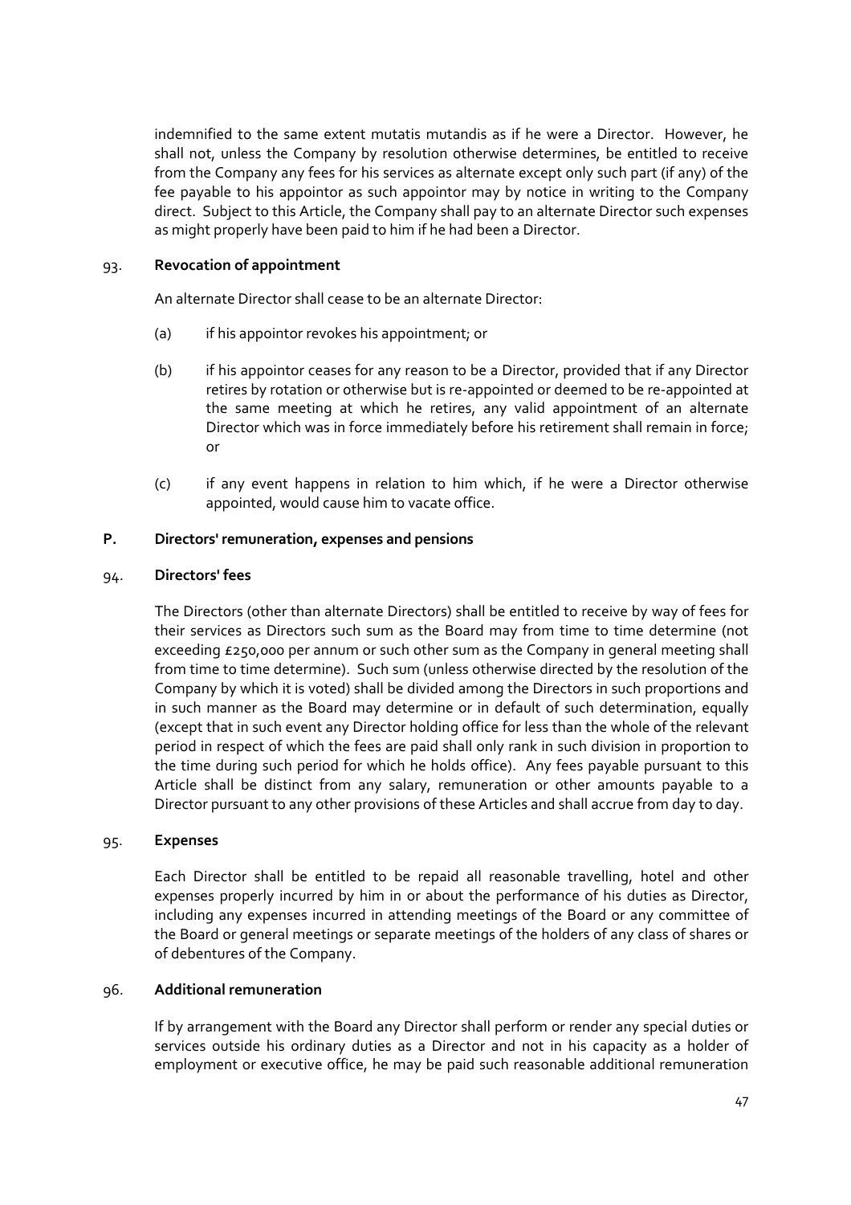indemnified to the same extent mutatis mutandis as if he were a Director. However, he shall not, unless the Company by resolution otherwise determines, be entitled to receive from the Company any fees for his services as alternate except only such part (if any) of the fee payable to his appointor as such appointor may by notice in writing to the Company direct. Subject to this Article, the Company shall pay to an alternate Director such expenses as might properly have been paid to him if he had been a Director.

93. **Revocation of appointment**

An alternate Director shall cease to be an alternate Director:

(a) if his appointor revokes his appointment; or

(b) if his appointor ceases for any reason to be a Director, provided that if any Director retires by rotation or otherwise but is re-appointed or deemed to be re-appointed at the same meeting at which he retires, any valid appointment of an alternate Director which was in force immediately before his retirement shall remain in force; or

(c) if any event happens in relation to him which, if he were a Director otherwise appointed, would cause him to vacate office.

## P. Directors' remuneration, expenses and pensions

94. **Directors' fees**

The Directors (other than alternate Directors) shall be entitled to receive by way of fees for their services as Directors such sum as the Board may from time to time determine (not exceeding £250,000 per annum or such other sum as the Company in general meeting shall from time to time determine). Such sum (unless otherwise directed by the resolution of the Company by which it is voted) shall be divided among the Directors in such proportions and in such manner as the Board may determine or in default of such determination, equally (except that in such event any Director holding office for less than the whole of the relevant period in respect of which the fees are paid shall only rank in such division in proportion to the time during such period for which he holds office). Any fees payable pursuant to this Article shall be distinct from any salary, remuneration or other amounts payable to a Director pursuant to any other provisions of these Articles and shall accrue from day to day.

95. **Expenses**

Each Director shall be entitled to be repaid all reasonable travelling, hotel and other expenses properly incurred by him in or about the performance of his duties as Director, including any expenses incurred in attending meetings of the Board or any committee of the Board or general meetings or separate meetings of the holders of any class of shares or of debentures of the Company.

96. **Additional remuneration**

If by arrangement with the Board any Director shall perform or render any special duties or services outside his ordinary duties as a Director and not in his capacity as a holder of employment or executive office, he may be paid such reasonable additional remuneration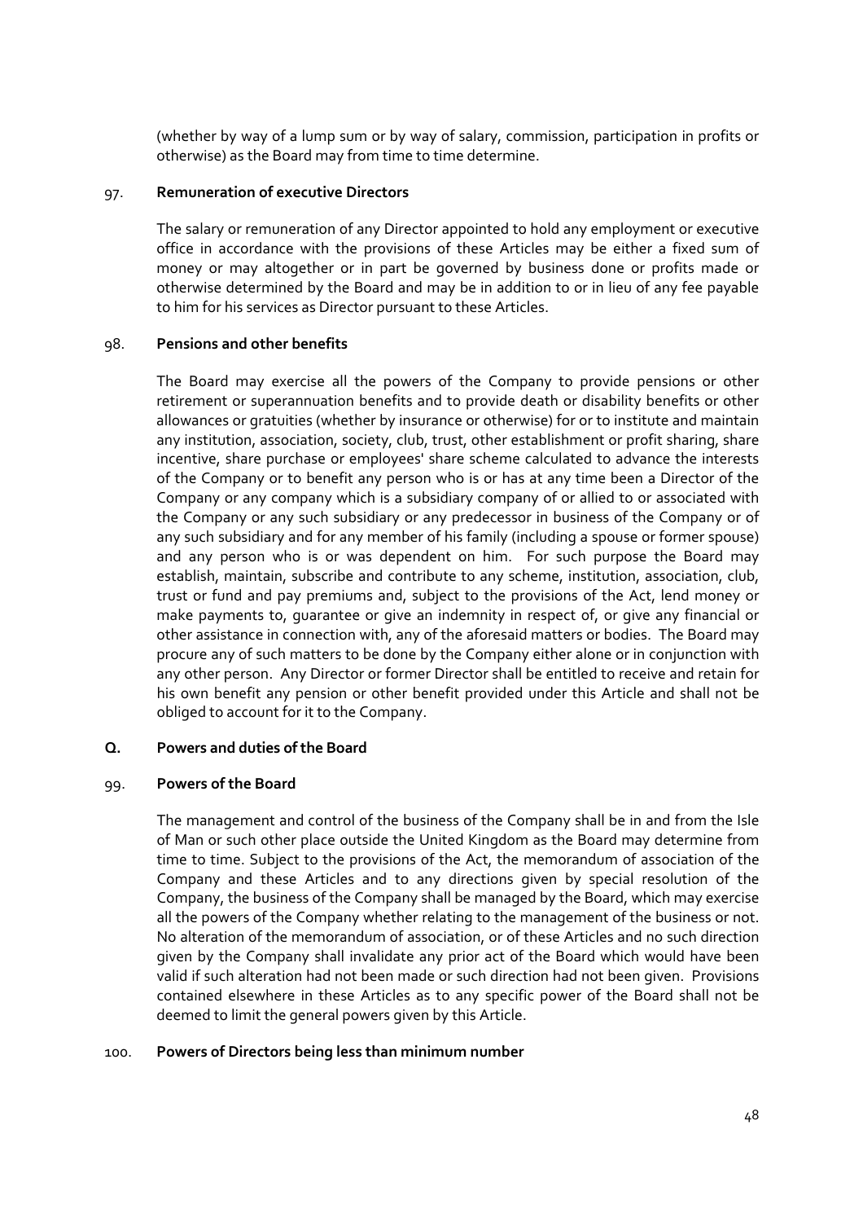(whether by way of a lump sum or by way of salary, commission, participation in profits or otherwise) as the Board may from time to time determine.

### 97. **Remuneration of executive Directors**

The salary or remuneration of any Director appointed to hold any employment or executive office in accordance with the provisions of these Articles may be either a fixed sum of money or may altogether or in part be governed by business done or profits made or otherwise determined by the Board and may be in addition to or in lieu of any fee payable to him for his services as Director pursuant to these Articles.

### 98. **Pensions and other benefits**

The Board may exercise all the powers of the Company to provide pensions or other retirement or superannuation benefits and to provide death or disability benefits or other allowances or gratuities (whether by insurance or otherwise) for or to institute and maintain any institution, association, society, club, trust, other establishment or profit sharing, share incentive, share purchase or employees' share scheme calculated to advance the interests of the Company or to benefit any person who is or has at any time been a Director of the Company or any company which is a subsidiary company of or allied to or associated with the Company or any such subsidiary or any predecessor in business of the Company or of any such subsidiary and for any member of his family (including a spouse or former spouse) and any person who is or was dependent on him. For such purpose the Board may establish, maintain, subscribe and contribute to any scheme, institution, association, club, trust or fund and pay premiums and, subject to the provisions of the Act, lend money or make payments to, guarantee or give an indemnity in respect of, or give any financial or other assistance in connection with, any of the aforesaid matters or bodies. The Board may procure any of such matters to be done by the Company either alone or in conjunction with any other person. Any Director or former Director shall be entitled to receive and retain for his own benefit any pension or other benefit provided under this Article and shall not be obliged to account for it to the Company.

## Q. **Powers and duties of the Board**

### 99. **Powers of the Board**

The management and control of the business of the Company shall be in and from the Isle of Man or such other place outside the United Kingdom as the Board may determine from time to time. Subject to the provisions of the Act, the memorandum of association of the Company and these Articles and to any directions given by special resolution of the Company, the business of the Company shall be managed by the Board, which may exercise all the powers of the Company whether relating to the management of the business or not. No alteration of the memorandum of association, or of these Articles and no such direction given by the Company shall invalidate any prior act of the Board which would have been valid if such alteration had not been made or such direction had not been given. Provisions contained elsewhere in these Articles as to any specific power of the Board shall not be deemed to limit the general powers given by this Article.

### 100. **Powers of Directors being less than minimum number**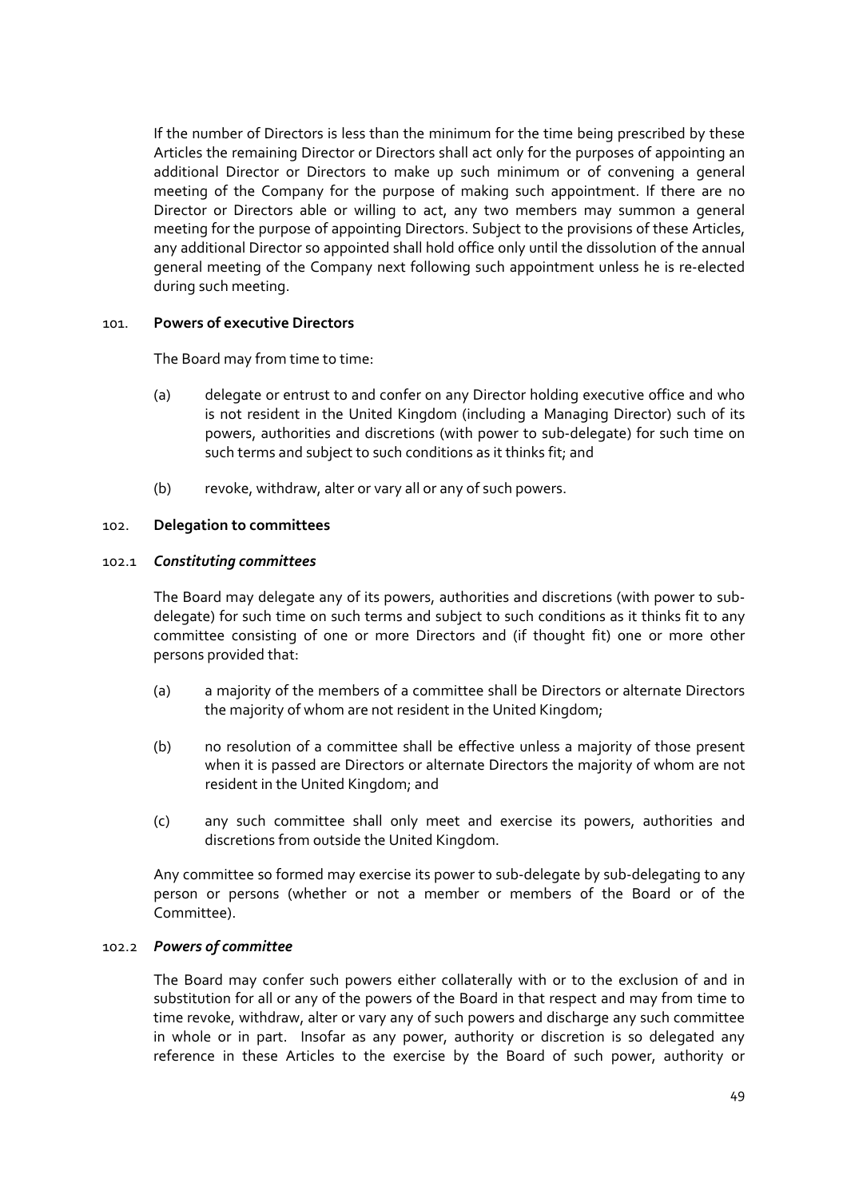If the number of Directors is less than the minimum for the time being prescribed by these Articles the remaining Director or Directors shall act only for the purposes of appointing an additional Director or Directors to make up such minimum or of convening a general meeting of the Company for the purpose of making such appointment. If there are no Director or Directors able or willing to act, any two members may summon a general meeting for the purpose of appointing Directors. Subject to the provisions of these Articles, any additional Director so appointed shall hold office only until the dissolution of the annual general meeting of the Company next following such appointment unless he is re-elected during such meeting.

## 101. Powers of executive Directors

The Board may from time to time:

(a) delegate or entrust to and confer on any Director holding executive office and who is not resident in the United Kingdom (including a Managing Director) such of its powers, authorities and discretions (with power to sub-delegate) for such time on such terms and subject to such conditions as it thinks fit; and

(b) revoke, withdraw, alter or vary all or any of such powers.

## 102. Delegation to committees

### 102.1 *Constituting committees*

The Board may delegate any of its powers, authorities and discretions (with power to sub-delegate) for such time on such terms and subject to such conditions as it thinks fit to any committee consisting of one or more Directors and (if thought fit) one or more other persons provided that:

(a) a majority of the members of a committee shall be Directors or alternate Directors the majority of whom are not resident in the United Kingdom;

(b) no resolution of a committee shall be effective unless a majority of those present when it is passed are Directors or alternate Directors the majority of whom are not resident in the United Kingdom; and

(c) any such committee shall only meet and exercise its powers, authorities and discretions from outside the United Kingdom.

Any committee so formed may exercise its power to sub-delegate by sub-delegating to any person or persons (whether or not a member or members of the Board or of the Committee).

### 102.2 *Powers of committee*

The Board may confer such powers either collaterally with or to the exclusion of and in substitution for all or any of the powers of the Board in that respect and may from time to time revoke, withdraw, alter or vary any of such powers and discharge any such committee in whole or in part. Insofar as any power, authority or discretion is so delegated any reference in these Articles to the exercise by the Board of such power, authority or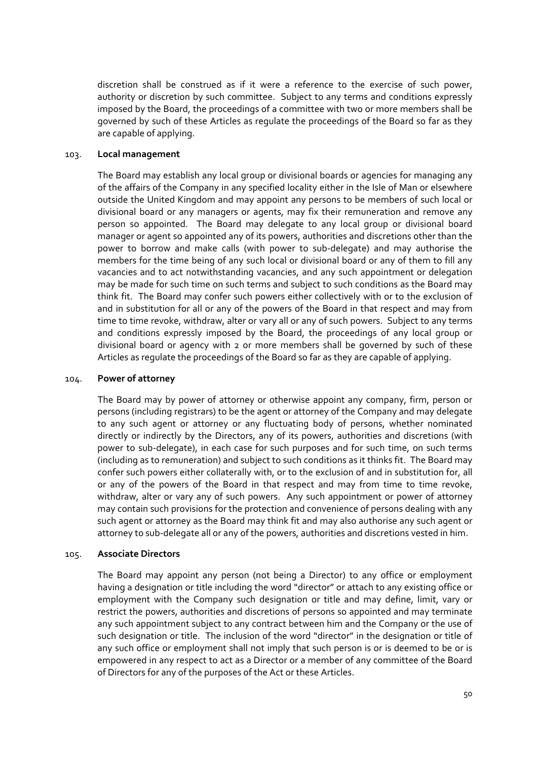discretion shall be construed as if it were a reference to the exercise of such power, authority or discretion by such committee. Subject to any terms and conditions expressly imposed by the Board, the proceedings of a committee with two or more members shall be governed by such of these Articles as regulate the proceedings of the Board so far as they are capable of applying.

103. **Local management**

The Board may establish any local group or divisional boards or agencies for managing any of the affairs of the Company in any specified locality either in the Isle of Man or elsewhere outside the United Kingdom and may appoint any persons to be members of such local or divisional board or any managers or agents, may fix their remuneration and remove any person so appointed. The Board may delegate to any local group or divisional board manager or agent so appointed any of its powers, authorities and discretions other than the power to borrow and make calls (with power to sub-delegate) and may authorise the members for the time being of any such local or divisional board or any of them to fill any vacancies and to act notwithstanding vacancies, and any such appointment or delegation may be made for such time on such terms and subject to such conditions as the Board may think fit. The Board may confer such powers either collectively with or to the exclusion of and in substitution for all or any of the powers of the Board in that respect and may from time to time revoke, withdraw, alter or vary all or any of such powers. Subject to any terms and conditions expressly imposed by the Board, the proceedings of any local group or divisional board or agency with 2 or more members shall be governed by such of these Articles as regulate the proceedings of the Board so far as they are capable of applying.

104. **Power of attorney**

The Board may by power of attorney or otherwise appoint any company, firm, person or persons (including registrars) to be the agent or attorney of the Company and may delegate to any such agent or attorney or any fluctuating body of persons, whether nominated directly or indirectly by the Directors, any of its powers, authorities and discretions (with power to sub-delegate), in each case for such purposes and for such time, on such terms (including as to remuneration) and subject to such conditions as it thinks fit. The Board may confer such powers either collaterally with, or to the exclusion of and in substitution for, all or any of the powers of the Board in that respect and may from time to time revoke, withdraw, alter or vary any of such powers. Any such appointment or power of attorney may contain such provisions for the protection and convenience of persons dealing with any such agent or attorney as the Board may think fit and may also authorise any such agent or attorney to sub-delegate all or any of the powers, authorities and discretions vested in him.

105. **Associate Directors**

The Board may appoint any person (not being a Director) to any office or employment having a designation or title including the word "director" or attach to any existing office or employment with the Company such designation or title and may define, limit, vary or restrict the powers, authorities and discretions of persons so appointed and may terminate any such appointment subject to any contract between him and the Company or the use of such designation or title. The inclusion of the word "director" in the designation or title of any such office or employment shall not imply that such person is or is deemed to be or is empowered in any respect to act as a Director or a member of any committee of the Board of Directors for any of the purposes of the Act or these Articles.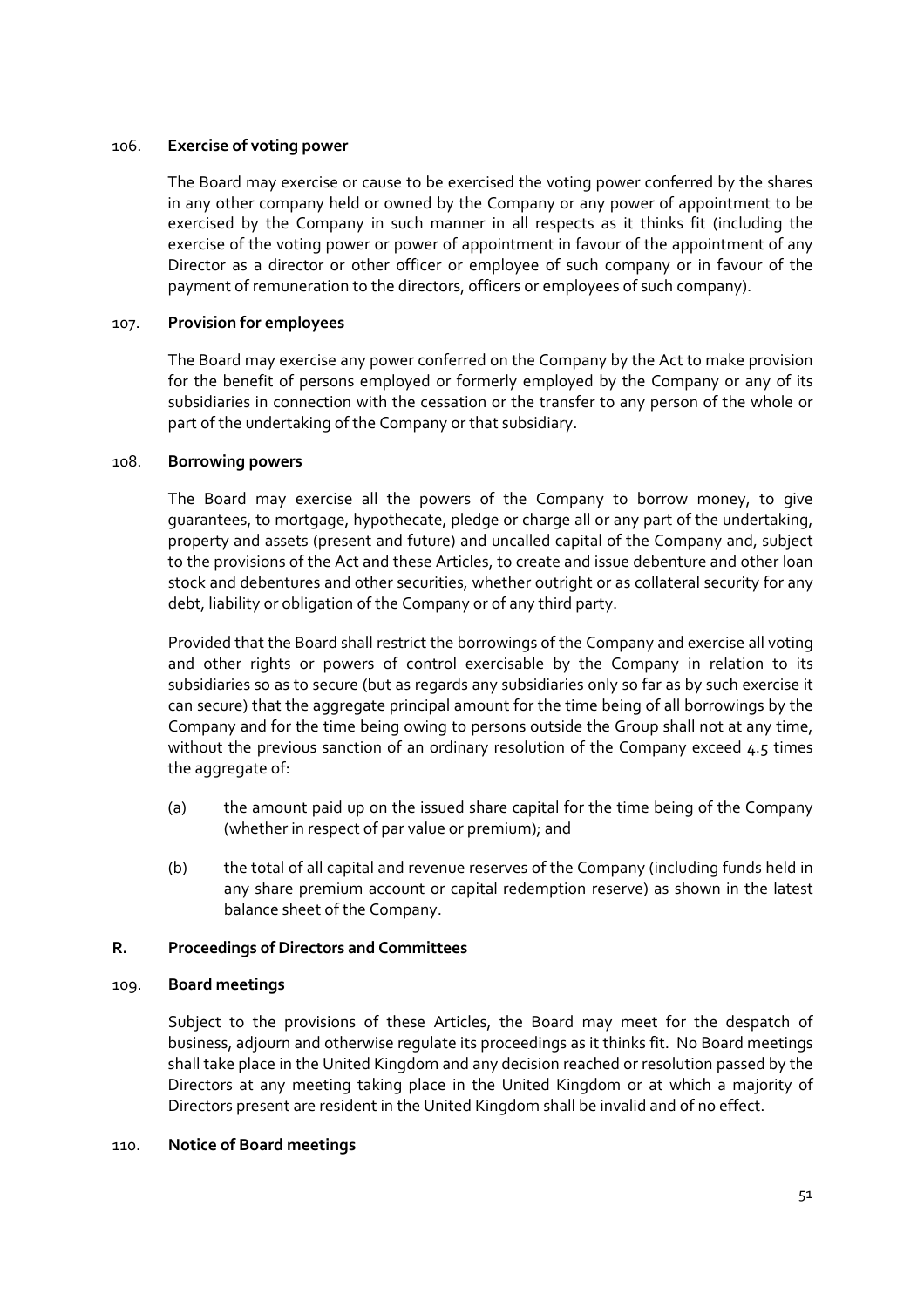### 106. Exercise of voting power

The Board may exercise or cause to be exercised the voting power conferred by the shares in any other company held or owned by the Company or any power of appointment to be exercised by the Company in such manner in all respects as it thinks fit (including the exercise of the voting power or power of appointment in favour of the appointment of any Director as a director or other officer or employee of such company or in favour of the payment of remuneration to the directors, officers or employees of such company).

### 107. Provision for employees

The Board may exercise any power conferred on the Company by the Act to make provision for the benefit of persons employed or formerly employed by the Company or any of its subsidiaries in connection with the cessation or the transfer to any person of the whole or part of the undertaking of the Company or that subsidiary.

### 108. Borrowing powers

The Board may exercise all the powers of the Company to borrow money, to give guarantees, to mortgage, hypothecate, pledge or charge all or any part of the undertaking, property and assets (present and future) and uncalled capital of the Company and, subject to the provisions of the Act and these Articles, to create and issue debenture and other loan stock and debentures and other securities, whether outright or as collateral security for any debt, liability or obligation of the Company or of any third party.

Provided that the Board shall restrict the borrowings of the Company and exercise all voting and other rights or powers of control exercisable by the Company in relation to its subsidiaries so as to secure (but as regards any subsidiaries only so far as by such exercise it can secure) that the aggregate principal amount for the time being of all borrowings by the Company and for the time being owing to persons outside the Group shall not at any time, without the previous sanction of an ordinary resolution of the Company exceed 4.5 times the aggregate of:

(a) the amount paid up on the issued share capital for the time being of the Company (whether in respect of par value or premium); and

(b) the total of all capital and revenue reserves of the Company (including funds held in any share premium account or capital redemption reserve) as shown in the latest balance sheet of the Company.

## R. Proceedings of Directors and Committees

### 109. Board meetings

Subject to the provisions of these Articles, the Board may meet for the despatch of business, adjourn and otherwise regulate its proceedings as it thinks fit. No Board meetings shall take place in the United Kingdom and any decision reached or resolution passed by the Directors at any meeting taking place in the United Kingdom or at which a majority of Directors present are resident in the United Kingdom shall be invalid and of no effect.

### 110. Notice of Board meetings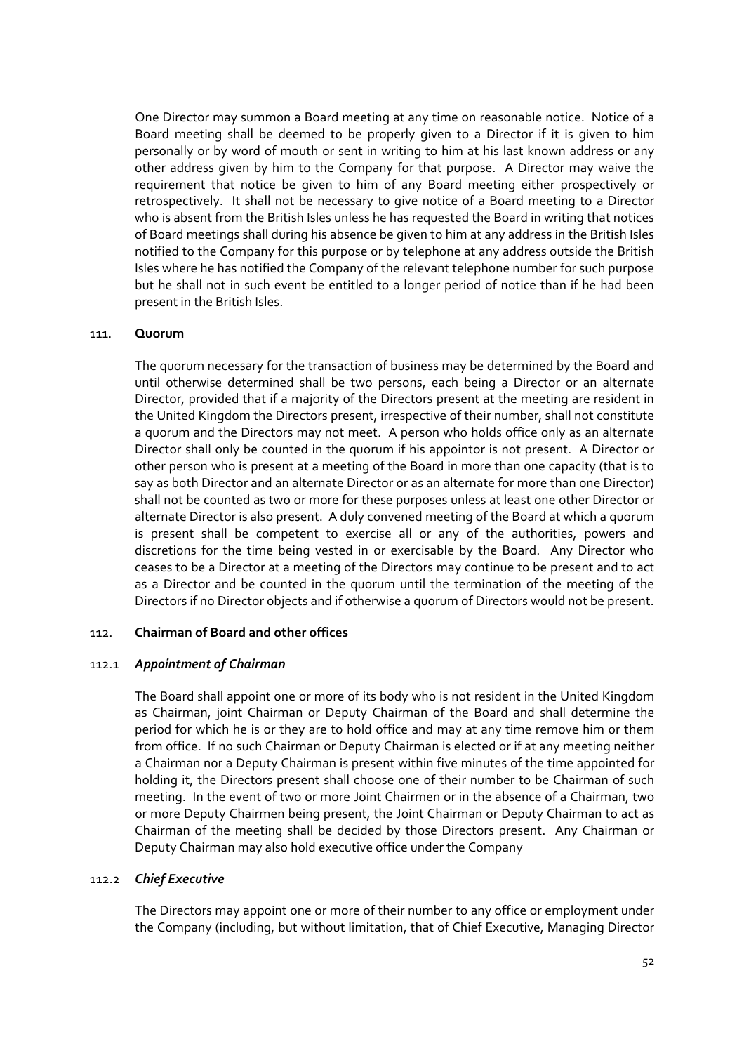One Director may summon a Board meeting at any time on reasonable notice. Notice of a Board meeting shall be deemed to be properly given to a Director if it is given to him personally or by word of mouth or sent in writing to him at his last known address or any other address given by him to the Company for that purpose. A Director may waive the requirement that notice be given to him of any Board meeting either prospectively or retrospectively. It shall not be necessary to give notice of a Board meeting to a Director who is absent from the British Isles unless he has requested the Board in writing that notices of Board meetings shall during his absence be given to him at any address in the British Isles notified to the Company for this purpose or by telephone at any address outside the British Isles where he has notified the Company of the relevant telephone number for such purpose but he shall not in such event be entitled to a longer period of notice than if he had been present in the British Isles.

## 111. Quorum

The quorum necessary for the transaction of business may be determined by the Board and until otherwise determined shall be two persons, each being a Director or an alternate Director, provided that if a majority of the Directors present at the meeting are resident in the United Kingdom the Directors present, irrespective of their number, shall not constitute a quorum and the Directors may not meet. A person who holds office only as an alternate Director shall only be counted in the quorum if his appointor is not present. A Director or other person who is present at a meeting of the Board in more than one capacity (that is to say as both Director and an alternate Director or as an alternate for more than one Director) shall not be counted as two or more for these purposes unless at least one other Director or alternate Director is also present. A duly convened meeting of the Board at which a quorum is present shall be competent to exercise all or any of the authorities, powers and discretions for the time being vested in or exercisable by the Board. Any Director who ceases to be a Director at a meeting of the Directors may continue to be present and to act as a Director and be counted in the quorum until the termination of the meeting of the Directors if no Director objects and if otherwise a quorum of Directors would not be present.

## 112. Chairman of Board and other offices

### 112.1 *Appointment of Chairman*

The Board shall appoint one or more of its body who is not resident in the United Kingdom as Chairman, joint Chairman or Deputy Chairman of the Board and shall determine the period for which he is or they are to hold office and may at any time remove him or them from office. If no such Chairman or Deputy Chairman is elected or if at any meeting neither a Chairman nor a Deputy Chairman is present within five minutes of the time appointed for holding it, the Directors present shall choose one of their number to be Chairman of such meeting. In the event of two or more Joint Chairmen or in the absence of a Chairman, two or more Deputy Chairmen being present, the Joint Chairman or Deputy Chairman to act as Chairman of the meeting shall be decided by those Directors present. Any Chairman or Deputy Chairman may also hold executive office under the Company

### 112.2 *Chief Executive*

The Directors may appoint one or more of their number to any office or employment under the Company (including, but without limitation, that of Chief Executive, Managing Director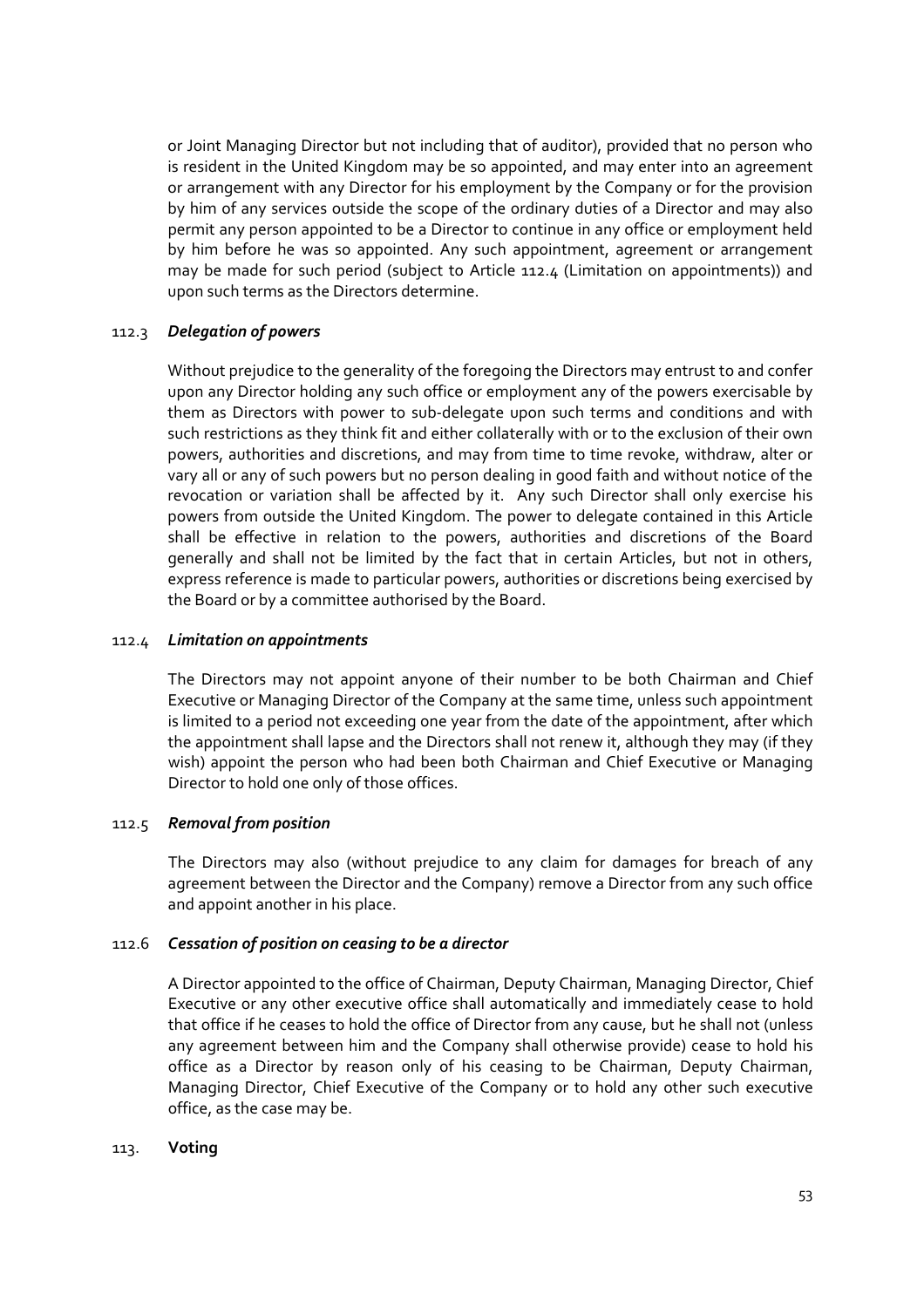or Joint Managing Director but not including that of auditor), provided that no person who is resident in the United Kingdom may be so appointed, and may enter into an agreement or arrangement with any Director for his employment by the Company or for the provision by him of any services outside the scope of the ordinary duties of a Director and may also permit any person appointed to be a Director to continue in any office or employment held by him before he was so appointed. Any such appointment, agreement or arrangement may be made for such period (subject to Article 112.4 (Limitation on appointments)) and upon such terms as the Directors determine.

112.3 ***Delegation of powers***

Without prejudice to the generality of the foregoing the Directors may entrust to and confer upon any Director holding any such office or employment any of the powers exercisable by them as Directors with power to sub-delegate upon such terms and conditions and with such restrictions as they think fit and either collaterally with or to the exclusion of their own powers, authorities and discretions, and may from time to time revoke, withdraw, alter or vary all or any of such powers but no person dealing in good faith and without notice of the revocation or variation shall be affected by it. Any such Director shall only exercise his powers from outside the United Kingdom. The power to delegate contained in this Article shall be effective in relation to the powers, authorities and discretions of the Board generally and shall not be limited by the fact that in certain Articles, but not in others, express reference is made to particular powers, authorities or discretions being exercised by the Board or by a committee authorised by the Board.

112.4 ***Limitation on appointments***

The Directors may not appoint anyone of their number to be both Chairman and Chief Executive or Managing Director of the Company at the same time, unless such appointment is limited to a period not exceeding one year from the date of the appointment, after which the appointment shall lapse and the Directors shall not renew it, although they may (if they wish) appoint the person who had been both Chairman and Chief Executive or Managing Director to hold one only of those offices.

112.5 ***Removal from position***

The Directors may also (without prejudice to any claim for damages for breach of any agreement between the Director and the Company) remove a Director from any such office and appoint another in his place.

112.6 ***Cessation of position on ceasing to be a director***

A Director appointed to the office of Chairman, Deputy Chairman, Managing Director, Chief Executive or any other executive office shall automatically and immediately cease to hold that office if he ceases to hold the office of Director from any cause, but he shall not (unless any agreement between him and the Company shall otherwise provide) cease to hold his office as a Director by reason only of his ceasing to be Chairman, Deputy Chairman, Managing Director, Chief Executive of the Company or to hold any other such executive office, as the case may be.

113. **Voting**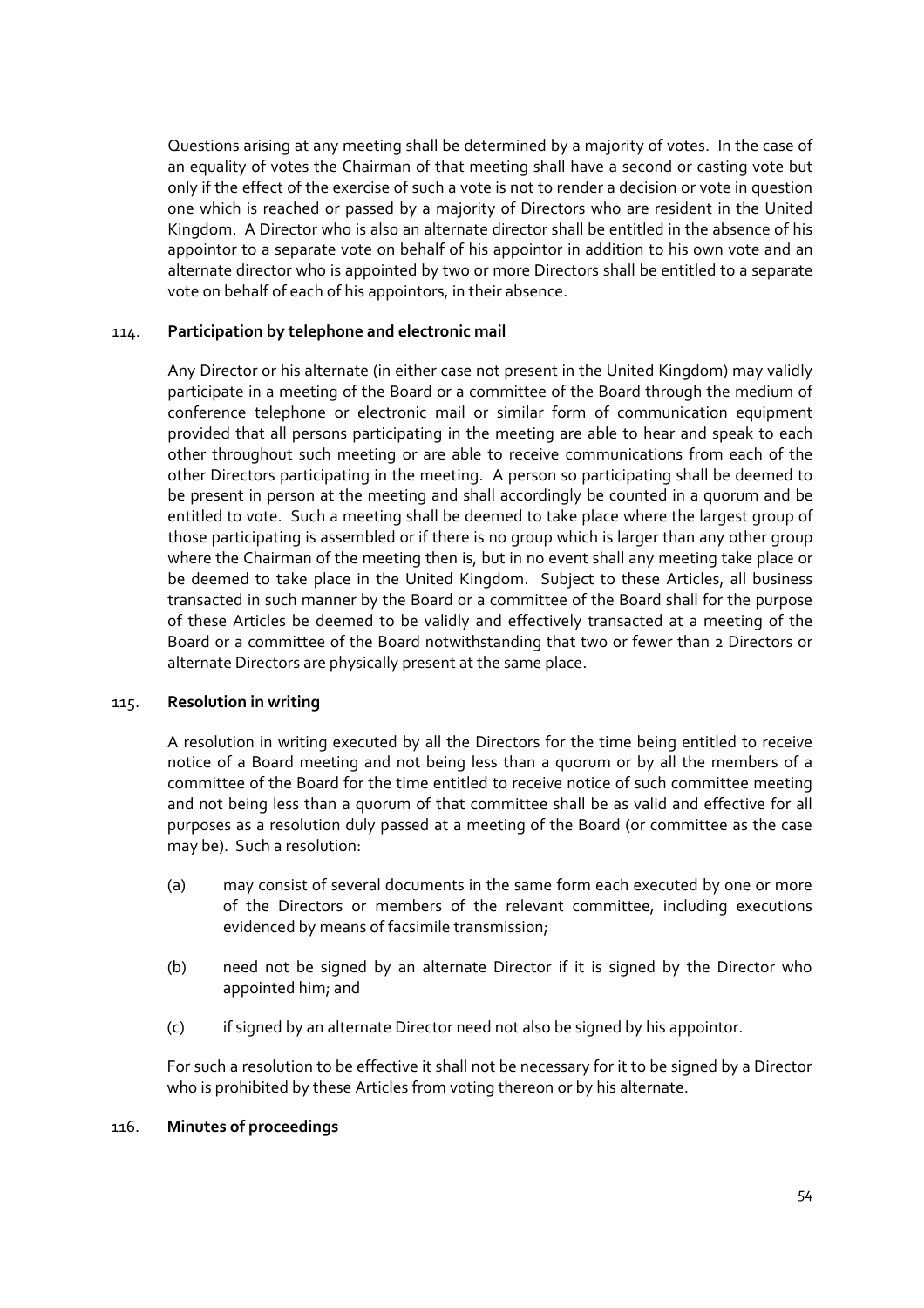Questions arising at any meeting shall be determined by a majority of votes. In the case of an equality of votes the Chairman of that meeting shall have a second or casting vote but only if the effect of the exercise of such a vote is not to render a decision or vote in question one which is reached or passed by a majority of Directors who are resident in the United Kingdom. A Director who is also an alternate director shall be entitled in the absence of his appointor to a separate vote on behalf of his appointor in addition to his own vote and an alternate director who is appointed by two or more Directors shall be entitled to a separate vote on behalf of each of his appointors, in their absence.

114. **Participation by telephone and electronic mail**

Any Director or his alternate (in either case not present in the United Kingdom) may validly participate in a meeting of the Board or a committee of the Board through the medium of conference telephone or electronic mail or similar form of communication equipment provided that all persons participating in the meeting are able to hear and speak to each other throughout such meeting or are able to receive communications from each of the other Directors participating in the meeting. A person so participating shall be deemed to be present in person at the meeting and shall accordingly be counted in a quorum and be entitled to vote. Such a meeting shall be deemed to take place where the largest group of those participating is assembled or if there is no group which is larger than any other group where the Chairman of the meeting then is, but in no event shall any meeting take place or be deemed to take place in the United Kingdom. Subject to these Articles, all business transacted in such manner by the Board or a committee of the Board shall for the purpose of these Articles be deemed to be validly and effectively transacted at a meeting of the Board or a committee of the Board notwithstanding that two or fewer than 2 Directors or alternate Directors are physically present at the same place.

115. **Resolution in writing**

A resolution in writing executed by all the Directors for the time being entitled to receive notice of a Board meeting and not being less than a quorum or by all the members of a committee of the Board for the time entitled to receive notice of such committee meeting and not being less than a quorum of that committee shall be as valid and effective for all purposes as a resolution duly passed at a meeting of the Board (or committee as the case may be). Such a resolution:

(a) may consist of several documents in the same form each executed by one or more of the Directors or members of the relevant committee, including executions evidenced by means of facsimile transmission;

(b) need not be signed by an alternate Director if it is signed by the Director who appointed him; and

(c) if signed by an alternate Director need not also be signed by his appointor.

For such a resolution to be effective it shall not be necessary for it to be signed by a Director who is prohibited by these Articles from voting thereon or by his alternate.

116. **Minutes of proceedings**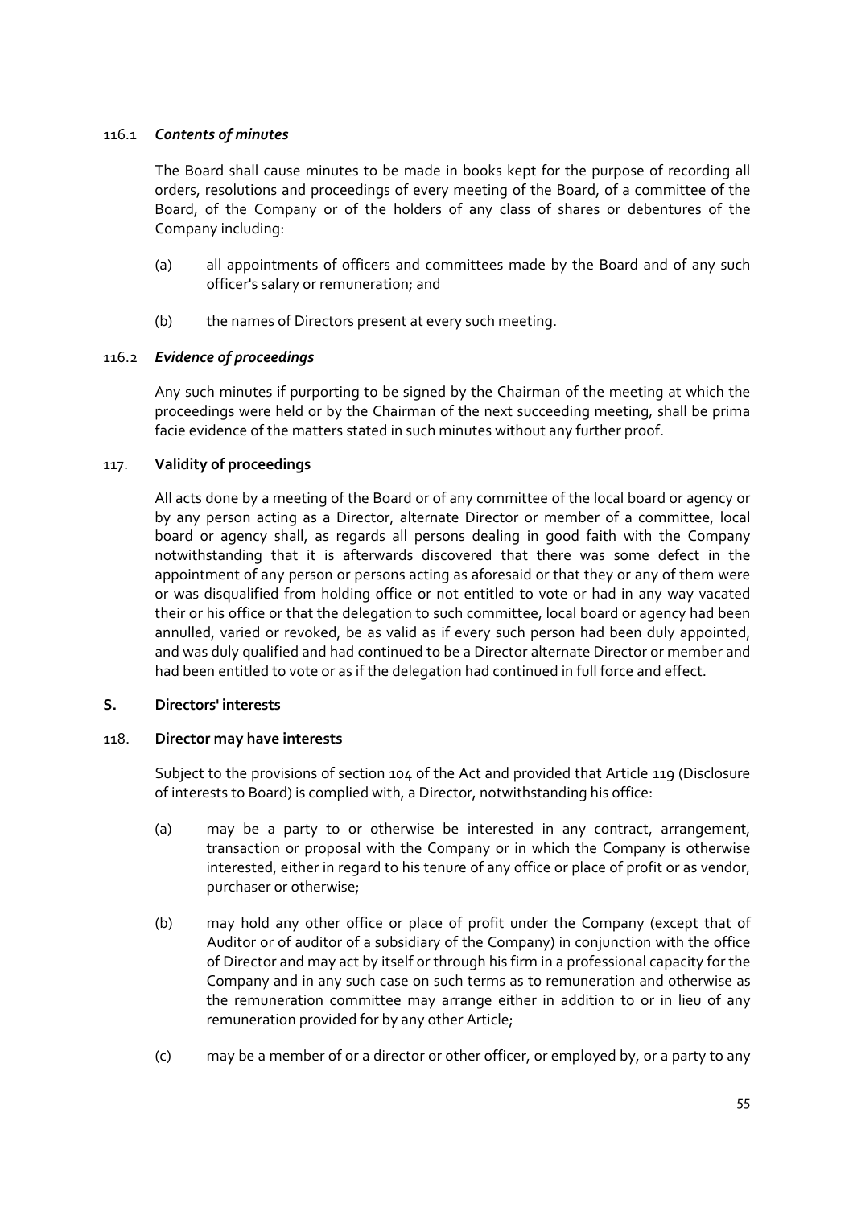116.1 ***Contents of minutes***

The Board shall cause minutes to be made in books kept for the purpose of recording all orders, resolutions and proceedings of every meeting of the Board, of a committee of the Board, of the Company or of the holders of any class of shares or debentures of the Company including:

(a) all appointments of officers and committees made by the Board and of any such officer's salary or remuneration; and

(b) the names of Directors present at every such meeting.

116.2 ***Evidence of proceedings***

Any such minutes if purporting to be signed by the Chairman of the meeting at which the proceedings were held or by the Chairman of the next succeeding meeting, shall be prima facie evidence of the matters stated in such minutes without any further proof.

117. **Validity of proceedings**

All acts done by a meeting of the Board or of any committee of the local board or agency or by any person acting as a Director, alternate Director or member of a committee, local board or agency shall, as regards all persons dealing in good faith with the Company notwithstanding that it is afterwards discovered that there was some defect in the appointment of any person or persons acting as aforesaid or that they or any of them were or was disqualified from holding office or not entitled to vote or had in any way vacated their or his office or that the delegation to such committee, local board or agency had been annulled, varied or revoked, be as valid as if every such person had been duly appointed, and was duly qualified and had continued to be a Director alternate Director or member and had been entitled to vote or as if the delegation had continued in full force and effect.

## S. Directors' interests

118. **Director may have interests**

Subject to the provisions of section 104 of the Act and provided that Article 119 (Disclosure of interests to Board) is complied with, a Director, notwithstanding his office:

(a) may be a party to or otherwise be interested in any contract, arrangement, transaction or proposal with the Company or in which the Company is otherwise interested, either in regard to his tenure of any office or place of profit or as vendor, purchaser or otherwise;

(b) may hold any other office or place of profit under the Company (except that of Auditor or of auditor of a subsidiary of the Company) in conjunction with the office of Director and may act by itself or through his firm in a professional capacity for the Company and in any such case on such terms as to remuneration and otherwise as the remuneration committee may arrange either in addition to or in lieu of any remuneration provided for by any other Article;

(c) may be a member of or a director or other officer, or employed by, or a party to any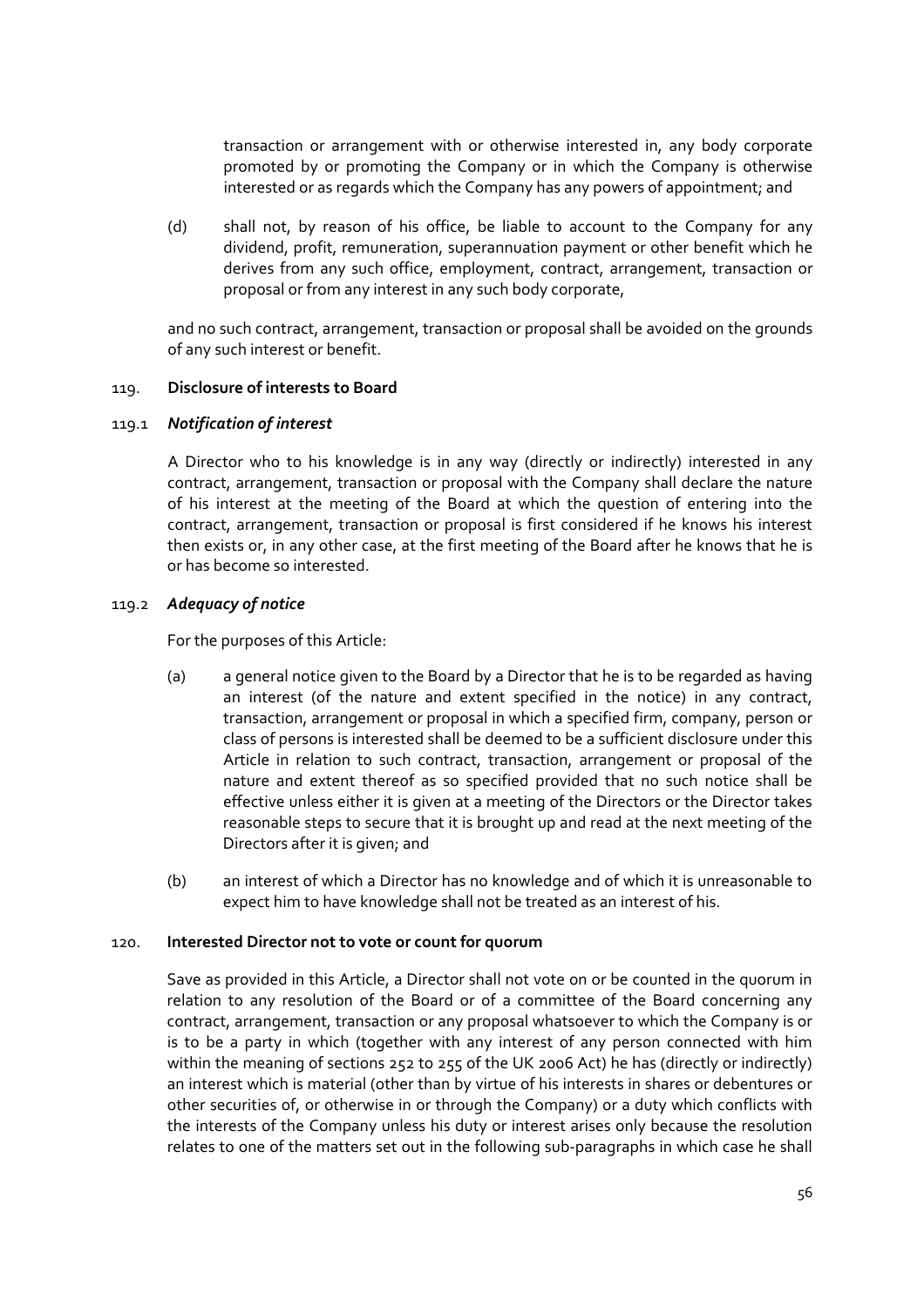transaction or arrangement with or otherwise interested in, any body corporate promoted by or promoting the Company or in which the Company is otherwise interested or as regards which the Company has any powers of appointment; and

(d) shall not, by reason of his office, be liable to account to the Company for any dividend, profit, remuneration, superannuation payment or other benefit which he derives from any such office, employment, contract, arrangement, transaction or proposal or from any interest in any such body corporate,

and no such contract, arrangement, transaction or proposal shall be avoided on the grounds of any such interest or benefit.

119. **Disclosure of interests to Board**

119.1 ***Notification of interest***

A Director who to his knowledge is in any way (directly or indirectly) interested in any contract, arrangement, transaction or proposal with the Company shall declare the nature of his interest at the meeting of the Board at which the question of entering into the contract, arrangement, transaction or proposal is first considered if he knows his interest then exists or, in any other case, at the first meeting of the Board after he knows that he is or has become so interested.

119.2 ***Adequacy of notice***

For the purposes of this Article:

(a) a general notice given to the Board by a Director that he is to be regarded as having an interest (of the nature and extent specified in the notice) in any contract, transaction, arrangement or proposal in which a specified firm, company, person or class of persons is interested shall be deemed to be a sufficient disclosure under this Article in relation to such contract, transaction, arrangement or proposal of the nature and extent thereof as so specified provided that no such notice shall be effective unless either it is given at a meeting of the Directors or the Director takes reasonable steps to secure that it is brought up and read at the next meeting of the Directors after it is given; and

(b) an interest of which a Director has no knowledge and of which it is unreasonable to expect him to have knowledge shall not be treated as an interest of his.

120. **Interested Director not to vote or count for quorum**

Save as provided in this Article, a Director shall not vote on or be counted in the quorum in relation to any resolution of the Board or of a committee of the Board concerning any contract, arrangement, transaction or any proposal whatsoever to which the Company is or is to be a party in which (together with any interest of any person connected with him within the meaning of sections 252 to 255 of the UK 2006 Act) he has (directly or indirectly) an interest which is material (other than by virtue of his interests in shares or debentures or other securities of, or otherwise in or through the Company) or a duty which conflicts with the interests of the Company unless his duty or interest arises only because the resolution relates to one of the matters set out in the following sub-paragraphs in which case he shall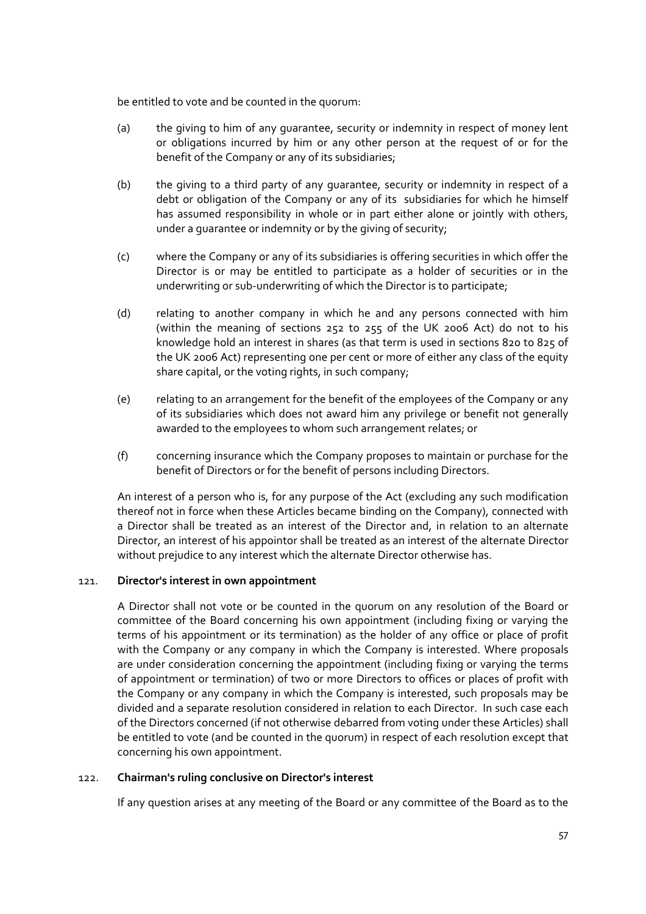be entitled to vote and be counted in the quorum:

(a) the giving to him of any guarantee, security or indemnity in respect of money lent or obligations incurred by him or any other person at the request of or for the benefit of the Company or any of its subsidiaries;

(b) the giving to a third party of any guarantee, security or indemnity in respect of a debt or obligation of the Company or any of its subsidiaries for which he himself has assumed responsibility in whole or in part either alone or jointly with others, under a guarantee or indemnity or by the giving of security;

(c) where the Company or any of its subsidiaries is offering securities in which offer the Director is or may be entitled to participate as a holder of securities or in the underwriting or sub-underwriting of which the Director is to participate;

(d) relating to another company in which he and any persons connected with him (within the meaning of sections 252 to 255 of the UK 2006 Act) do not to his knowledge hold an interest in shares (as that term is used in sections 820 to 825 of the UK 2006 Act) representing one per cent or more of either any class of the equity share capital, or the voting rights, in such company;

(e) relating to an arrangement for the benefit of the employees of the Company or any of its subsidiaries which does not award him any privilege or benefit not generally awarded to the employees to whom such arrangement relates; or

(f) concerning insurance which the Company proposes to maintain or purchase for the benefit of Directors or for the benefit of persons including Directors.

An interest of a person who is, for any purpose of the Act (excluding any such modification thereof not in force when these Articles became binding on the Company), connected with a Director shall be treated as an interest of the Director and, in relation to an alternate Director, an interest of his appointor shall be treated as an interest of the alternate Director without prejudice to any interest which the alternate Director otherwise has.

121. **Director's interest in own appointment**

A Director shall not vote or be counted in the quorum on any resolution of the Board or committee of the Board concerning his own appointment (including fixing or varying the terms of his appointment or its termination) as the holder of any office or place of profit with the Company or any company in which the Company is interested. Where proposals are under consideration concerning the appointment (including fixing or varying the terms of appointment or termination) of two or more Directors to offices or places of profit with the Company or any company in which the Company is interested, such proposals may be divided and a separate resolution considered in relation to each Director. In such case each of the Directors concerned (if not otherwise debarred from voting under these Articles) shall be entitled to vote (and be counted in the quorum) in respect of each resolution except that concerning his own appointment.

122. **Chairman's ruling conclusive on Director's interest**

If any question arises at any meeting of the Board or any committee of the Board as to the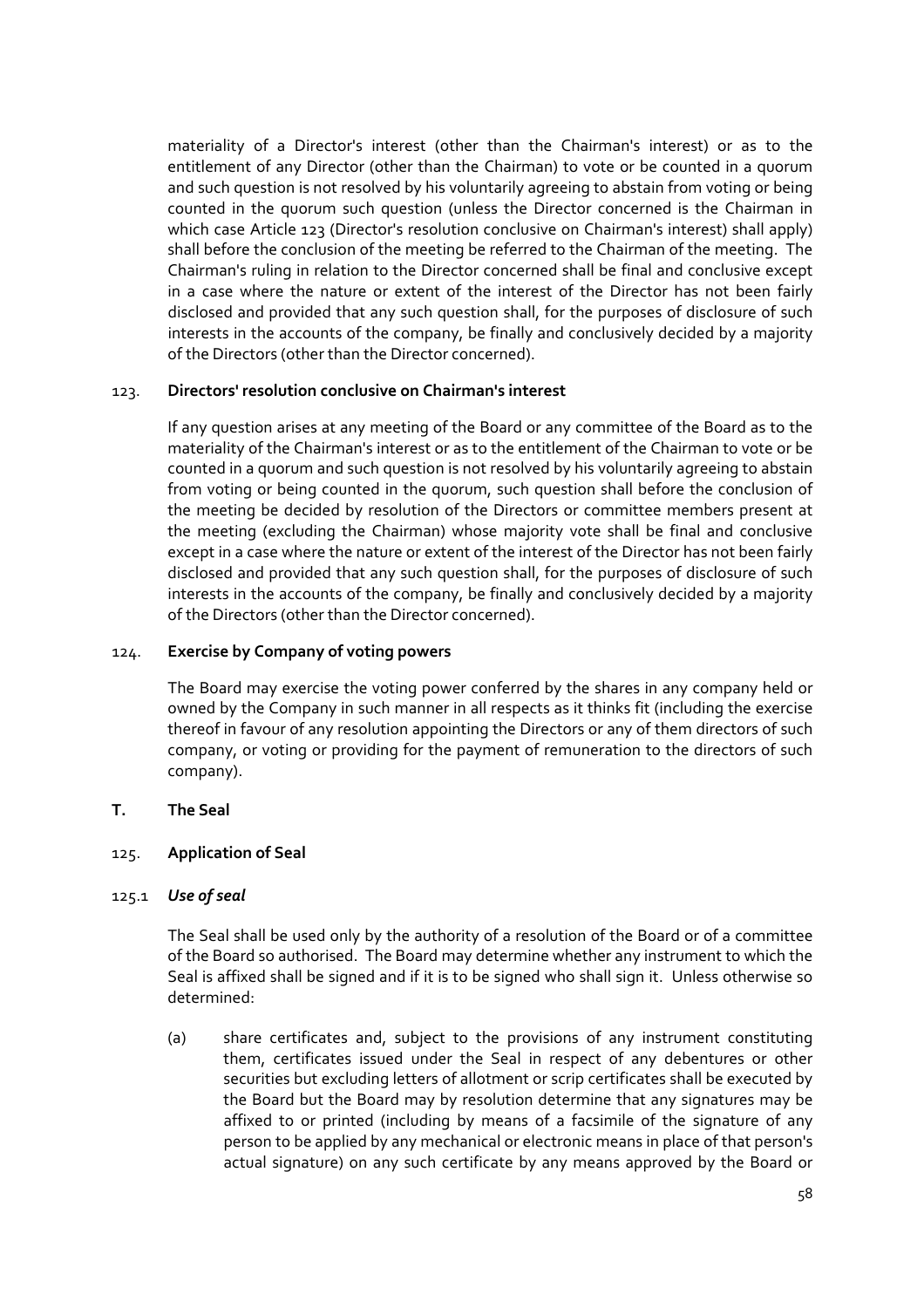materiality of a Director's interest (other than the Chairman's interest) or as to the entitlement of any Director (other than the Chairman) to vote or be counted in a quorum and such question is not resolved by his voluntarily agreeing to abstain from voting or being counted in the quorum such question (unless the Director concerned is the Chairman in which case Article 123 (Director's resolution conclusive on Chairman's interest) shall apply) shall before the conclusion of the meeting be referred to the Chairman of the meeting. The Chairman's ruling in relation to the Director concerned shall be final and conclusive except in a case where the nature or extent of the interest of the Director has not been fairly disclosed and provided that any such question shall, for the purposes of disclosure of such interests in the accounts of the company, be finally and conclusively decided by a majority of the Directors (other than the Director concerned).

123. **Directors' resolution conclusive on Chairman's interest**

If any question arises at any meeting of the Board or any committee of the Board as to the materiality of the Chairman's interest or as to the entitlement of the Chairman to vote or be counted in a quorum and such question is not resolved by his voluntarily agreeing to abstain from voting or being counted in the quorum, such question shall before the conclusion of the meeting be decided by resolution of the Directors or committee members present at the meeting (excluding the Chairman) whose majority vote shall be final and conclusive except in a case where the nature or extent of the interest of the Director has not been fairly disclosed and provided that any such question shall, for the purposes of disclosure of such interests in the accounts of the company, be finally and conclusively decided by a majority of the Directors (other than the Director concerned).

124. **Exercise by Company of voting powers**

The Board may exercise the voting power conferred by the shares in any company held or owned by the Company in such manner in all respects as it thinks fit (including the exercise thereof in favour of any resolution appointing the Directors or any of them directors of such company, or voting or providing for the payment of remuneration to the directors of such company).

**T. The Seal**

125. **Application of Seal**

125.1 ***Use of seal***

The Seal shall be used only by the authority of a resolution of the Board or of a committee of the Board so authorised. The Board may determine whether any instrument to which the Seal is affixed shall be signed and if it is to be signed who shall sign it. Unless otherwise so determined:

(a) share certificates and, subject to the provisions of any instrument constituting them, certificates issued under the Seal in respect of any debentures or other securities but excluding letters of allotment or scrip certificates shall be executed by the Board but the Board may by resolution determine that any signatures may be affixed to or printed (including by means of a facsimile of the signature of any person to be applied by any mechanical or electronic means in place of that person's actual signature) on any such certificate by any means approved by the Board or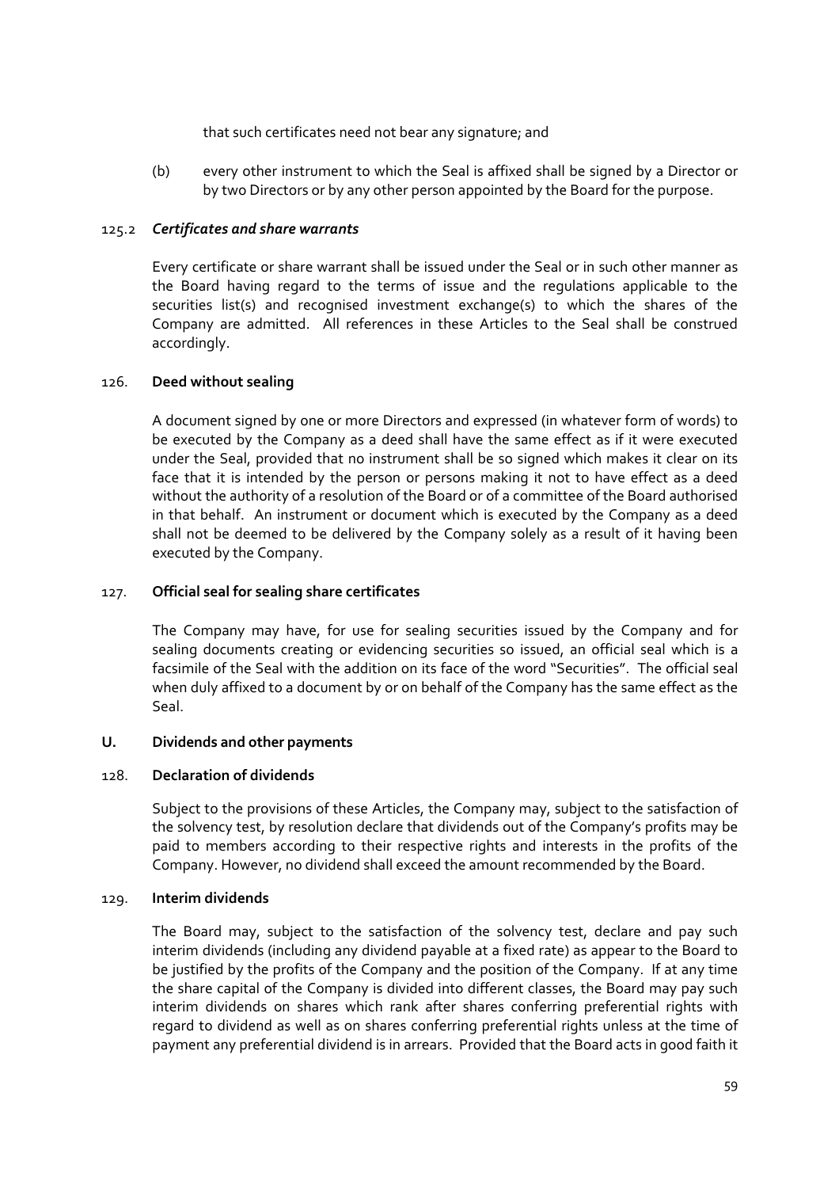that such certificates need not bear any signature; and

(b) every other instrument to which the Seal is affixed shall be signed by a Director or by two Directors or by any other person appointed by the Board for the purpose.

125.2 ***Certificates and share warrants***

Every certificate or share warrant shall be issued under the Seal or in such other manner as the Board having regard to the terms of issue and the regulations applicable to the securities list(s) and recognised investment exchange(s) to which the shares of the Company are admitted. All references in these Articles to the Seal shall be construed accordingly.

126. **Deed without sealing**

A document signed by one or more Directors and expressed (in whatever form of words) to be executed by the Company as a deed shall have the same effect as if it were executed under the Seal, provided that no instrument shall be so signed which makes it clear on its face that it is intended by the person or persons making it not to have effect as a deed without the authority of a resolution of the Board or of a committee of the Board authorised in that behalf. An instrument or document which is executed by the Company as a deed shall not be deemed to be delivered by the Company solely as a result of it having been executed by the Company.

127. **Official seal for sealing share certificates**

The Company may have, for use for sealing securities issued by the Company and for sealing documents creating or evidencing securities so issued, an official seal which is a facsimile of the Seal with the addition on its face of the word "Securities". The official seal when duly affixed to a document by or on behalf of the Company has the same effect as the Seal.

**U. Dividends and other payments**

128. **Declaration of dividends**

Subject to the provisions of these Articles, the Company may, subject to the satisfaction of the solvency test, by resolution declare that dividends out of the Company's profits may be paid to members according to their respective rights and interests in the profits of the Company. However, no dividend shall exceed the amount recommended by the Board.

129. **Interim dividends**

The Board may, subject to the satisfaction of the solvency test, declare and pay such interim dividends (including any dividend payable at a fixed rate) as appear to the Board to be justified by the profits of the Company and the position of the Company. If at any time the share capital of the Company is divided into different classes, the Board may pay such interim dividends on shares which rank after shares conferring preferential rights with regard to dividend as well as on shares conferring preferential rights unless at the time of payment any preferential dividend is in arrears. Provided that the Board acts in good faith it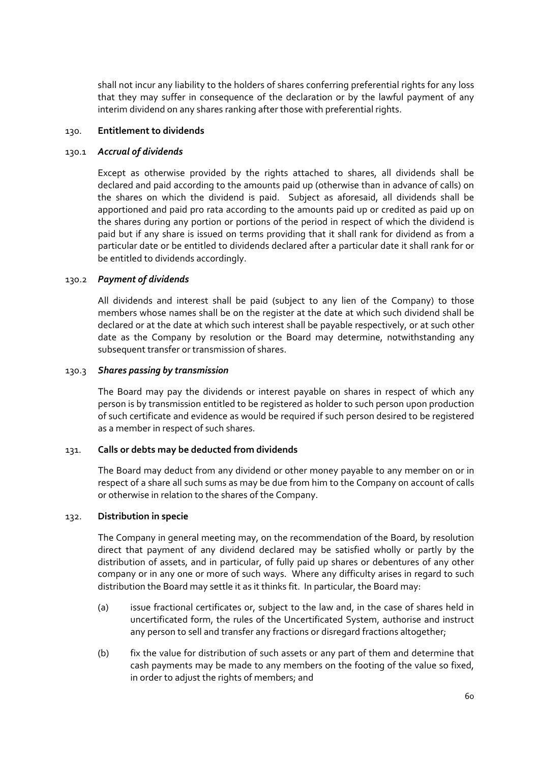shall not incur any liability to the holders of shares conferring preferential rights for any loss that they may suffer in consequence of the declaration or by the lawful payment of any interim dividend on any shares ranking after those with preferential rights.

130. **Entitlement to dividends**

130.1 ***Accrual of dividends***

Except as otherwise provided by the rights attached to shares, all dividends shall be declared and paid according to the amounts paid up (otherwise than in advance of calls) on the shares on which the dividend is paid. Subject as aforesaid, all dividends shall be apportioned and paid pro rata according to the amounts paid up or credited as paid up on the shares during any portion or portions of the period in respect of which the dividend is paid but if any share is issued on terms providing that it shall rank for dividend as from a particular date or be entitled to dividends declared after a particular date it shall rank for or be entitled to dividends accordingly.

130.2 ***Payment of dividends***

All dividends and interest shall be paid (subject to any lien of the Company) to those members whose names shall be on the register at the date at which such dividend shall be declared or at the date at which such interest shall be payable respectively, or at such other date as the Company by resolution or the Board may determine, notwithstanding any subsequent transfer or transmission of shares.

130.3 ***Shares passing by transmission***

The Board may pay the dividends or interest payable on shares in respect of which any person is by transmission entitled to be registered as holder to such person upon production of such certificate and evidence as would be required if such person desired to be registered as a member in respect of such shares.

131. **Calls or debts may be deducted from dividends**

The Board may deduct from any dividend or other money payable to any member on or in respect of a share all such sums as may be due from him to the Company on account of calls or otherwise in relation to the shares of the Company.

132. **Distribution in specie**

The Company in general meeting may, on the recommendation of the Board, by resolution direct that payment of any dividend declared may be satisfied wholly or partly by the distribution of assets, and in particular, of fully paid up shares or debentures of any other company or in any one or more of such ways. Where any difficulty arises in regard to such distribution the Board may settle it as it thinks fit. In particular, the Board may:

(a) issue fractional certificates or, subject to the law and, in the case of shares held in uncertificated form, the rules of the Uncertificated System, authorise and instruct any person to sell and transfer any fractions or disregard fractions altogether;

(b) fix the value for distribution of such assets or any part of them and determine that cash payments may be made to any members on the footing of the value so fixed, in order to adjust the rights of members; and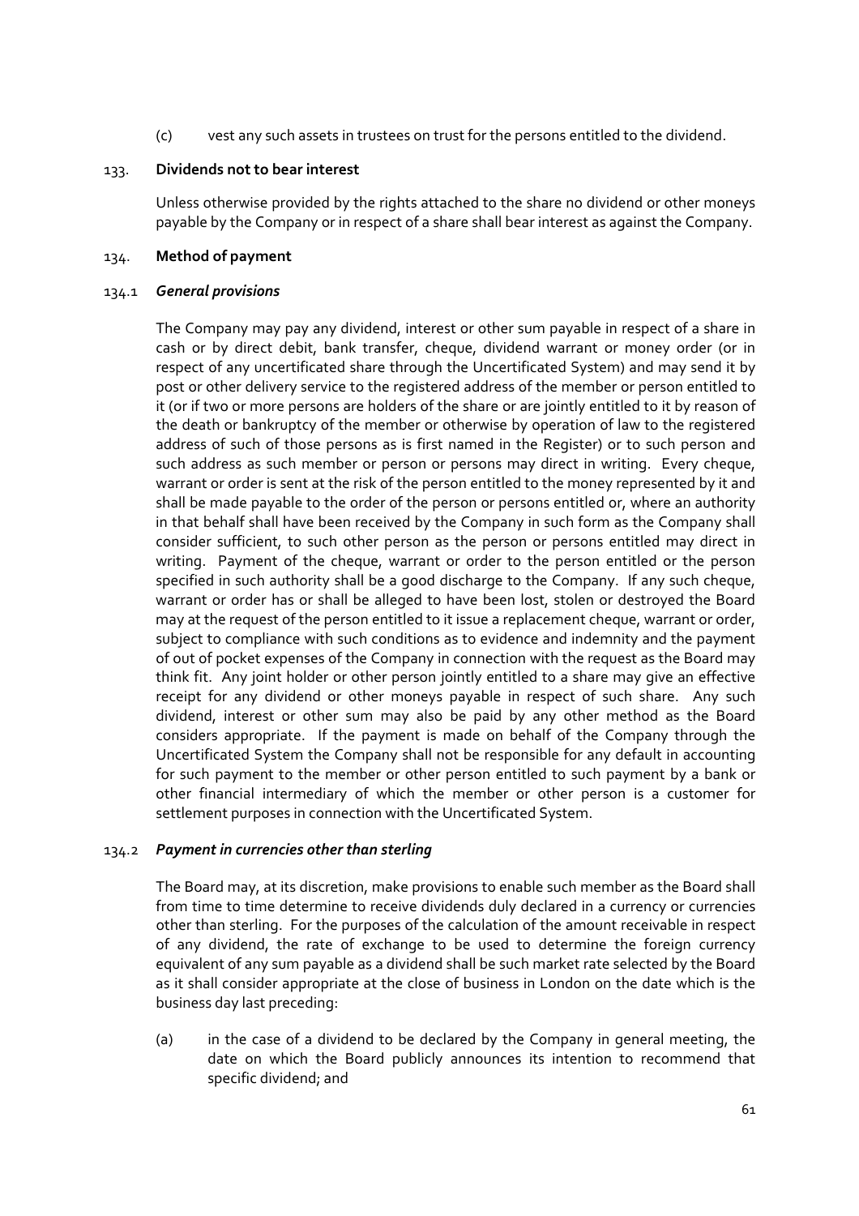(c) vest any such assets in trustees on trust for the persons entitled to the dividend.

### 133. Dividends not to bear interest

Unless otherwise provided by the rights attached to the share no dividend or other moneys payable by the Company or in respect of a share shall bear interest as against the Company.

### 134. Method of payment

#### 134.1 *General provisions*

The Company may pay any dividend, interest or other sum payable in respect of a share in cash or by direct debit, bank transfer, cheque, dividend warrant or money order (or in respect of any uncertificated share through the Uncertificated System) and may send it by post or other delivery service to the registered address of the member or person entitled to it (or if two or more persons are holders of the share or are jointly entitled to it by reason of the death or bankruptcy of the member or otherwise by operation of law to the registered address of such of those persons as is first named in the Register) or to such person and such address as such member or person or persons may direct in writing. Every cheque, warrant or order is sent at the risk of the person entitled to the money represented by it and shall be made payable to the order of the person or persons entitled or, where an authority in that behalf shall have been received by the Company in such form as the Company shall consider sufficient, to such other person as the person or persons entitled may direct in writing. Payment of the cheque, warrant or order to the person entitled or the person specified in such authority shall be a good discharge to the Company. If any such cheque, warrant or order has or shall be alleged to have been lost, stolen or destroyed the Board may at the request of the person entitled to it issue a replacement cheque, warrant or order, subject to compliance with such conditions as to evidence and indemnity and the payment of out of pocket expenses of the Company in connection with the request as the Board may think fit. Any joint holder or other person jointly entitled to a share may give an effective receipt for any dividend or other moneys payable in respect of such share. Any such dividend, interest or other sum may also be paid by any other method as the Board considers appropriate. If the payment is made on behalf of the Company through the Uncertificated System the Company shall not be responsible for any default in accounting for such payment to the member or other person entitled to such payment by a bank or other financial intermediary of which the member or other person is a customer for settlement purposes in connection with the Uncertificated System.

#### 134.2 *Payment in currencies other than sterling*

The Board may, at its discretion, make provisions to enable such member as the Board shall from time to time determine to receive dividends duly declared in a currency or currencies other than sterling. For the purposes of the calculation of the amount receivable in respect of any dividend, the rate of exchange to be used to determine the foreign currency equivalent of any sum payable as a dividend shall be such market rate selected by the Board as it shall consider appropriate at the close of business in London on the date which is the business day last preceding:

(a) in the case of a dividend to be declared by the Company in general meeting, the date on which the Board publicly announces its intention to recommend that specific dividend; and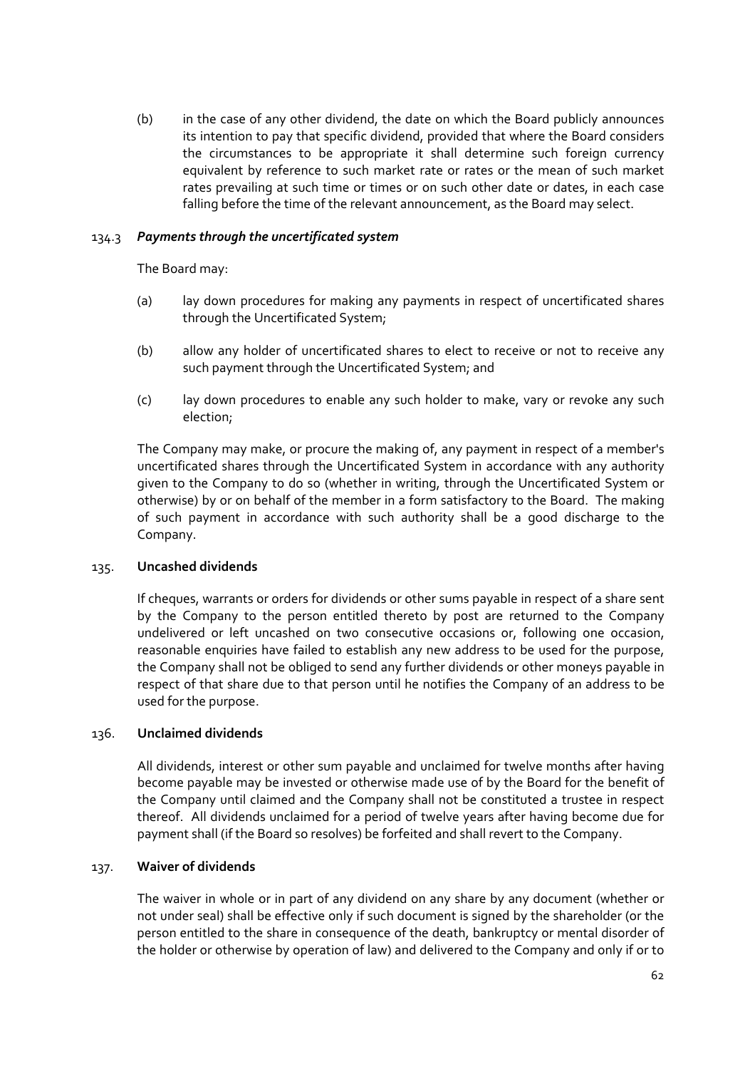(b) in the case of any other dividend, the date on which the Board publicly announces its intention to pay that specific dividend, provided that where the Board considers the circumstances to be appropriate it shall determine such foreign currency equivalent by reference to such market rate or rates or the mean of such market rates prevailing at such time or times or on such other date or dates, in each case falling before the time of the relevant announcement, as the Board may select.

134.3 ***Payments through the uncertificated system***

The Board may:

(a) lay down procedures for making any payments in respect of uncertificated shares through the Uncertificated System;

(b) allow any holder of uncertificated shares to elect to receive or not to receive any such payment through the Uncertificated System; and

(c) lay down procedures to enable any such holder to make, vary or revoke any such election;

The Company may make, or procure the making of, any payment in respect of a member's uncertificated shares through the Uncertificated System in accordance with any authority given to the Company to do so (whether in writing, through the Uncertificated System or otherwise) by or on behalf of the member in a form satisfactory to the Board. The making of such payment in accordance with such authority shall be a good discharge to the Company.

135. **Uncashed dividends**

If cheques, warrants or orders for dividends or other sums payable in respect of a share sent by the Company to the person entitled thereto by post are returned to the Company undelivered or left uncashed on two consecutive occasions or, following one occasion, reasonable enquiries have failed to establish any new address to be used for the purpose, the Company shall not be obliged to send any further dividends or other moneys payable in respect of that share due to that person until he notifies the Company of an address to be used for the purpose.

136. **Unclaimed dividends**

All dividends, interest or other sum payable and unclaimed for twelve months after having become payable may be invested or otherwise made use of by the Board for the benefit of the Company until claimed and the Company shall not be constituted a trustee in respect thereof. All dividends unclaimed for a period of twelve years after having become due for payment shall (if the Board so resolves) be forfeited and shall revert to the Company.

137. **Waiver of dividends**

The waiver in whole or in part of any dividend on any share by any document (whether or not under seal) shall be effective only if such document is signed by the shareholder (or the person entitled to the share in consequence of the death, bankruptcy or mental disorder of the holder or otherwise by operation of law) and delivered to the Company and only if or to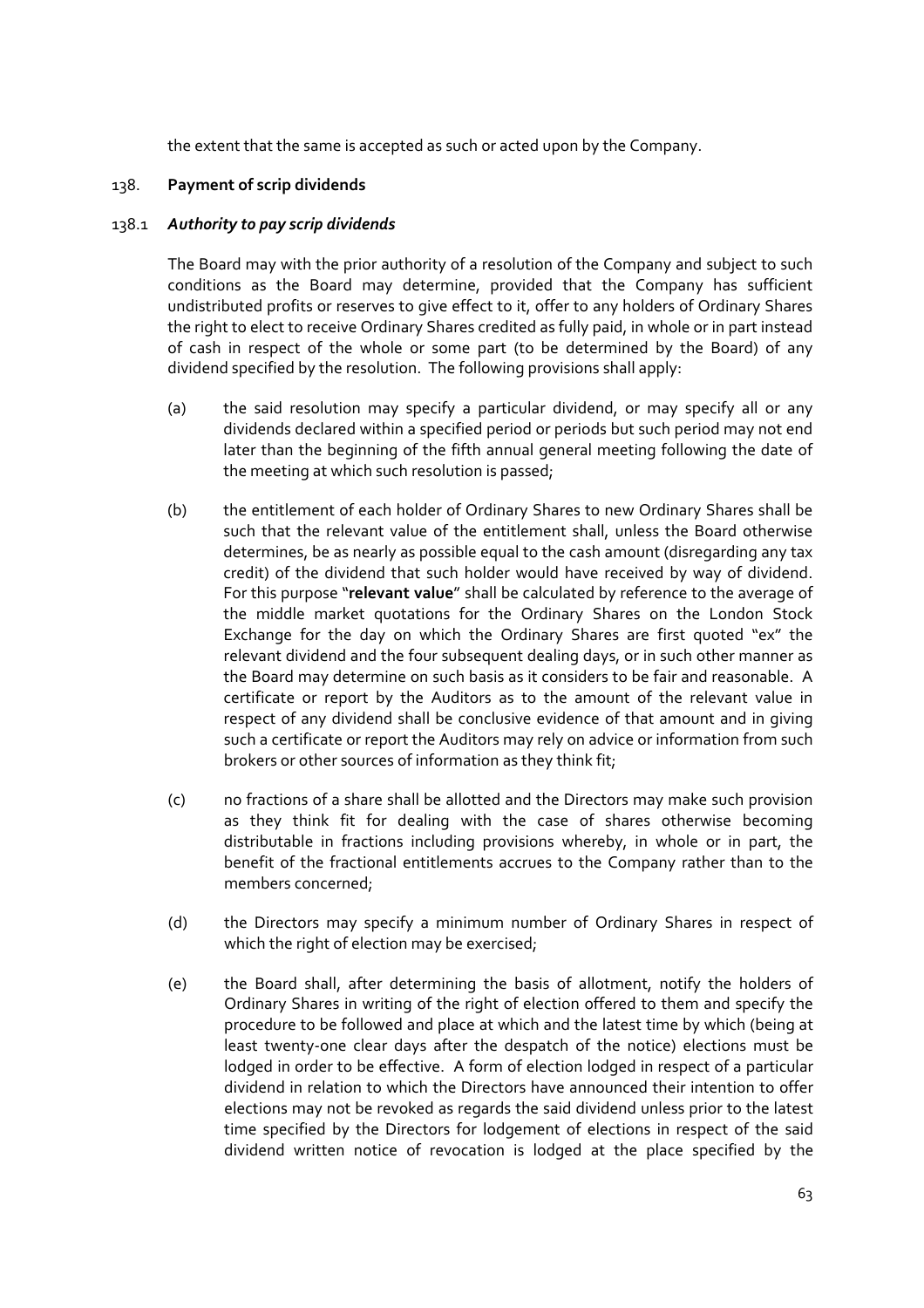the extent that the same is accepted as such or acted upon by the Company.

## 138. Payment of scrip dividends

### 138.1 *Authority to pay scrip dividends*

The Board may with the prior authority of a resolution of the Company and subject to such conditions as the Board may determine, provided that the Company has sufficient undistributed profits or reserves to give effect to it, offer to any holders of Ordinary Shares the right to elect to receive Ordinary Shares credited as fully paid, in whole or in part instead of cash in respect of the whole or some part (to be determined by the Board) of any dividend specified by the resolution. The following provisions shall apply:

(a) the said resolution may specify a particular dividend, or may specify all or any dividends declared within a specified period or periods but such period may not end later than the beginning of the fifth annual general meeting following the date of the meeting at which such resolution is passed;

(b) the entitlement of each holder of Ordinary Shares to new Ordinary Shares shall be such that the relevant value of the entitlement shall, unless the Board otherwise determines, be as nearly as possible equal to the cash amount (disregarding any tax credit) of the dividend that such holder would have received by way of dividend. For this purpose "**relevant value**" shall be calculated by reference to the average of the middle market quotations for the Ordinary Shares on the London Stock Exchange for the day on which the Ordinary Shares are first quoted "ex" the relevant dividend and the four subsequent dealing days, or in such other manner as the Board may determine on such basis as it considers to be fair and reasonable. A certificate or report by the Auditors as to the amount of the relevant value in respect of any dividend shall be conclusive evidence of that amount and in giving such a certificate or report the Auditors may rely on advice or information from such brokers or other sources of information as they think fit;

(c) no fractions of a share shall be allotted and the Directors may make such provision as they think fit for dealing with the case of shares otherwise becoming distributable in fractions including provisions whereby, in whole or in part, the benefit of the fractional entitlements accrues to the Company rather than to the members concerned;

(d) the Directors may specify a minimum number of Ordinary Shares in respect of which the right of election may be exercised;

(e) the Board shall, after determining the basis of allotment, notify the holders of Ordinary Shares in writing of the right of election offered to them and specify the procedure to be followed and place at which and the latest time by which (being at least twenty-one clear days after the despatch of the notice) elections must be lodged in order to be effective. A form of election lodged in respect of a particular dividend in relation to which the Directors have announced their intention to offer elections may not be revoked as regards the said dividend unless prior to the latest time specified by the Directors for lodgement of elections in respect of the said dividend written notice of revocation is lodged at the place specified by the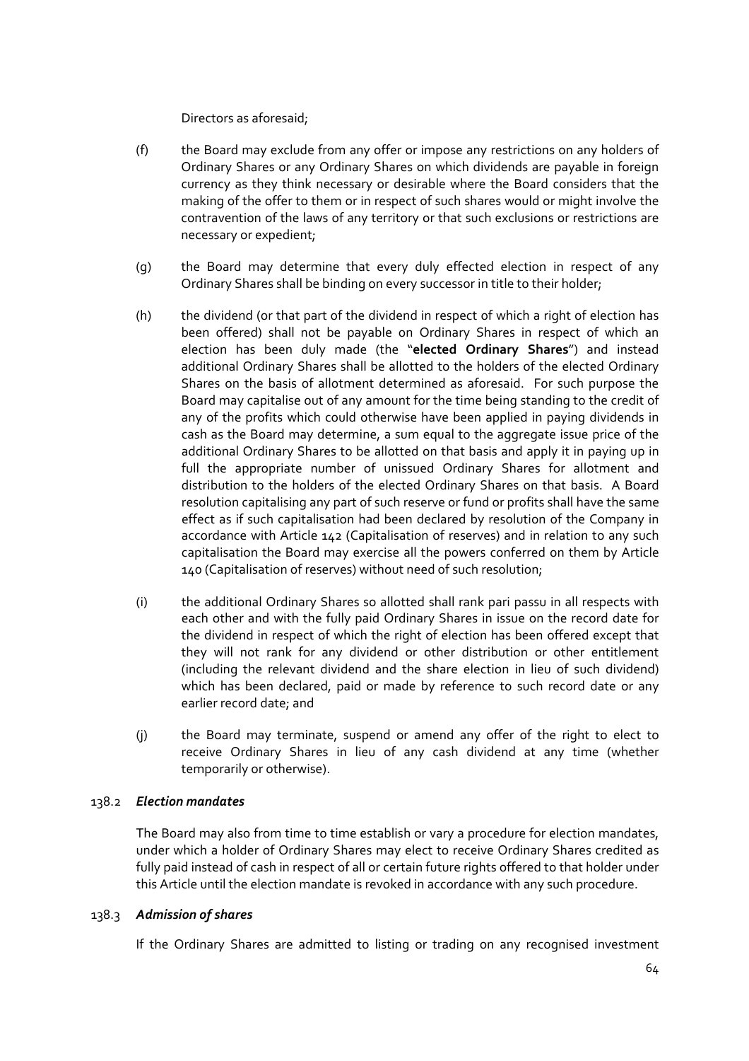Directors as aforesaid;

(f) the Board may exclude from any offer or impose any restrictions on any holders of Ordinary Shares or any Ordinary Shares on which dividends are payable in foreign currency as they think necessary or desirable where the Board considers that the making of the offer to them or in respect of such shares would or might involve the contravention of the laws of any territory or that such exclusions or restrictions are necessary or expedient;

(g) the Board may determine that every duly effected election in respect of any Ordinary Shares shall be binding on every successor in title to their holder;

(h) the dividend (or that part of the dividend in respect of which a right of election has been offered) shall not be payable on Ordinary Shares in respect of which an election has been duly made (the "**elected Ordinary Shares**") and instead additional Ordinary Shares shall be allotted to the holders of the elected Ordinary Shares on the basis of allotment determined as aforesaid. For such purpose the Board may capitalise out of any amount for the time being standing to the credit of any of the profits which could otherwise have been applied in paying dividends in cash as the Board may determine, a sum equal to the aggregate issue price of the additional Ordinary Shares to be allotted on that basis and apply it in paying up in full the appropriate number of unissued Ordinary Shares for allotment and distribution to the holders of the elected Ordinary Shares on that basis. A Board resolution capitalising any part of such reserve or fund or profits shall have the same effect as if such capitalisation had been declared by resolution of the Company in accordance with Article 142 (Capitalisation of reserves) and in relation to any such capitalisation the Board may exercise all the powers conferred on them by Article 140 (Capitalisation of reserves) without need of such resolution;

(i) the additional Ordinary Shares so allotted shall rank pari passu in all respects with each other and with the fully paid Ordinary Shares in issue on the record date for the dividend in respect of which the right of election has been offered except that they will not rank for any dividend or other distribution or other entitlement (including the relevant dividend and the share election in lieu of such dividend) which has been declared, paid or made by reference to such record date or any earlier record date; and

(j) the Board may terminate, suspend or amend any offer of the right to elect to receive Ordinary Shares in lieu of any cash dividend at any time (whether temporarily or otherwise).

138.2 ***Election mandates***

The Board may also from time to time establish or vary a procedure for election mandates, under which a holder of Ordinary Shares may elect to receive Ordinary Shares credited as fully paid instead of cash in respect of all or certain future rights offered to that holder under this Article until the election mandate is revoked in accordance with any such procedure.

138.3 ***Admission of shares***

If the Ordinary Shares are admitted to listing or trading on any recognised investment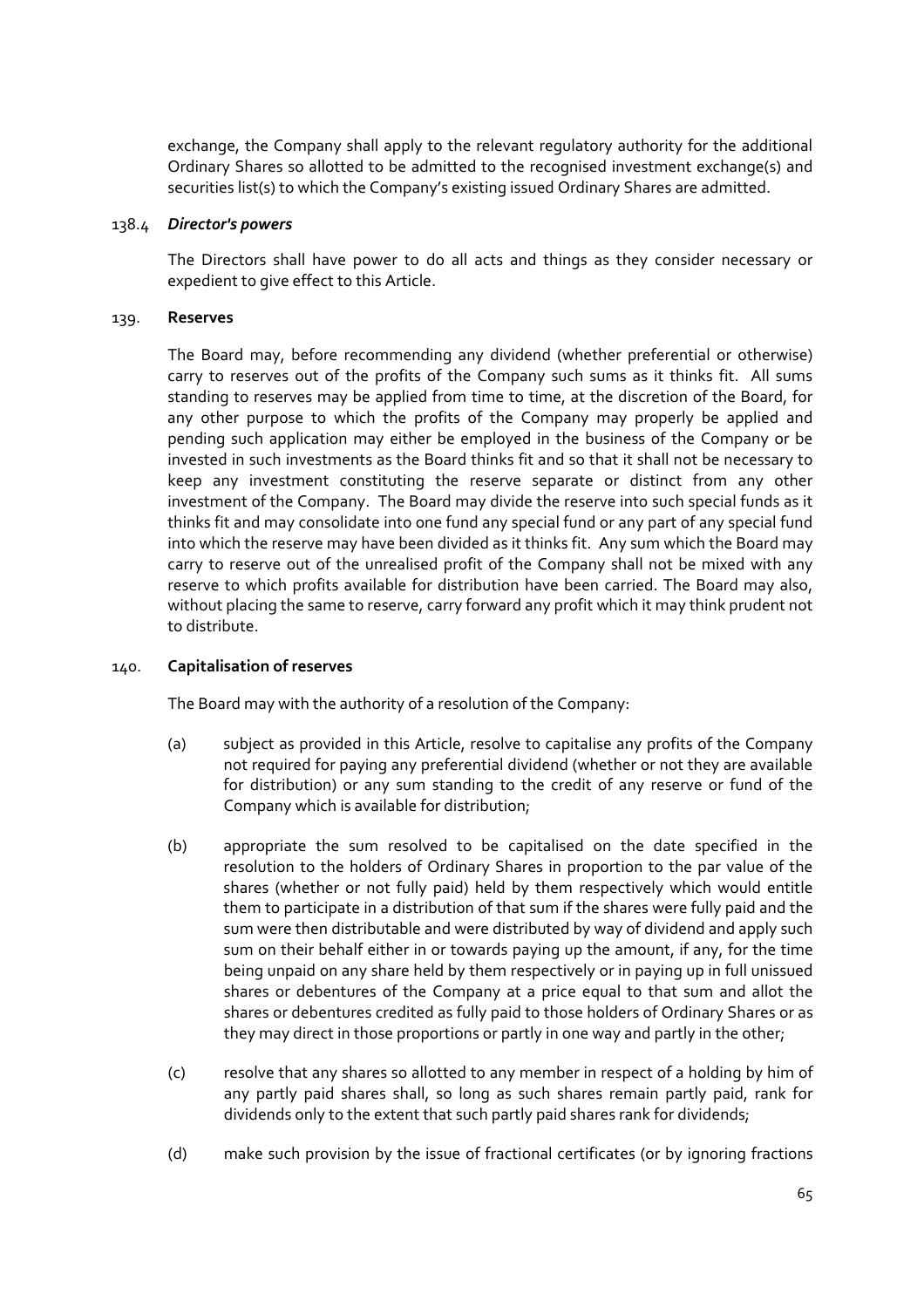exchange, the Company shall apply to the relevant regulatory authority for the additional Ordinary Shares so allotted to be admitted to the recognised investment exchange(s) and securities list(s) to which the Company's existing issued Ordinary Shares are admitted.

138.4 ***Director's powers***

The Directors shall have power to do all acts and things as they consider necessary or expedient to give effect to this Article.

139. **Reserves**

The Board may, before recommending any dividend (whether preferential or otherwise) carry to reserves out of the profits of the Company such sums as it thinks fit. All sums standing to reserves may be applied from time to time, at the discretion of the Board, for any other purpose to which the profits of the Company may properly be applied and pending such application may either be employed in the business of the Company or be invested in such investments as the Board thinks fit and so that it shall not be necessary to keep any investment constituting the reserve separate or distinct from any other investment of the Company. The Board may divide the reserve into such special funds as it thinks fit and may consolidate into one fund any special fund or any part of any special fund into which the reserve may have been divided as it thinks fit. Any sum which the Board may carry to reserve out of the unrealised profit of the Company shall not be mixed with any reserve to which profits available for distribution have been carried. The Board may also, without placing the same to reserve, carry forward any profit which it may think prudent not to distribute.

140. **Capitalisation of reserves**

The Board may with the authority of a resolution of the Company:

(a) subject as provided in this Article, resolve to capitalise any profits of the Company not required for paying any preferential dividend (whether or not they are available for distribution) or any sum standing to the credit of any reserve or fund of the Company which is available for distribution;

(b) appropriate the sum resolved to be capitalised on the date specified in the resolution to the holders of Ordinary Shares in proportion to the par value of the shares (whether or not fully paid) held by them respectively which would entitle them to participate in a distribution of that sum if the shares were fully paid and the sum were then distributable and were distributed by way of dividend and apply such sum on their behalf either in or towards paying up the amount, if any, for the time being unpaid on any share held by them respectively or in paying up in full unissued shares or debentures of the Company at a price equal to that sum and allot the shares or debentures credited as fully paid to those holders of Ordinary Shares or as they may direct in those proportions or partly in one way and partly in the other;

(c) resolve that any shares so allotted to any member in respect of a holding by him of any partly paid shares shall, so long as such shares remain partly paid, rank for dividends only to the extent that such partly paid shares rank for dividends;

(d) make such provision by the issue of fractional certificates (or by ignoring fractions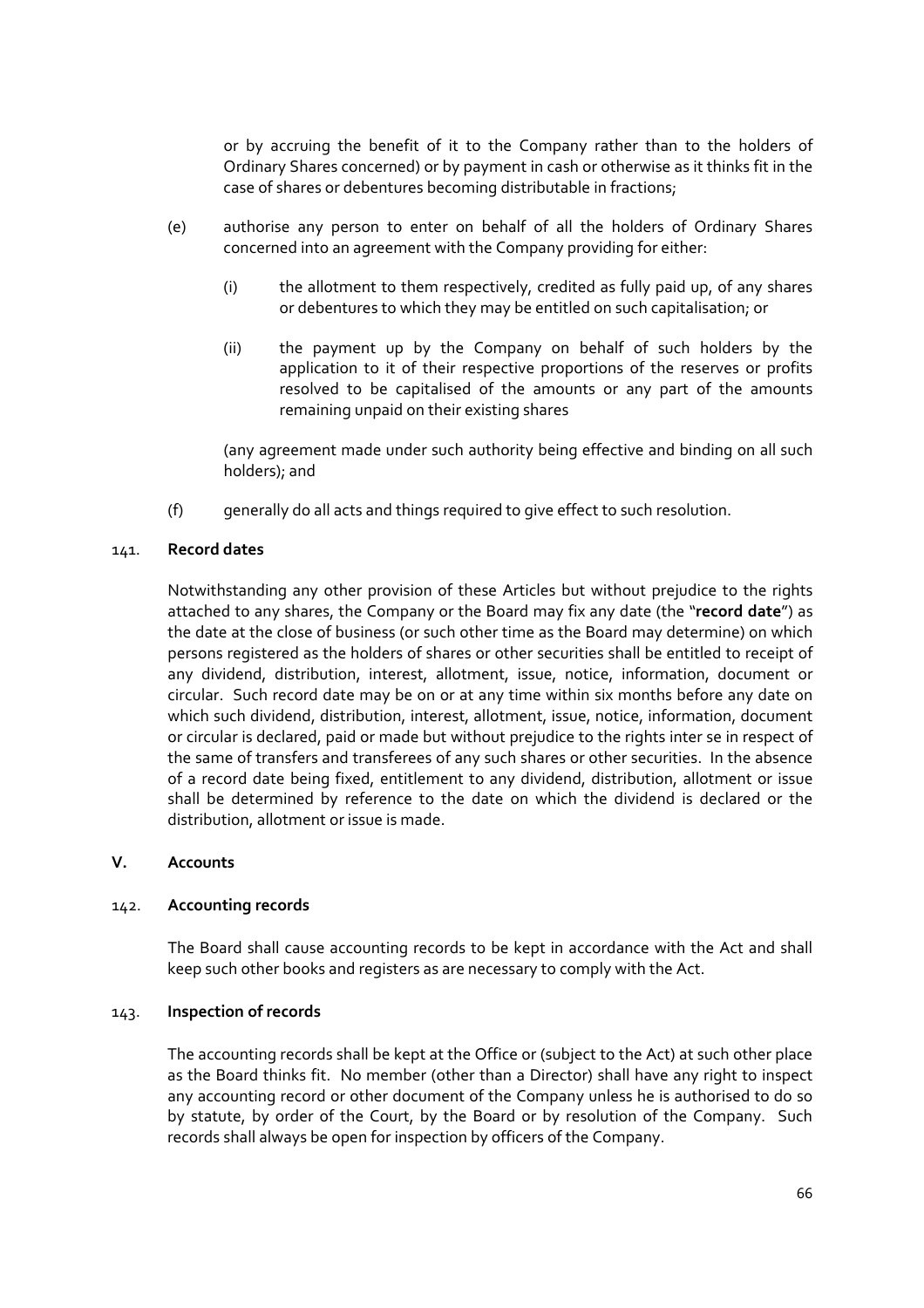or by accruing the benefit of it to the Company rather than to the holders of Ordinary Shares concerned) or by payment in cash or otherwise as it thinks fit in the case of shares or debentures becoming distributable in fractions;

(e) authorise any person to enter on behalf of all the holders of Ordinary Shares concerned into an agreement with the Company providing for either:

(i) the allotment to them respectively, credited as fully paid up, of any shares or debentures to which they may be entitled on such capitalisation; or

(ii) the payment up by the Company on behalf of such holders by the application to it of their respective proportions of the reserves or profits resolved to be capitalised of the amounts or any part of the amounts remaining unpaid on their existing shares

(any agreement made under such authority being effective and binding on all such holders); and

(f) generally do all acts and things required to give effect to such resolution.

141. **Record dates**

Notwithstanding any other provision of these Articles but without prejudice to the rights attached to any shares, the Company or the Board may fix any date (the "**record date**") as the date at the close of business (or such other time as the Board may determine) on which persons registered as the holders of shares or other securities shall be entitled to receipt of any dividend, distribution, interest, allotment, issue, notice, information, document or circular. Such record date may be on or at any time within six months before any date on which such dividend, distribution, interest, allotment, issue, notice, information, document or circular is declared, paid or made but without prejudice to the rights inter se in respect of the same of transfers and transferees of any such shares or other securities. In the absence of a record date being fixed, entitlement to any dividend, distribution, allotment or issue shall be determined by reference to the date on which the dividend is declared or the distribution, allotment or issue is made.

## V. Accounts

142. **Accounting records**

The Board shall cause accounting records to be kept in accordance with the Act and shall keep such other books and registers as are necessary to comply with the Act.

143. **Inspection of records**

The accounting records shall be kept at the Office or (subject to the Act) at such other place as the Board thinks fit. No member (other than a Director) shall have any right to inspect any accounting record or other document of the Company unless he is authorised to do so by statute, by order of the Court, by the Board or by resolution of the Company. Such records shall always be open for inspection by officers of the Company.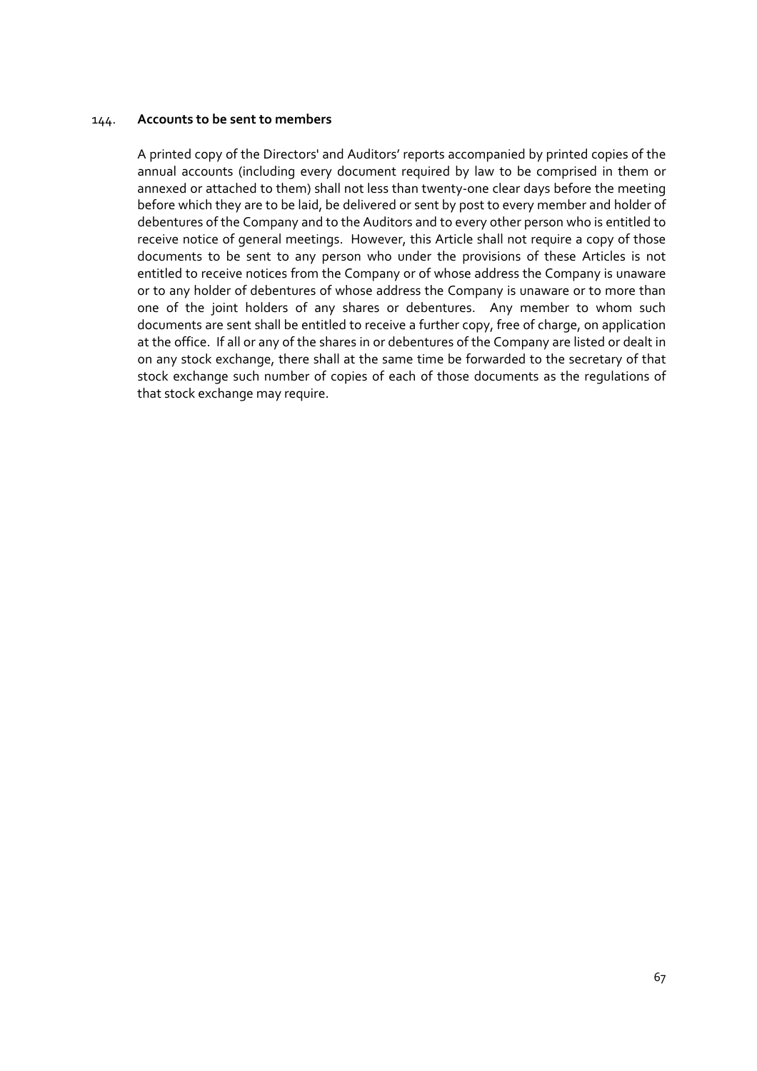144. **Accounts to be sent to members**

A printed copy of the Directors' and Auditors' reports accompanied by printed copies of the annual accounts (including every document required by law to be comprised in them or annexed or attached to them) shall not less than twenty-one clear days before the meeting before which they are to be laid, be delivered or sent by post to every member and holder of debentures of the Company and to the Auditors and to every other person who is entitled to receive notice of general meetings. However, this Article shall not require a copy of those documents to be sent to any person who under the provisions of these Articles is not entitled to receive notices from the Company or of whose address the Company is unaware or to any holder of debentures of whose address the Company is unaware or to more than one of the joint holders of any shares or debentures. Any member to whom such documents are sent shall be entitled to receive a further copy, free of charge, on application at the office. If all or any of the shares in or debentures of the Company are listed or dealt in on any stock exchange, there shall at the same time be forwarded to the secretary of that stock exchange such number of copies of each of those documents as the regulations of that stock exchange may require.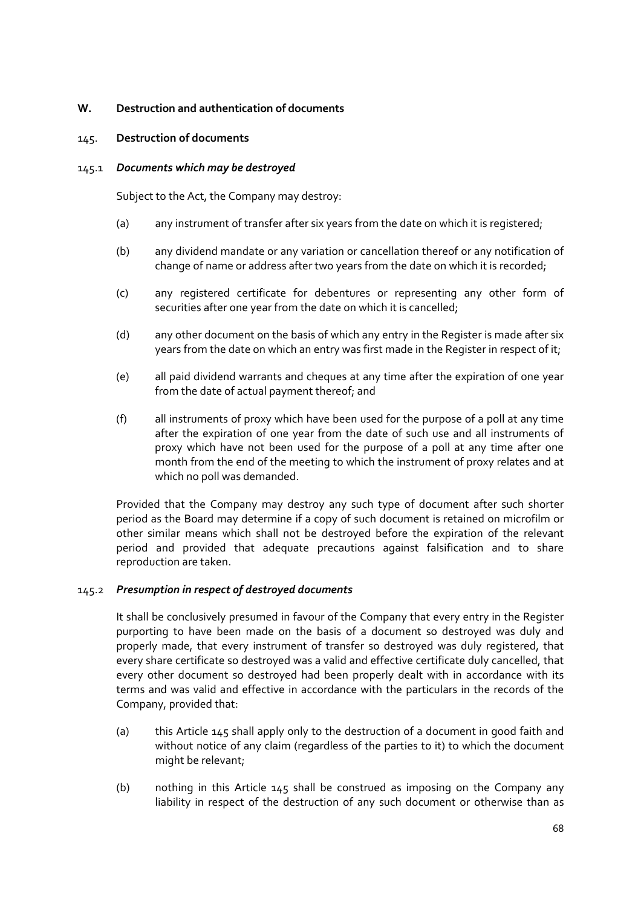## W. Destruction and authentication of documents

### 145. Destruction of documents

#### 145.1 *Documents which may be destroyed*

Subject to the Act, the Company may destroy:

(a) any instrument of transfer after six years from the date on which it is registered;

(b) any dividend mandate or any variation or cancellation thereof or any notification of change of name or address after two years from the date on which it is recorded;

(c) any registered certificate for debentures or representing any other form of securities after one year from the date on which it is cancelled;

(d) any other document on the basis of which any entry in the Register is made after six years from the date on which an entry was first made in the Register in respect of it;

(e) all paid dividend warrants and cheques at any time after the expiration of one year from the date of actual payment thereof; and

(f) all instruments of proxy which have been used for the purpose of a poll at any time after the expiration of one year from the date of such use and all instruments of proxy which have not been used for the purpose of a poll at any time after one month from the end of the meeting to which the instrument of proxy relates and at which no poll was demanded.

Provided that the Company may destroy any such type of document after such shorter period as the Board may determine if a copy of such document is retained on microfilm or other similar means which shall not be destroyed before the expiration of the relevant period and provided that adequate precautions against falsification and to share reproduction are taken.

#### 145.2 *Presumption in respect of destroyed documents*

It shall be conclusively presumed in favour of the Company that every entry in the Register purporting to have been made on the basis of a document so destroyed was duly and properly made, that every instrument of transfer so destroyed was duly registered, that every share certificate so destroyed was a valid and effective certificate duly cancelled, that every other document so destroyed had been properly dealt with in accordance with its terms and was valid and effective in accordance with the particulars in the records of the Company, provided that:

(a) this Article 145 shall apply only to the destruction of a document in good faith and without notice of any claim (regardless of the parties to it) to which the document might be relevant;

(b) nothing in this Article 145 shall be construed as imposing on the Company any liability in respect of the destruction of any such document or otherwise than as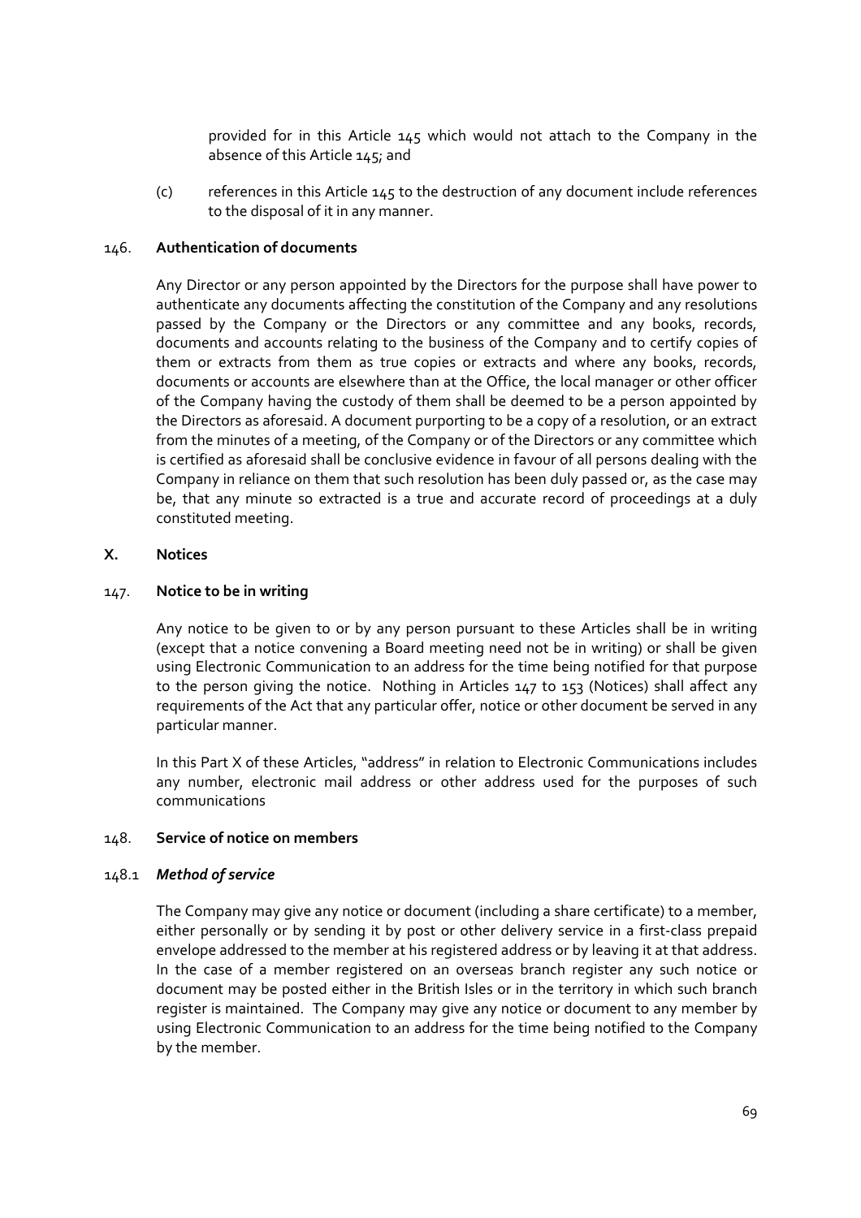provided for in this Article 145 which would not attach to the Company in the absence of this Article 145; and

(c) references in this Article 145 to the destruction of any document include references to the disposal of it in any manner.

146. **Authentication of documents**

Any Director or any person appointed by the Directors for the purpose shall have power to authenticate any documents affecting the constitution of the Company and any resolutions passed by the Company or the Directors or any committee and any books, records, documents and accounts relating to the business of the Company and to certify copies of them or extracts from them as true copies or extracts and where any books, records, documents or accounts are elsewhere than at the Office, the local manager or other officer of the Company having the custody of them shall be deemed to be a person appointed by the Directors as aforesaid. A document purporting to be a copy of a resolution, or an extract from the minutes of a meeting, of the Company or of the Directors or any committee which is certified as aforesaid shall be conclusive evidence in favour of all persons dealing with the Company in reliance on them that such resolution has been duly passed or, as the case may be, that any minute so extracted is a true and accurate record of proceedings at a duly constituted meeting.

## X. Notices

147. **Notice to be in writing**

Any notice to be given to or by any person pursuant to these Articles shall be in writing (except that a notice convening a Board meeting need not be in writing) or shall be given using Electronic Communication to an address for the time being notified for that purpose to the person giving the notice. Nothing in Articles 147 to 153 (Notices) shall affect any requirements of the Act that any particular offer, notice or other document be served in any particular manner.

In this Part X of these Articles, "address" in relation to Electronic Communications includes any number, electronic mail address or other address used for the purposes of such communications

148. **Service of notice on members**

148.1 ***Method of service***

The Company may give any notice or document (including a share certificate) to a member, either personally or by sending it by post or other delivery service in a first-class prepaid envelope addressed to the member at his registered address or by leaving it at that address. In the case of a member registered on an overseas branch register any such notice or document may be posted either in the British Isles or in the territory in which such branch register is maintained. The Company may give any notice or document to any member by using Electronic Communication to an address for the time being notified to the Company by the member.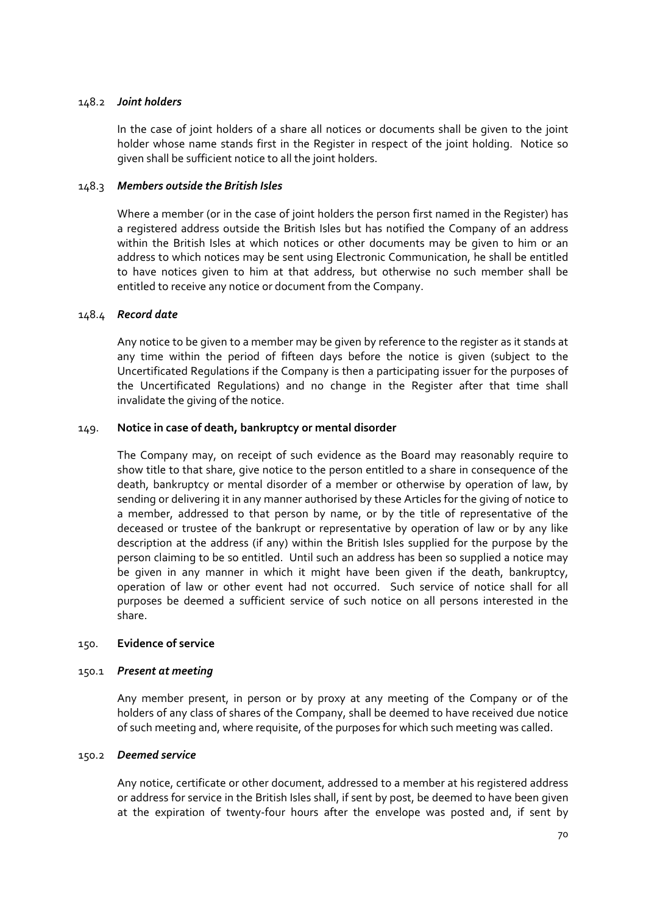148.2 ***Joint holders***

In the case of joint holders of a share all notices or documents shall be given to the joint holder whose name stands first in the Register in respect of the joint holding. Notice so given shall be sufficient notice to all the joint holders.

148.3 ***Members outside the British Isles***

Where a member (or in the case of joint holders the person first named in the Register) has a registered address outside the British Isles but has notified the Company of an address within the British Isles at which notices or other documents may be given to him or an address to which notices may be sent using Electronic Communication, he shall be entitled to have notices given to him at that address, but otherwise no such member shall be entitled to receive any notice or document from the Company.

148.4 ***Record date***

Any notice to be given to a member may be given by reference to the register as it stands at any time within the period of fifteen days before the notice is given (subject to the Uncertificated Regulations if the Company is then a participating issuer for the purposes of the Uncertificated Regulations) and no change in the Register after that time shall invalidate the giving of the notice.

149. **Notice in case of death, bankruptcy or mental disorder**

The Company may, on receipt of such evidence as the Board may reasonably require to show title to that share, give notice to the person entitled to a share in consequence of the death, bankruptcy or mental disorder of a member or otherwise by operation of law, by sending or delivering it in any manner authorised by these Articles for the giving of notice to a member, addressed to that person by name, or by the title of representative of the deceased or trustee of the bankrupt or representative by operation of law or by any like description at the address (if any) within the British Isles supplied for the purpose by the person claiming to be so entitled. Until such an address has been so supplied a notice may be given in any manner in which it might have been given if the death, bankruptcy, operation of law or other event had not occurred. Such service of notice shall for all purposes be deemed a sufficient service of such notice on all persons interested in the share.

150. **Evidence of service**

150.1 ***Present at meeting***

Any member present, in person or by proxy at any meeting of the Company or of the holders of any class of shares of the Company, shall be deemed to have received due notice of such meeting and, where requisite, of the purposes for which such meeting was called.

150.2 ***Deemed service***

Any notice, certificate or other document, addressed to a member at his registered address or address for service in the British Isles shall, if sent by post, be deemed to have been given at the expiration of twenty-four hours after the envelope was posted and, if sent by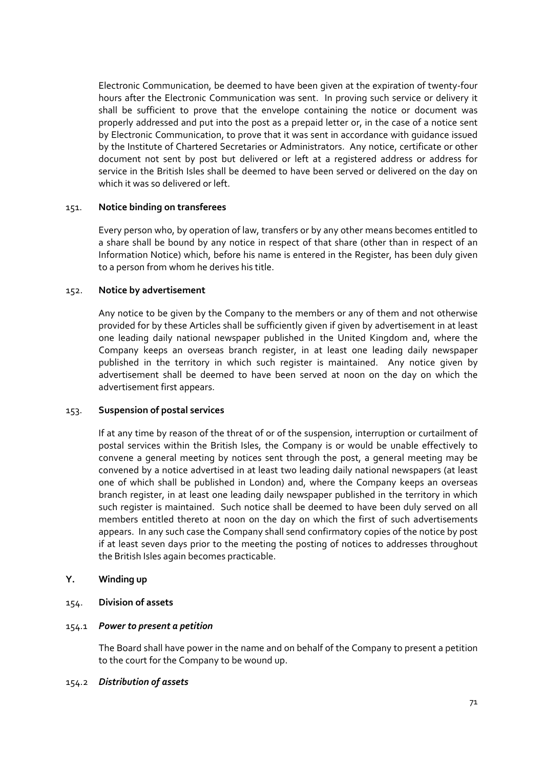Electronic Communication, be deemed to have been given at the expiration of twenty-four hours after the Electronic Communication was sent. In proving such service or delivery it shall be sufficient to prove that the envelope containing the notice or document was properly addressed and put into the post as a prepaid letter or, in the case of a notice sent by Electronic Communication, to prove that it was sent in accordance with guidance issued by the Institute of Chartered Secretaries or Administrators. Any notice, certificate or other document not sent by post but delivered or left at a registered address or address for service in the British Isles shall be deemed to have been served or delivered on the day on which it was so delivered or left.

151. **Notice binding on transferees**

Every person who, by operation of law, transfers or by any other means becomes entitled to a share shall be bound by any notice in respect of that share (other than in respect of an Information Notice) which, before his name is entered in the Register, has been duly given to a person from whom he derives his title.

152. **Notice by advertisement**

Any notice to be given by the Company to the members or any of them and not otherwise provided for by these Articles shall be sufficiently given if given by advertisement in at least one leading daily national newspaper published in the United Kingdom and, where the Company keeps an overseas branch register, in at least one leading daily newspaper published in the territory in which such register is maintained. Any notice given by advertisement shall be deemed to have been served at noon on the day on which the advertisement first appears.

153. **Suspension of postal services**

If at any time by reason of the threat of or of the suspension, interruption or curtailment of postal services within the British Isles, the Company is or would be unable effectively to convene a general meeting by notices sent through the post, a general meeting may be convened by a notice advertised in at least two leading daily national newspapers (at least one of which shall be published in London) and, where the Company keeps an overseas branch register, in at least one leading daily newspaper published in the territory in which such register is maintained. Such notice shall be deemed to have been duly served on all members entitled thereto at noon on the day on which the first of such advertisements appears. In any such case the Company shall send confirmatory copies of the notice by post if at least seven days prior to the meeting the posting of notices to addresses throughout the British Isles again becomes practicable.

## Y. Winding up

154. **Division of assets**

154.1 ***Power to present a petition***

The Board shall have power in the name and on behalf of the Company to present a petition to the court for the Company to be wound up.

154.2 ***Distribution of assets***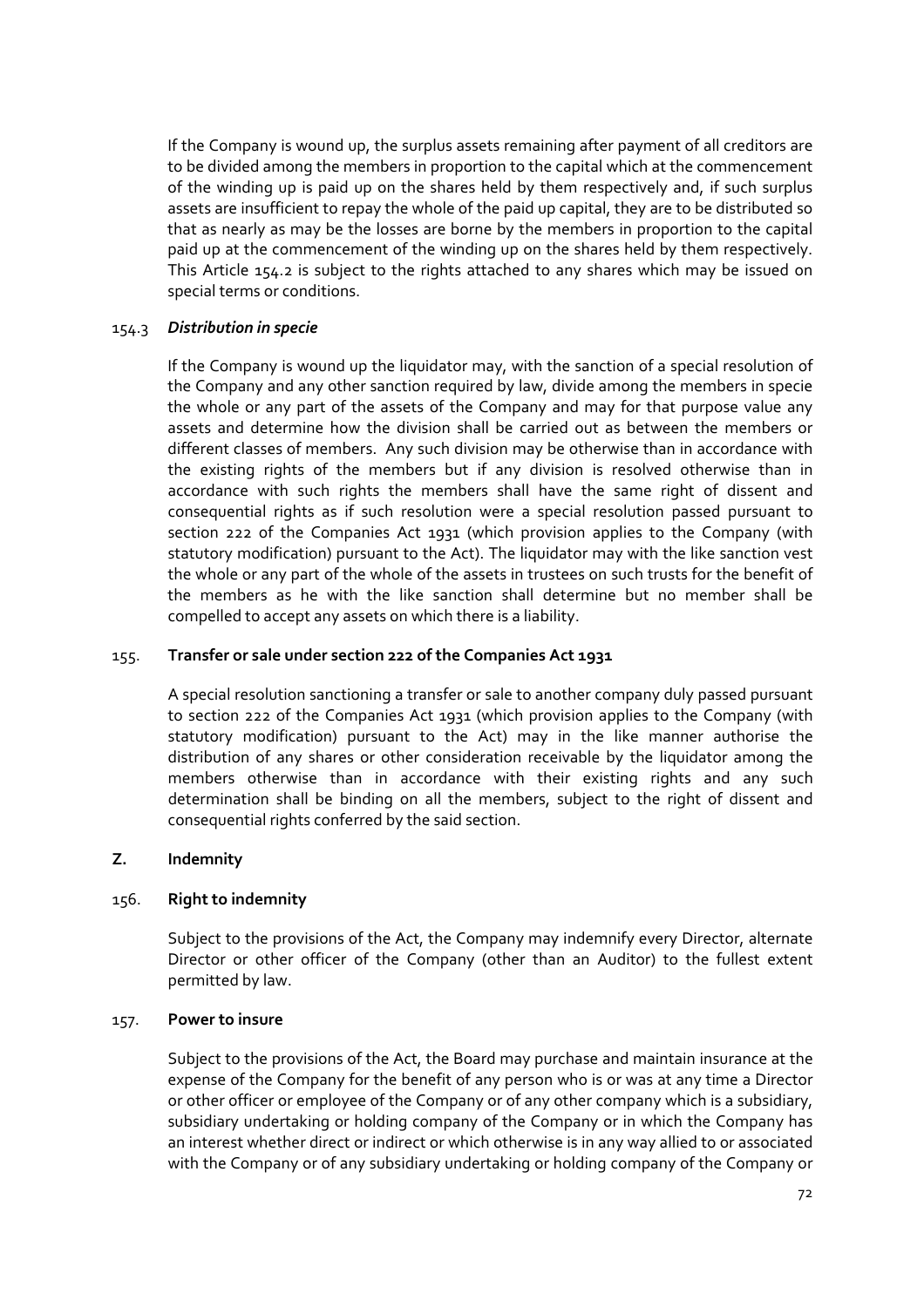If the Company is wound up, the surplus assets remaining after payment of all creditors are to be divided among the members in proportion to the capital which at the commencement of the winding up is paid up on the shares held by them respectively and, if such surplus assets are insufficient to repay the whole of the paid up capital, they are to be distributed so that as nearly as may be the losses are borne by the members in proportion to the capital paid up at the commencement of the winding up on the shares held by them respectively. This Article 154.2 is subject to the rights attached to any shares which may be issued on special terms or conditions.

154.3 ***Distribution in specie***

If the Company is wound up the liquidator may, with the sanction of a special resolution of the Company and any other sanction required by law, divide among the members in specie the whole or any part of the assets of the Company and may for that purpose value any assets and determine how the division shall be carried out as between the members or different classes of members. Any such division may be otherwise than in accordance with the existing rights of the members but if any division is resolved otherwise than in accordance with such rights the members shall have the same right of dissent and consequential rights as if such resolution were a special resolution passed pursuant to section 222 of the Companies Act 1931 (which provision applies to the Company (with statutory modification) pursuant to the Act). The liquidator may with the like sanction vest the whole or any part of the whole of the assets in trustees on such trusts for the benefit of the members as he with the like sanction shall determine but no member shall be compelled to accept any assets on which there is a liability.

155. **Transfer or sale under section 222 of the Companies Act 1931**

A special resolution sanctioning a transfer or sale to another company duly passed pursuant to section 222 of the Companies Act 1931 (which provision applies to the Company (with statutory modification) pursuant to the Act) may in the like manner authorise the distribution of any shares or other consideration receivable by the liquidator among the members otherwise than in accordance with their existing rights and any such determination shall be binding on all the members, subject to the right of dissent and consequential rights conferred by the said section.

**Z. Indemnity**

156. **Right to indemnity**

Subject to the provisions of the Act, the Company may indemnify every Director, alternate Director or other officer of the Company (other than an Auditor) to the fullest extent permitted by law.

157. **Power to insure**

Subject to the provisions of the Act, the Board may purchase and maintain insurance at the expense of the Company for the benefit of any person who is or was at any time a Director or other officer or employee of the Company or of any other company which is a subsidiary, subsidiary undertaking or holding company of the Company or in which the Company has an interest whether direct or indirect or which otherwise is in any way allied to or associated with the Company or of any subsidiary undertaking or holding company of the Company or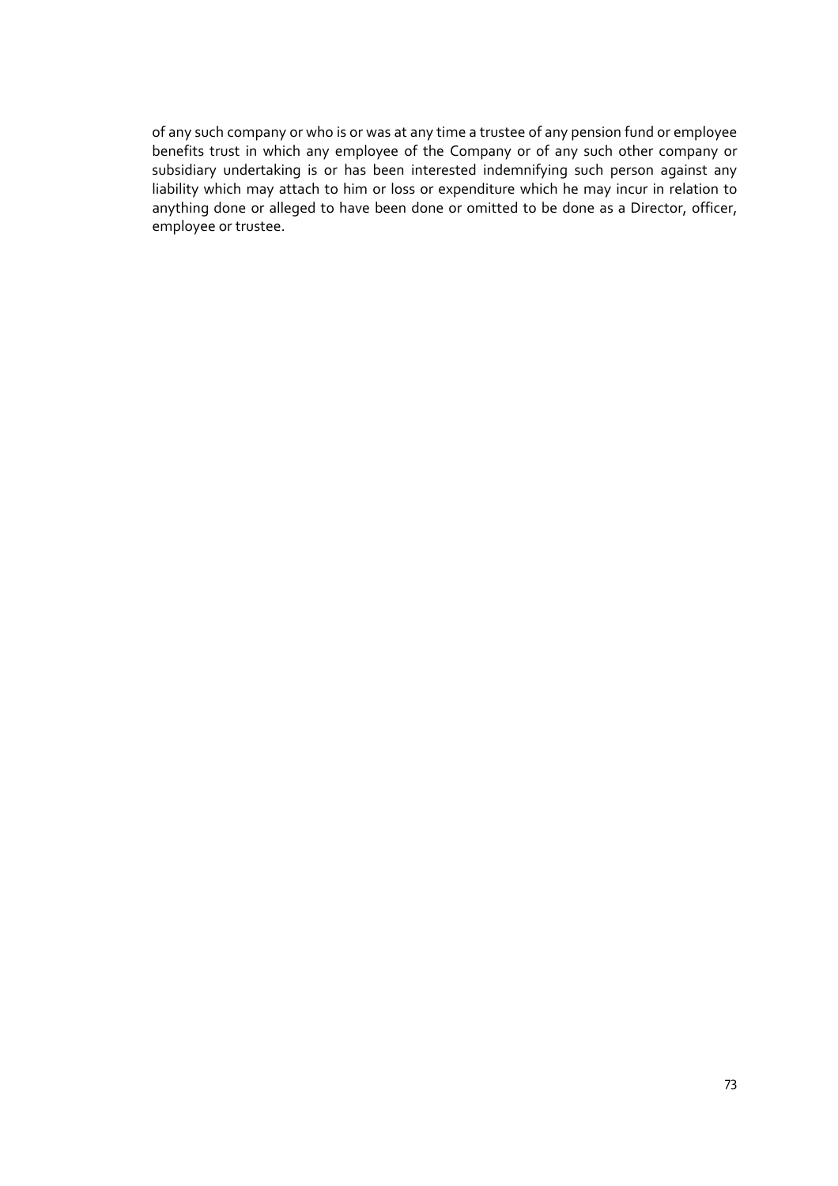of any such company or who is or was at any time a trustee of any pension fund or employee benefits trust in which any employee of the Company or of any such other company or subsidiary undertaking is or has been interested indemnifying such person against any liability which may attach to him or loss or expenditure which he may incur in relation to anything done or alleged to have been done or omitted to be done as a Director, officer, employee or trustee.